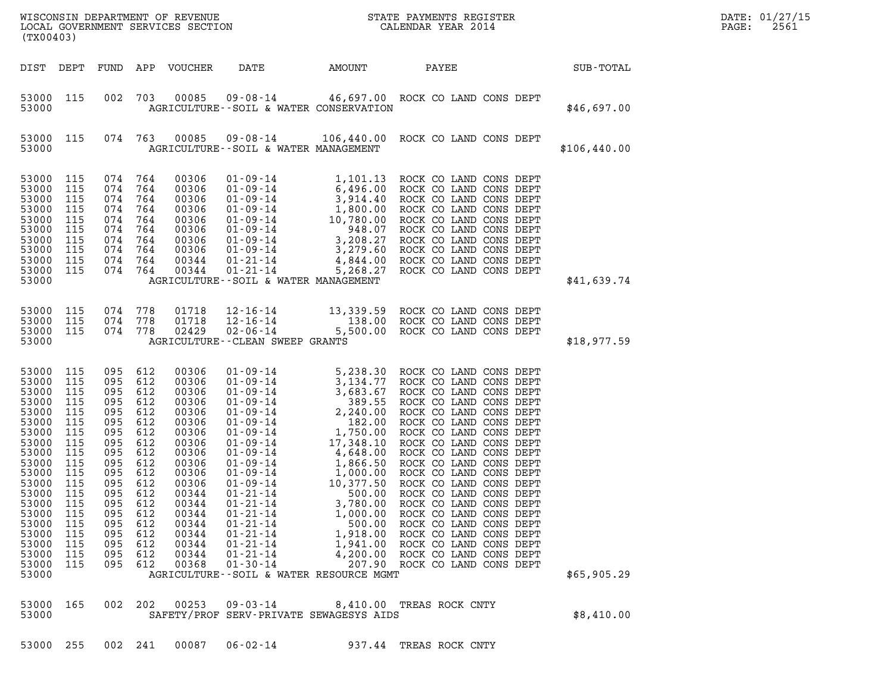WISCONSIN DEPARTMENT OF REVENUE
LOCAL GOVERNMENT SERVICES SECTION
(TX00403)

STATE PAYMENTS REGISTER
CALENDAR YEAR 2014

DATE: 01/27/15

| DIST | DEPT | FUND | APP | VOUCHER | DATE | AMOUNT | PAYEE | SUB-TOTAL |
|---|---|---|---|---|---|---|---|---|
| 53000 | 115 | 002 | 703 | 00085 | 09-08-14 | 46,697.00 | ROCK CO LAND CONS DEPT | |
| 53000 | | | | | AGRICULTURE--SOIL & WATER CONSERVATION | | | $46,697.00 |
| 53000 | 115 | 074 | 763 | 00085 | 09-08-14 | 106,440.00 | ROCK CO LAND CONS DEPT | |
| 53000 | | | | | AGRICULTURE--SOIL & WATER MANAGEMENT | | | $106,440.00 |
| 53000 | 115 | 074 | 764 | 00306 | 01-09-14 | 1,101.13 | ROCK CO LAND CONS DEPT | |
| 53000 | 115 | 074 | 764 | 00306 | 01-09-14 | 6,496.00 | ROCK CO LAND CONS DEPT | |
| 53000 | 115 | 074 | 764 | 00306 | 01-09-14 | 3,914.40 | ROCK CO LAND CONS DEPT | |
| 53000 | 115 | 074 | 764 | 00306 | 01-09-14 | 1,800.00 | ROCK CO LAND CONS DEPT | |
| 53000 | 115 | 074 | 764 | 00306 | 01-09-14 | 10,780.00 | ROCK CO LAND CONS DEPT | |
| 53000 | 115 | 074 | 764 | 00306 | 01-09-14 | 948.07 | ROCK CO LAND CONS DEPT | |
| 53000 | 115 | 074 | 764 | 00306 | 01-09-14 | 3,208.27 | ROCK CO LAND CONS DEPT | |
| 53000 | 115 | 074 | 764 | 00306 | 01-09-14 | 3,279.60 | ROCK CO LAND CONS DEPT | |
| 53000 | 115 | 074 | 764 | 00344 | 01-21-14 | 4,844.00 | ROCK CO LAND CONS DEPT | |
| 53000 | 115 | 074 | 764 | 00344 | 01-21-14 | 5,268.27 | ROCK CO LAND CONS DEPT | |
| 53000 | | | | | AGRICULTURE--SOIL & WATER MANAGEMENT | | | $41,639.74 |
| 53000 | 115 | 074 | 778 | 01718 | 12-16-14 | 13,339.59 | ROCK CO LAND CONS DEPT | |
| 53000 | 115 | 074 | 778 | 01718 | 12-16-14 | 138.00 | ROCK CO LAND CONS DEPT | |
| 53000 | 115 | 074 | 778 | 02429 | 02-06-14 | 5,500.00 | ROCK CO LAND CONS DEPT | |
| 53000 | | | | | AGRICULTURE--CLEAN SWEEP GRANTS | | | $18,977.59 |
| 53000 | 115 | 095 | 612 | 00306 | 01-09-14 | 5,238.30 | ROCK CO LAND CONS DEPT | |
| 53000 | 115 | 095 | 612 | 00306 | 01-09-14 | 3,134.77 | ROCK CO LAND CONS DEPT | |
| 53000 | 115 | 095 | 612 | 00306 | 01-09-14 | 3,683.67 | ROCK CO LAND CONS DEPT | |
| 53000 | 115 | 095 | 612 | 00306 | 01-09-14 | 389.55 | ROCK CO LAND CONS DEPT | |
| 53000 | 115 | 095 | 612 | 00306 | 01-09-14 | 2,240.00 | ROCK CO LAND CONS DEPT | |
| 53000 | 115 | 095 | 612 | 00306 | 01-09-14 | 182.00 | ROCK CO LAND CONS DEPT | |
| 53000 | 115 | 095 | 612 | 00306 | 01-09-14 | 1,750.00 | ROCK CO LAND CONS DEPT | |
| 53000 | 115 | 095 | 612 | 00306 | 01-09-14 | 17,348.10 | ROCK CO LAND CONS DEPT | |
| 53000 | 115 | 095 | 612 | 00306 | 01-09-14 | 4,648.00 | ROCK CO LAND CONS DEPT | |
| 53000 | 115 | 095 | 612 | 00306 | 01-09-14 | 1,866.50 | ROCK CO LAND CONS DEPT | |
| 53000 | 115 | 095 | 612 | 00306 | 01-09-14 | 1,000.00 | ROCK CO LAND CONS DEPT | |
| 53000 | 115 | 095 | 612 | 00306 | 01-09-14 | 10,377.50 | ROCK CO LAND CONS DEPT | |
| 53000 | 115 | 095 | 612 | 00344 | 01-21-14 | 500.00 | ROCK CO LAND CONS DEPT | |
| 53000 | 115 | 095 | 612 | 00344 | 01-21-14 | 3,780.00 | ROCK CO LAND CONS DEPT | |
| 53000 | 115 | 095 | 612 | 00344 | 01-21-14 | 1,000.00 | ROCK CO LAND CONS DEPT | |
| 53000 | 115 | 095 | 612 | 00344 | 01-21-14 | 500.00 | ROCK CO LAND CONS DEPT | |
| 53000 | 115 | 095 | 612 | 00344 | 01-21-14 | 1,918.00 | ROCK CO LAND CONS DEPT | |
| 53000 | 115 | 095 | 612 | 00344 | 01-21-14 | 1,941.00 | ROCK CO LAND CONS DEPT | |
| 53000 | 115 | 095 | 612 | 00344 | 01-21-14 | 4,200.00 | ROCK CO LAND CONS DEPT | |
| 53000 | 115 | 095 | 612 | 00368 | 01-30-14 | 207.90 | ROCK CO LAND CONS DEPT | |
| 53000 | | | | | AGRICULTURE--SOIL & WATER RESOURCE MGMT | | | $65,905.29 |
| 53000 | 165 | 002 | 202 | 00253 | 09-03-14 | 8,410.00 | TREAS ROCK CNTY | |
| 53000 | | | | | SAFETY/PROF SERV-PRIVATE SEWAGESYS AIDS | | | $8,410.00 |
| 53000 | 255 | 002 | 241 | 00087 | 06-02-14 | 937.44 | TREAS ROCK CNTY | |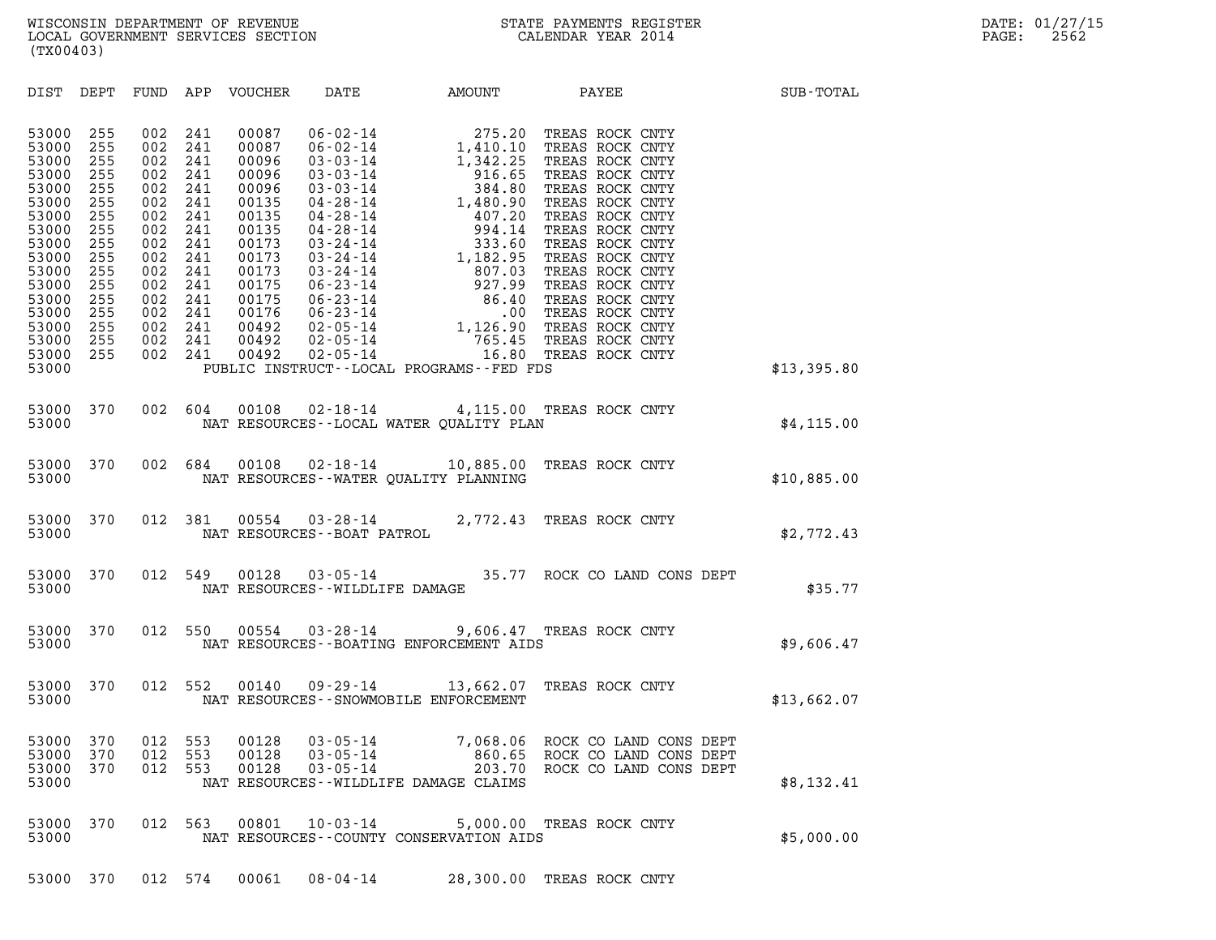WISCONSIN DEPARTMENT OF REVENUE
LOCAL GOVERNMENT SERVICES SECTION
(TX00403)

STATE PAYMENTS REGISTER
CALENDAR YEAR 2014

DATE: 01/27/15

| DIST | DEPT | FUND | APP | VOUCHER | DATE | AMOUNT | PAYEE | SUB-TOTAL |
|---|---|---|---|---|---|---|---|---|
| 53000 | 255 | 002 | 241 | 00087 | 06-02-14 | 275.20 | TREAS ROCK CNTY | |
| 53000 | 255 | 002 | 241 | 00087 | 06-02-14 | 1,410.10 | TREAS ROCK CNTY | |
| 53000 | 255 | 002 | 241 | 00096 | 03-03-14 | 1,342.25 | TREAS ROCK CNTY | |
| 53000 | 255 | 002 | 241 | 00096 | 03-03-14 | 916.65 | TREAS ROCK CNTY | |
| 53000 | 255 | 002 | 241 | 00096 | 03-03-14 | 384.80 | TREAS ROCK CNTY | |
| 53000 | 255 | 002 | 241 | 00135 | 04-28-14 | 1,480.90 | TREAS ROCK CNTY | |
| 53000 | 255 | 002 | 241 | 00135 | 04-28-14 | 407.20 | TREAS ROCK CNTY | |
| 53000 | 255 | 002 | 241 | 00135 | 04-28-14 | 994.14 | TREAS ROCK CNTY | |
| 53000 | 255 | 002 | 241 | 00173 | 03-24-14 | 333.60 | TREAS ROCK CNTY | |
| 53000 | 255 | 002 | 241 | 00173 | 03-24-14 | 1,182.95 | TREAS ROCK CNTY | |
| 53000 | 255 | 002 | 241 | 00173 | 03-24-14 | 807.03 | TREAS ROCK CNTY | |
| 53000 | 255 | 002 | 241 | 00175 | 06-23-14 | 927.99 | TREAS ROCK CNTY | |
| 53000 | 255 | 002 | 241 | 00175 | 06-23-14 | 86.40 | TREAS ROCK CNTY | |
| 53000 | 255 | 002 | 241 | 00176 | 06-23-14 | .00 | TREAS ROCK CNTY | |
| 53000 | 255 | 002 | 241 | 00492 | 02-05-14 | 1,126.90 | TREAS ROCK CNTY | |
| 53000 | 255 | 002 | 241 | 00492 | 02-05-14 | 765.45 | TREAS ROCK CNTY | |
| 53000 | 255 | 002 | 241 | 00492 | 02-05-14 | 16.80 | TREAS ROCK CNTY | |
| 53000 | | | | | PUBLIC INSTRUCT--LOCAL PROGRAMS--FED FDS | | | $13,395.80 |
| 53000 | 370 | 002 | 604 | 00108 | 02-18-14 | 4,115.00 | TREAS ROCK CNTY | |
| 53000 | | | | | NAT RESOURCES--LOCAL WATER QUALITY PLAN | | | $4,115.00 |
| 53000 | 370 | 002 | 684 | 00108 | 02-18-14 | 10,885.00 | TREAS ROCK CNTY | |
| 53000 | | | | | NAT RESOURCES--WATER QUALITY PLANNING | | | $10,885.00 |
| 53000 | 370 | 012 | 381 | 00554 | 03-28-14 | 2,772.43 | TREAS ROCK CNTY | |
| 53000 | | | | | NAT RESOURCES--BOAT PATROL | | | $2,772.43 |
| 53000 | 370 | 012 | 549 | 00128 | 03-05-14 | 35.77 | ROCK CO LAND CONS DEPT | |
| 53000 | | | | | NAT RESOURCES--WILDLIFE DAMAGE | | | $35.77 |
| 53000 | 370 | 012 | 550 | 00554 | 03-28-14 | 9,606.47 | TREAS ROCK CNTY | |
| 53000 | | | | | NAT RESOURCES--BOATING ENFORCEMENT AIDS | | | $9,606.47 |
| 53000 | 370 | 012 | 552 | 00140 | 09-29-14 | 13,662.07 | TREAS ROCK CNTY | |
| 53000 | | | | | NAT RESOURCES--SNOWMOBILE ENFORCEMENT | | | $13,662.07 |
| 53000 | 370 | 012 | 553 | 00128 | 03-05-14 | 7,068.06 | ROCK CO LAND CONS DEPT | |
| 53000 | 370 | 012 | 553 | 00128 | 03-05-14 | 860.65 | ROCK CO LAND CONS DEPT | |
| 53000 | 370 | 012 | 553 | 00128 | 03-05-14 | 203.70 | ROCK CO LAND CONS DEPT | |
| 53000 | | | | | NAT RESOURCES--WILDLIFE DAMAGE CLAIMS | | | $8,132.41 |
| 53000 | 370 | 012 | 563 | 00801 | 10-03-14 | 5,000.00 | TREAS ROCK CNTY | |
| 53000 | | | | | NAT RESOURCES--COUNTY CONSERVATION AIDS | | | $5,000.00 |
| 53000 | 370 | 012 | 574 | 00061 | 08-04-14 | 28,300.00 | TREAS ROCK CNTY | |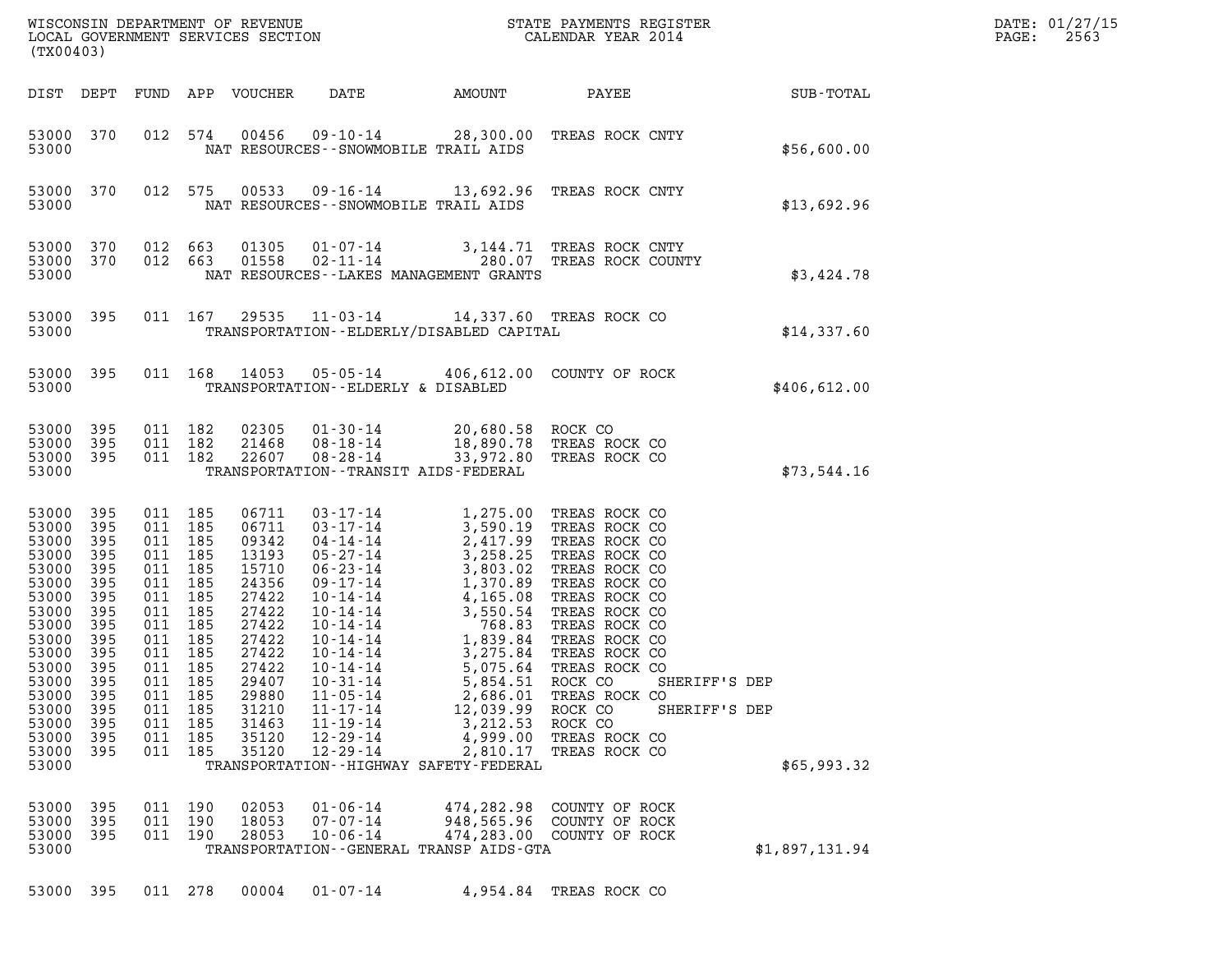| DIST | DEPT | FUND | APP | VOUCHER | DATE | AMOUNT | PAYEE | SUB-TOTAL |
|---|---|---|---|---|---|---|---|---|
| 53000 | 370 | 012 | 574 | 00456 | 09-10-14 | 28,300.00 | TREAS ROCK CNTY | |
| 53000 | | | | | NAT RESOURCES--SNOWMOBILE TRAIL AIDS | | | $56,600.00 |
| 53000 | 370 | 012 | 575 | 00533 | 09-16-14 | 13,692.96 | TREAS ROCK CNTY | |
| 53000 | | | | | NAT RESOURCES--SNOWMOBILE TRAIL AIDS | | | $13,692.96 |
| 53000 | 370 | 012 | 663 | 01305 | 01-07-14 | 3,144.71 | TREAS ROCK CNTY | |
| 53000 | 370 | 012 | 663 | 01558 | 02-11-14 | 280.07 | TREAS ROCK COUNTY | |
| 53000 | | | | | NAT RESOURCES--LAKES MANAGEMENT GRANTS | | | $3,424.78 |
| 53000 | 395 | 011 | 167 | 29535 | 11-03-14 | 14,337.60 | TREAS ROCK CO | |
| 53000 | | | | | TRANSPORTATION--ELDERLY/DISABLED CAPITAL | | | $14,337.60 |
| 53000 | 395 | 011 | 168 | 14053 | 05-05-14 | 406,612.00 | COUNTY OF ROCK | |
| 53000 | | | | | TRANSPORTATION--ELDERLY & DISABLED | | | $406,612.00 |
| 53000 | 395 | 011 | 182 | 02305 | 01-30-14 | 20,680.58 | ROCK CO | |
| 53000 | 395 | 011 | 182 | 21468 | 08-18-14 | 18,890.78 | TREAS ROCK CO | |
| 53000 | 395 | 011 | 182 | 22607 | 08-28-14 | 33,972.80 | TREAS ROCK CO | |
| 53000 | | | | | TRANSPORTATION--TRANSIT AIDS-FEDERAL | | | $73,544.16 |
| 53000 | 395 | 011 | 185 | 06711 | 03-17-14 | 1,275.00 | TREAS ROCK CO | |
| 53000 | 395 | 011 | 185 | 06711 | 03-17-14 | 3,590.19 | TREAS ROCK CO | |
| 53000 | 395 | 011 | 185 | 09342 | 04-14-14 | 2,417.99 | TREAS ROCK CO | |
| 53000 | 395 | 011 | 185 | 13193 | 05-27-14 | 3,258.25 | TREAS ROCK CO | |
| 53000 | 395 | 011 | 185 | 15710 | 06-23-14 | 3,803.02 | TREAS ROCK CO | |
| 53000 | 395 | 011 | 185 | 24356 | 09-17-14 | 1,370.89 | TREAS ROCK CO | |
| 53000 | 395 | 011 | 185 | 27422 | 10-14-14 | 4,165.08 | TREAS ROCK CO | |
| 53000 | 395 | 011 | 185 | 27422 | 10-14-14 | 3,550.54 | TREAS ROCK CO | |
| 53000 | 395 | 011 | 185 | 27422 | 10-14-14 | 768.83 | TREAS ROCK CO | |
| 53000 | 395 | 011 | 185 | 27422 | 10-14-14 | 1,839.84 | TREAS ROCK CO | |
| 53000 | 395 | 011 | 185 | 27422 | 10-14-14 | 3,275.84 | TREAS ROCK CO | |
| 53000 | 395 | 011 | 185 | 27422 | 10-14-14 | 5,075.64 | TREAS ROCK CO | |
| 53000 | 395 | 011 | 185 | 29407 | 10-31-14 | 5,854.51 | ROCK CO SHERIFF'S DEP | |
| 53000 | 395 | 011 | 185 | 29880 | 11-05-14 | 2,686.01 | TREAS ROCK CO | |
| 53000 | 395 | 011 | 185 | 31210 | 11-17-14 | 12,039.99 | ROCK CO SHERIFF'S DEP | |
| 53000 | 395 | 011 | 185 | 31463 | 11-19-14 | 3,212.53 | ROCK CO | |
| 53000 | 395 | 011 | 185 | 35120 | 12-29-14 | 4,999.00 | TREAS ROCK CO | |
| 53000 | 395 | 011 | 185 | 35120 | 12-29-14 | 2,810.17 | TREAS ROCK CO | |
| 53000 | | | | | TRANSPORTATION--HIGHWAY SAFETY-FEDERAL | | | $65,993.32 |
| 53000 | 395 | 011 | 190 | 02053 | 01-06-14 | 474,282.98 | COUNTY OF ROCK | |
| 53000 | 395 | 011 | 190 | 18053 | 07-07-14 | 948,565.96 | COUNTY OF ROCK | |
| 53000 | 395 | 011 | 190 | 28053 | 10-06-14 | 474,283.00 | COUNTY OF ROCK | |
| 53000 | | | | | TRANSPORTATION--GENERAL TRANSP AIDS-GTA | | | $1,897,131.94 |
| 53000 | 395 | 011 | 278 | 00004 | 01-07-14 | 4,954.84 | TREAS ROCK CO | |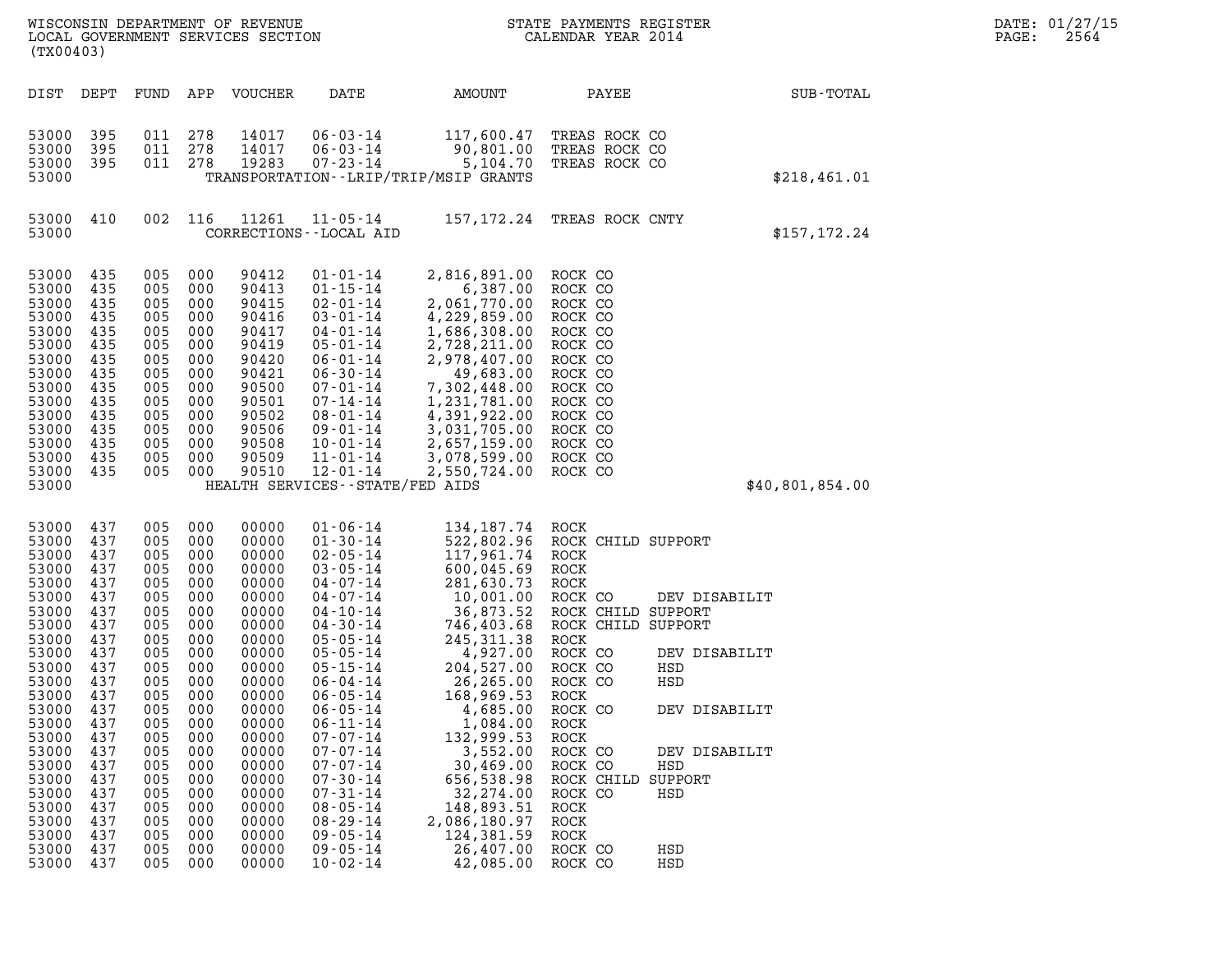WISCONSIN DEPARTMENT OF REVENUE
LOCAL GOVERNMENT SERVICES SECTION
(TX00403)

STATE PAYMENTS REGISTER
CALENDAR YEAR 2014

DATE: 01/27/15

| DIST | DEPT | FUND | APP | VOUCHER | DATE | AMOUNT | PAYEE | SUB-TOTAL |
|---|---|---|---|---|---|---|---|---|
| 53000 | 395 | 011 | 278 | 14017 | 06-03-14 | 117,600.47 | TREAS ROCK CO | |
| 53000 | 395 | 011 | 278 | 14017 | 06-03-14 | 90,801.00 | TREAS ROCK CO | |
| 53000 | 395 | 011 | 278 | 19283 | 07-23-14 | 5,104.70 | TREAS ROCK CO | |
| 53000 | | | | | TRANSPORTATION--LRIP/TRIP/MSIP GRANTS | | | $218,461.01 |
| 53000 | 410 | 002 | 116 | 11261 | 11-05-14 | 157,172.24 | TREAS ROCK CNTY | |
| 53000 | | | | | CORRECTIONS--LOCAL AID | | | $157,172.24 |
| 53000 | 435 | 005 | 000 | 90412 | 01-01-14 | 2,816,891.00 | ROCK CO | |
| 53000 | 435 | 005 | 000 | 90413 | 01-15-14 | 6,387.00 | ROCK CO | |
| 53000 | 435 | 005 | 000 | 90415 | 02-01-14 | 2,061,770.00 | ROCK CO | |
| 53000 | 435 | 005 | 000 | 90416 | 03-01-14 | 4,229,859.00 | ROCK CO | |
| 53000 | 435 | 005 | 000 | 90417 | 04-01-14 | 1,686,308.00 | ROCK CO | |
| 53000 | 435 | 005 | 000 | 90419 | 05-01-14 | 2,728,211.00 | ROCK CO | |
| 53000 | 435 | 005 | 000 | 90420 | 06-01-14 | 2,978,407.00 | ROCK CO | |
| 53000 | 435 | 005 | 000 | 90421 | 06-30-14 | 49,683.00 | ROCK CO | |
| 53000 | 435 | 005 | 000 | 90500 | 07-01-14 | 7,302,448.00 | ROCK CO | |
| 53000 | 435 | 005 | 000 | 90501 | 07-14-14 | 1,231,781.00 | ROCK CO | |
| 53000 | 435 | 005 | 000 | 90502 | 08-01-14 | 4,391,922.00 | ROCK CO | |
| 53000 | 435 | 005 | 000 | 90506 | 09-01-14 | 3,031,705.00 | ROCK CO | |
| 53000 | 435 | 005 | 000 | 90508 | 10-01-14 | 2,657,159.00 | ROCK CO | |
| 53000 | 435 | 005 | 000 | 90509 | 11-01-14 | 3,078,599.00 | ROCK CO | |
| 53000 | 435 | 005 | 000 | 90510 | 12-01-14 | 2,550,724.00 | ROCK CO | |
| 53000 | | | | | HEALTH SERVICES--STATE/FED AIDS | | | $40,801,854.00 |
| 53000 | 437 | 005 | 000 | 00000 | 01-06-14 | 134,187.74 | ROCK | |
| 53000 | 437 | 005 | 000 | 00000 | 01-30-14 | 522,802.96 | ROCK CHILD SUPPORT | |
| 53000 | 437 | 005 | 000 | 00000 | 02-05-14 | 117,961.74 | ROCK | |
| 53000 | 437 | 005 | 000 | 00000 | 03-05-14 | 600,045.69 | ROCK | |
| 53000 | 437 | 005 | 000 | 00000 | 04-07-14 | 281,630.73 | ROCK | |
| 53000 | 437 | 005 | 000 | 00000 | 04-07-14 | 10,001.00 | ROCK CO DEV DISABILIT | |
| 53000 | 437 | 005 | 000 | 00000 | 04-10-14 | 36,873.52 | ROCK CHILD SUPPORT | |
| 53000 | 437 | 005 | 000 | 00000 | 04-30-14 | 746,403.68 | ROCK CHILD SUPPORT | |
| 53000 | 437 | 005 | 000 | 00000 | 05-05-14 | 245,311.38 | ROCK | |
| 53000 | 437 | 005 | 000 | 00000 | 05-05-14 | 4,927.00 | ROCK CO DEV DISABILIT | |
| 53000 | 437 | 005 | 000 | 00000 | 05-15-14 | 204,527.00 | ROCK CO HSD | |
| 53000 | 437 | 005 | 000 | 00000 | 06-04-14 | 26,265.00 | ROCK CO HSD | |
| 53000 | 437 | 005 | 000 | 00000 | 06-05-14 | 168,969.53 | ROCK | |
| 53000 | 437 | 005 | 000 | 00000 | 06-05-14 | 4,685.00 | ROCK CO DEV DISABILIT | |
| 53000 | 437 | 005 | 000 | 00000 | 06-11-14 | 1,084.00 | ROCK | |
| 53000 | 437 | 005 | 000 | 00000 | 07-07-14 | 132,999.53 | ROCK | |
| 53000 | 437 | 005 | 000 | 00000 | 07-07-14 | 3,552.00 | ROCK CO DEV DISABILIT | |
| 53000 | 437 | 005 | 000 | 00000 | 07-07-14 | 30,469.00 | ROCK CO HSD | |
| 53000 | 437 | 005 | 000 | 00000 | 07-30-14 | 656,538.98 | ROCK CHILD SUPPORT | |
| 53000 | 437 | 005 | 000 | 00000 | 07-31-14 | 32,274.00 | ROCK CO HSD | |
| 53000 | 437 | 005 | 000 | 00000 | 08-05-14 | 148,893.51 | ROCK | |
| 53000 | 437 | 005 | 000 | 00000 | 08-29-14 | 2,086,180.97 | ROCK | |
| 53000 | 437 | 005 | 000 | 00000 | 09-05-14 | 124,381.59 | ROCK | |
| 53000 | 437 | 005 | 000 | 00000 | 09-05-14 | 26,407.00 | ROCK CO HSD | |
| 53000 | 437 | 005 | 000 | 00000 | 10-02-14 | 42,085.00 | ROCK CO HSD | |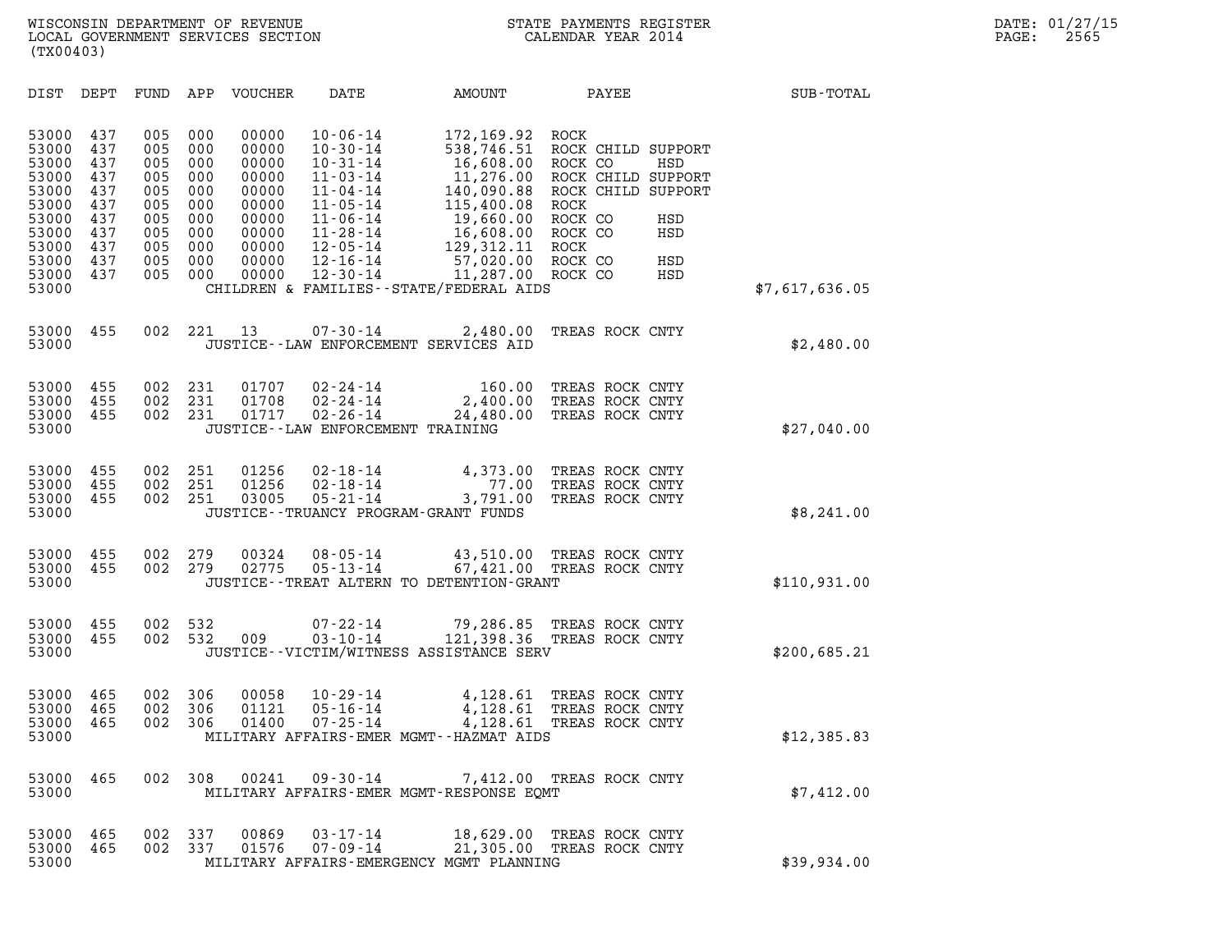WISCONSIN DEPARTMENT OF REVENUE
LOCAL GOVERNMENT SERVICES SECTION
(TX00403)

STATE PAYMENTS REGISTER
CALENDAR YEAR 2014

DATE: 01/27/15
PAGE: 2565

| DIST | DEPT | FUND | APP | VOUCHER | DATE | AMOUNT | PAYEE | SUB-TOTAL |
|---|---|---|---|---|---|---|---|---|
| 53000 | 437 | 005 | 000 | 00000 | 10-06-14 | 172,169.92 | ROCK | |
| 53000 | 437 | 005 | 000 | 00000 | 10-30-14 | 538,746.51 | ROCK CHILD SUPPORT | |
| 53000 | 437 | 005 | 000 | 00000 | 10-31-14 | 16,608.00 | ROCK CO HSD | |
| 53000 | 437 | 005 | 000 | 00000 | 11-03-14 | 11,276.00 | ROCK CHILD SUPPORT | |
| 53000 | 437 | 005 | 000 | 00000 | 11-04-14 | 140,090.88 | ROCK CHILD SUPPORT | |
| 53000 | 437 | 005 | 000 | 00000 | 11-05-14 | 115,400.08 | ROCK | |
| 53000 | 437 | 005 | 000 | 00000 | 11-06-14 | 19,660.00 | ROCK CO HSD | |
| 53000 | 437 | 005 | 000 | 00000 | 11-28-14 | 16,608.00 | ROCK CO HSD | |
| 53000 | 437 | 005 | 000 | 00000 | 12-05-14 | 129,312.11 | ROCK | |
| 53000 | 437 | 005 | 000 | 00000 | 12-16-14 | 57,020.00 | ROCK CO HSD | |
| 53000 | 437 | 005 | 000 | 00000 | 12-30-14 | 11,287.00 | ROCK CO HSD | |
| 53000 | | | | | | CHILDREN & FAMILIES--STATE/FEDERAL AIDS | | $7,617,636.05 |
| 53000 | 455 | 002 | 221 | 13 | 07-30-14 | 2,480.00 | TREAS ROCK CNTY | |
| 53000 | | | | | | JUSTICE--LAW ENFORCEMENT SERVICES AID | | $2,480.00 |
| 53000 | 455 | 002 | 231 | 01707 | 02-24-14 | 160.00 | TREAS ROCK CNTY | |
| 53000 | 455 | 002 | 231 | 01708 | 02-24-14 | 2,400.00 | TREAS ROCK CNTY | |
| 53000 | 455 | 002 | 231 | 01717 | 02-26-14 | 24,480.00 | TREAS ROCK CNTY | |
| 53000 | | | | | | JUSTICE--LAW ENFORCEMENT TRAINING | | $27,040.00 |
| 53000 | 455 | 002 | 251 | 01256 | 02-18-14 | 4,373.00 | TREAS ROCK CNTY | |
| 53000 | 455 | 002 | 251 | 01256 | 02-18-14 | 77.00 | TREAS ROCK CNTY | |
| 53000 | 455 | 002 | 251 | 03005 | 05-21-14 | 3,791.00 | TREAS ROCK CNTY | |
| 53000 | | | | | | JUSTICE--TRUANCY PROGRAM-GRANT FUNDS | | $8,241.00 |
| 53000 | 455 | 002 | 279 | 00324 | 08-05-14 | 43,510.00 | TREAS ROCK CNTY | |
| 53000 | 455 | 002 | 279 | 02775 | 05-13-14 | 67,421.00 | TREAS ROCK CNTY | |
| 53000 | | | | | | JUSTICE--TREAT ALTERN TO DETENTION-GRANT | | $110,931.00 |
| 53000 | 455 | 002 | 532 | | 07-22-14 | 79,286.85 | TREAS ROCK CNTY | |
| 53000 | 455 | 002 | 532 | 009 | 03-10-14 | 121,398.36 | TREAS ROCK CNTY | |
| 53000 | | | | | | JUSTICE--VICTIM/WITNESS ASSISTANCE SERV | | $200,685.21 |
| 53000 | 465 | 002 | 306 | 00058 | 10-29-14 | 4,128.61 | TREAS ROCK CNTY | |
| 53000 | 465 | 002 | 306 | 01121 | 05-16-14 | 4,128.61 | TREAS ROCK CNTY | |
| 53000 | 465 | 002 | 306 | 01400 | 07-25-14 | 4,128.61 | TREAS ROCK CNTY | |
| 53000 | | | | | | MILITARY AFFAIRS-EMER MGMT--HAZMAT AIDS | | $12,385.83 |
| 53000 | 465 | 002 | 308 | 00241 | 09-30-14 | 7,412.00 | TREAS ROCK CNTY | |
| 53000 | | | | | | MILITARY AFFAIRS-EMER MGMT-RESPONSE EQMT | | $7,412.00 |
| 53000 | 465 | 002 | 337 | 00869 | 03-17-14 | 18,629.00 | TREAS ROCK CNTY | |
| 53000 | 465 | 002 | 337 | 01576 | 07-09-14 | 21,305.00 | TREAS ROCK CNTY | |
| 53000 | | | | | | MILITARY AFFAIRS-EMERGENCY MGMT PLANNING | | $39,934.00 |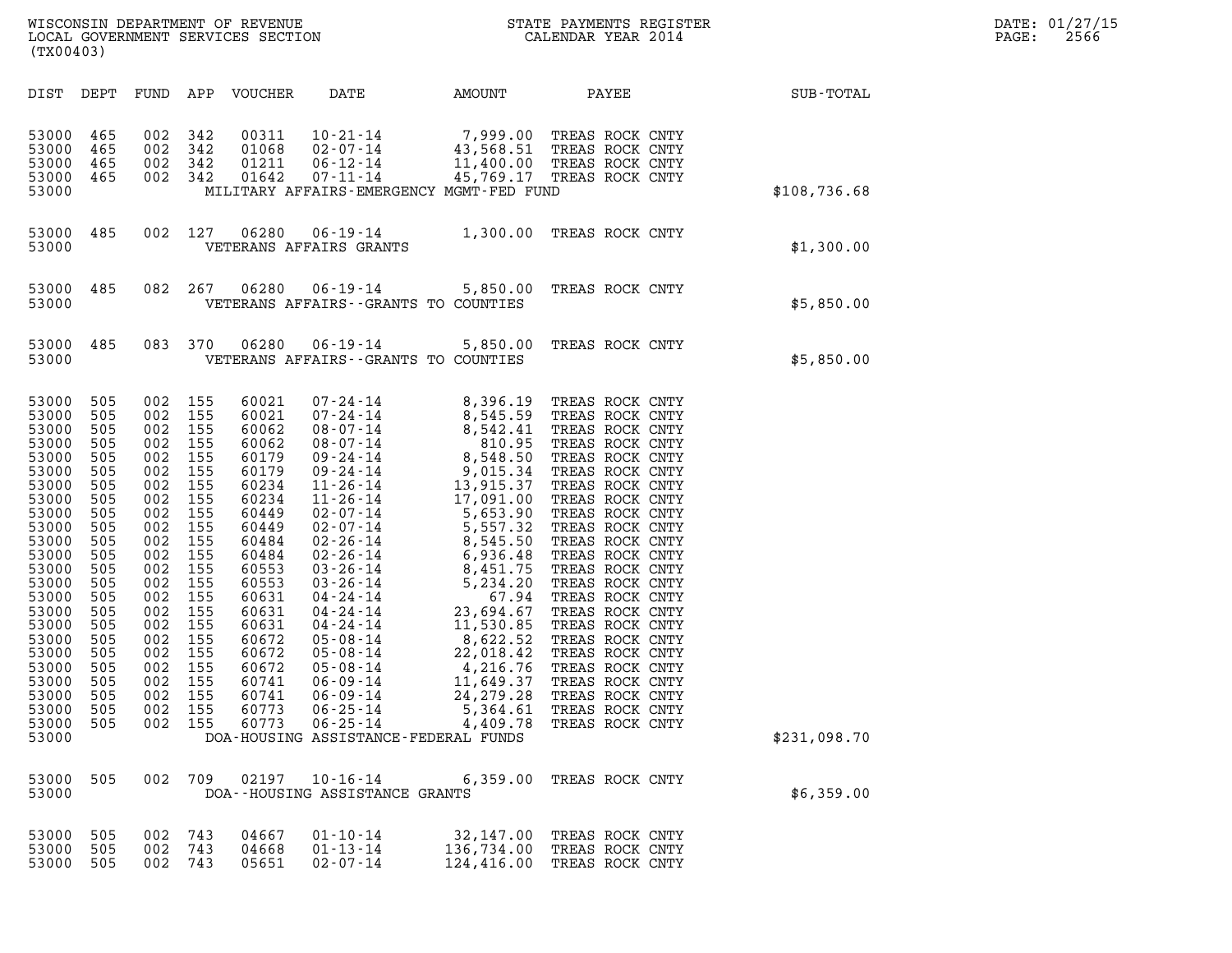| DIST | DEPT | FUND | APP | VOUCHER | DATE | AMOUNT | PAYEE | SUB-TOTAL |
|---|---|---|---|---|---|---|---|---|
| 53000 | 465 | 002 | 342 | 00311 | 10-21-14 | 7,999.00 | TREAS ROCK CNTY | |
| 53000 | 465 | 002 | 342 | 01068 | 02-07-14 | 43,568.51 | TREAS ROCK CNTY | |
| 53000 | 465 | 002 | 342 | 01211 | 06-12-14 | 11,400.00 | TREAS ROCK CNTY | |
| 53000 | 465 | 002 | 342 | 01642 | 07-11-14 | 45,769.17 | TREAS ROCK CNTY | |
| 53000 | | | | | MILITARY AFFAIRS-EMERGENCY MGMT-FED FUND | | | $108,736.68 |
| 53000 | 485 | 002 | 127 | 06280 | 06-19-14 | 1,300.00 | TREAS ROCK CNTY | |
| 53000 | | | | | VETERANS AFFAIRS GRANTS | | | $1,300.00 |
| 53000 | 485 | 082 | 267 | 06280 | 06-19-14 | 5,850.00 | TREAS ROCK CNTY | |
| 53000 | | | | | VETERANS AFFAIRS--GRANTS TO COUNTIES | | | $5,850.00 |
| 53000 | 485 | 083 | 370 | 06280 | 06-19-14 | 5,850.00 | TREAS ROCK CNTY | |
| 53000 | | | | | VETERANS AFFAIRS--GRANTS TO COUNTIES | | | $5,850.00 |
| 53000 | 505 | 002 | 155 | 60021 | 07-24-14 | 8,396.19 | TREAS ROCK CNTY | |
| 53000 | 505 | 002 | 155 | 60021 | 07-24-14 | 8,545.59 | TREAS ROCK CNTY | |
| 53000 | 505 | 002 | 155 | 60062 | 08-07-14 | 8,542.41 | TREAS ROCK CNTY | |
| 53000 | 505 | 002 | 155 | 60062 | 08-07-14 | 810.95 | TREAS ROCK CNTY | |
| 53000 | 505 | 002 | 155 | 60179 | 09-24-14 | 8,548.50 | TREAS ROCK CNTY | |
| 53000 | 505 | 002 | 155 | 60179 | 09-24-14 | 9,015.34 | TREAS ROCK CNTY | |
| 53000 | 505 | 002 | 155 | 60234 | 11-26-14 | 13,915.37 | TREAS ROCK CNTY | |
| 53000 | 505 | 002 | 155 | 60234 | 11-26-14 | 17,091.00 | TREAS ROCK CNTY | |
| 53000 | 505 | 002 | 155 | 60449 | 02-07-14 | 5,653.90 | TREAS ROCK CNTY | |
| 53000 | 505 | 002 | 155 | 60449 | 02-07-14 | 5,557.32 | TREAS ROCK CNTY | |
| 53000 | 505 | 002 | 155 | 60484 | 02-26-14 | 8,545.50 | TREAS ROCK CNTY | |
| 53000 | 505 | 002 | 155 | 60484 | 02-26-14 | 6,936.48 | TREAS ROCK CNTY | |
| 53000 | 505 | 002 | 155 | 60553 | 03-26-14 | 8,451.75 | TREAS ROCK CNTY | |
| 53000 | 505 | 002 | 155 | 60553 | 03-26-14 | 5,234.20 | TREAS ROCK CNTY | |
| 53000 | 505 | 002 | 155 | 60631 | 04-24-14 | 67.94 | TREAS ROCK CNTY | |
| 53000 | 505 | 002 | 155 | 60631 | 04-24-14 | 23,694.67 | TREAS ROCK CNTY | |
| 53000 | 505 | 002 | 155 | 60631 | 04-24-14 | 11,530.85 | TREAS ROCK CNTY | |
| 53000 | 505 | 002 | 155 | 60672 | 05-08-14 | 8,622.52 | TREAS ROCK CNTY | |
| 53000 | 505 | 002 | 155 | 60672 | 05-08-14 | 22,018.42 | TREAS ROCK CNTY | |
| 53000 | 505 | 002 | 155 | 60672 | 05-08-14 | 4,216.76 | TREAS ROCK CNTY | |
| 53000 | 505 | 002 | 155 | 60741 | 06-09-14 | 11,649.37 | TREAS ROCK CNTY | |
| 53000 | 505 | 002 | 155 | 60741 | 06-09-14 | 24,279.28 | TREAS ROCK CNTY | |
| 53000 | 505 | 002 | 155 | 60773 | 06-25-14 | 5,364.61 | TREAS ROCK CNTY | |
| 53000 | 505 | 002 | 155 | 60773 | 06-25-14 | 4,409.78 | TREAS ROCK CNTY | |
| 53000 | | | | | DOA-HOUSING ASSISTANCE-FEDERAL FUNDS | | | $231,098.70 |
| 53000 | 505 | 002 | 709 | 02197 | 10-16-14 | 6,359.00 | TREAS ROCK CNTY | |
| 53000 | | | | | DOA--HOUSING ASSISTANCE GRANTS | | | $6,359.00 |
| 53000 | 505 | 002 | 743 | 04667 | 01-10-14 | 32,147.00 | TREAS ROCK CNTY | |
| 53000 | 505 | 002 | 743 | 04668 | 01-13-14 | 136,734.00 | TREAS ROCK CNTY | |
| 53000 | 505 | 002 | 743 | 05651 | 02-07-14 | 124,416.00 | TREAS ROCK CNTY | |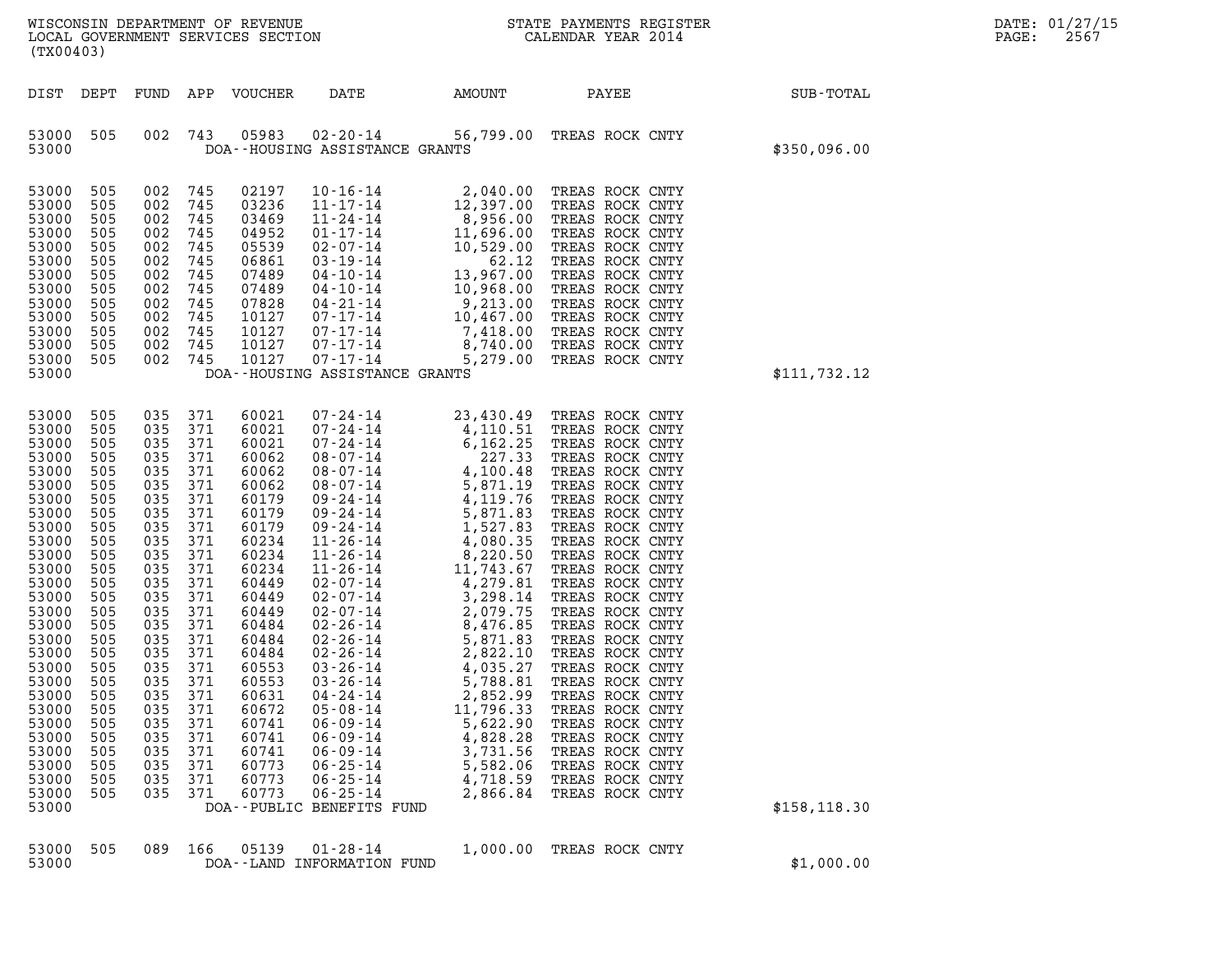WISCONSIN DEPARTMENT OF REVENUE
LOCAL GOVERNMENT SERVICES SECTION
(TX00403)

STATE PAYMENTS REGISTER
CALENDAR YEAR 2014

DATE: 01/27/15
PAGE: 2567

| DIST | DEPT | FUND | APP | VOUCHER | DATE | AMOUNT | PAYEE | SUB-TOTAL |
|---|---|---|---|---|---|---|---|---|
| 53000 | 505 | 002 | 743 | 05983 | 02-20-14 | 56,799.00 | TREAS ROCK CNTY | |
| 53000 | | | | | DOA--HOUSING ASSISTANCE GRANTS | | | $350,096.00 |
| 53000 | 505 | 002 | 745 | 02197 | 10-16-14 | 2,040.00 | TREAS ROCK CNTY | |
| 53000 | 505 | 002 | 745 | 03236 | 11-17-14 | 12,397.00 | TREAS ROCK CNTY | |
| 53000 | 505 | 002 | 745 | 03469 | 11-24-14 | 8,956.00 | TREAS ROCK CNTY | |
| 53000 | 505 | 002 | 745 | 04952 | 01-17-14 | 11,696.00 | TREAS ROCK CNTY | |
| 53000 | 505 | 002 | 745 | 05539 | 02-07-14 | 10,529.00 | TREAS ROCK CNTY | |
| 53000 | 505 | 002 | 745 | 06861 | 03-19-14 | 62.12 | TREAS ROCK CNTY | |
| 53000 | 505 | 002 | 745 | 07489 | 04-10-14 | 13,967.00 | TREAS ROCK CNTY | |
| 53000 | 505 | 002 | 745 | 07489 | 04-10-14 | 10,968.00 | TREAS ROCK CNTY | |
| 53000 | 505 | 002 | 745 | 07828 | 04-21-14 | 9,213.00 | TREAS ROCK CNTY | |
| 53000 | 505 | 002 | 745 | 10127 | 07-17-14 | 10,467.00 | TREAS ROCK CNTY | |
| 53000 | 505 | 002 | 745 | 10127 | 07-17-14 | 7,418.00 | TREAS ROCK CNTY | |
| 53000 | 505 | 002 | 745 | 10127 | 07-17-14 | 8,740.00 | TREAS ROCK CNTY | |
| 53000 | 505 | 002 | 745 | 10127 | 07-17-14 | 5,279.00 | TREAS ROCK CNTY | |
| 53000 | | | | | DOA--HOUSING ASSISTANCE GRANTS | | | $111,732.12 |
| 53000 | 505 | 035 | 371 | 60021 | 07-24-14 | 23,430.49 | TREAS ROCK CNTY | |
| 53000 | 505 | 035 | 371 | 60021 | 07-24-14 | 4,110.51 | TREAS ROCK CNTY | |
| 53000 | 505 | 035 | 371 | 60021 | 07-24-14 | 6,162.25 | TREAS ROCK CNTY | |
| 53000 | 505 | 035 | 371 | 60062 | 08-07-14 | 227.33 | TREAS ROCK CNTY | |
| 53000 | 505 | 035 | 371 | 60062 | 08-07-14 | 4,100.48 | TREAS ROCK CNTY | |
| 53000 | 505 | 035 | 371 | 60062 | 08-07-14 | 5,871.19 | TREAS ROCK CNTY | |
| 53000 | 505 | 035 | 371 | 60179 | 09-24-14 | 4,119.76 | TREAS ROCK CNTY | |
| 53000 | 505 | 035 | 371 | 60179 | 09-24-14 | 5,871.83 | TREAS ROCK CNTY | |
| 53000 | 505 | 035 | 371 | 60179 | 09-24-14 | 1,527.83 | TREAS ROCK CNTY | |
| 53000 | 505 | 035 | 371 | 60234 | 11-26-14 | 4,080.35 | TREAS ROCK CNTY | |
| 53000 | 505 | 035 | 371 | 60234 | 11-26-14 | 8,220.50 | TREAS ROCK CNTY | |
| 53000 | 505 | 035 | 371 | 60234 | 11-26-14 | 11,743.67 | TREAS ROCK CNTY | |
| 53000 | 505 | 035 | 371 | 60449 | 02-07-14 | 4,279.81 | TREAS ROCK CNTY | |
| 53000 | 505 | 035 | 371 | 60449 | 02-07-14 | 3,298.14 | TREAS ROCK CNTY | |
| 53000 | 505 | 035 | 371 | 60449 | 02-07-14 | 2,079.75 | TREAS ROCK CNTY | |
| 53000 | 505 | 035 | 371 | 60484 | 02-26-14 | 8,476.85 | TREAS ROCK CNTY | |
| 53000 | 505 | 035 | 371 | 60484 | 02-26-14 | 5,871.83 | TREAS ROCK CNTY | |
| 53000 | 505 | 035 | 371 | 60484 | 02-26-14 | 2,822.10 | TREAS ROCK CNTY | |
| 53000 | 505 | 035 | 371 | 60553 | 03-26-14 | 4,035.27 | TREAS ROCK CNTY | |
| 53000 | 505 | 035 | 371 | 60553 | 03-26-14 | 5,788.81 | TREAS ROCK CNTY | |
| 53000 | 505 | 035 | 371 | 60631 | 04-24-14 | 2,852.99 | TREAS ROCK CNTY | |
| 53000 | 505 | 035 | 371 | 60672 | 05-08-14 | 11,796.33 | TREAS ROCK CNTY | |
| 53000 | 505 | 035 | 371 | 60741 | 06-09-14 | 5,622.90 | TREAS ROCK CNTY | |
| 53000 | 505 | 035 | 371 | 60741 | 06-09-14 | 4,828.28 | TREAS ROCK CNTY | |
| 53000 | 505 | 035 | 371 | 60741 | 06-09-14 | 3,731.56 | TREAS ROCK CNTY | |
| 53000 | 505 | 035 | 371 | 60773 | 06-25-14 | 5,582.06 | TREAS ROCK CNTY | |
| 53000 | 505 | 035 | 371 | 60773 | 06-25-14 | 4,718.59 | TREAS ROCK CNTY | |
| 53000 | 505 | 035 | 371 | 60773 | 06-25-14 | 2,866.84 | TREAS ROCK CNTY | |
| 53000 | | | | | DOA--PUBLIC BENEFITS FUND | | | $158,118.30 |
| 53000 | 505 | 089 | 166 | 05139 | 01-28-14 | 1,000.00 | TREAS ROCK CNTY | |
| 53000 | | | | | DOA--LAND INFORMATION FUND | | | $1,000.00 |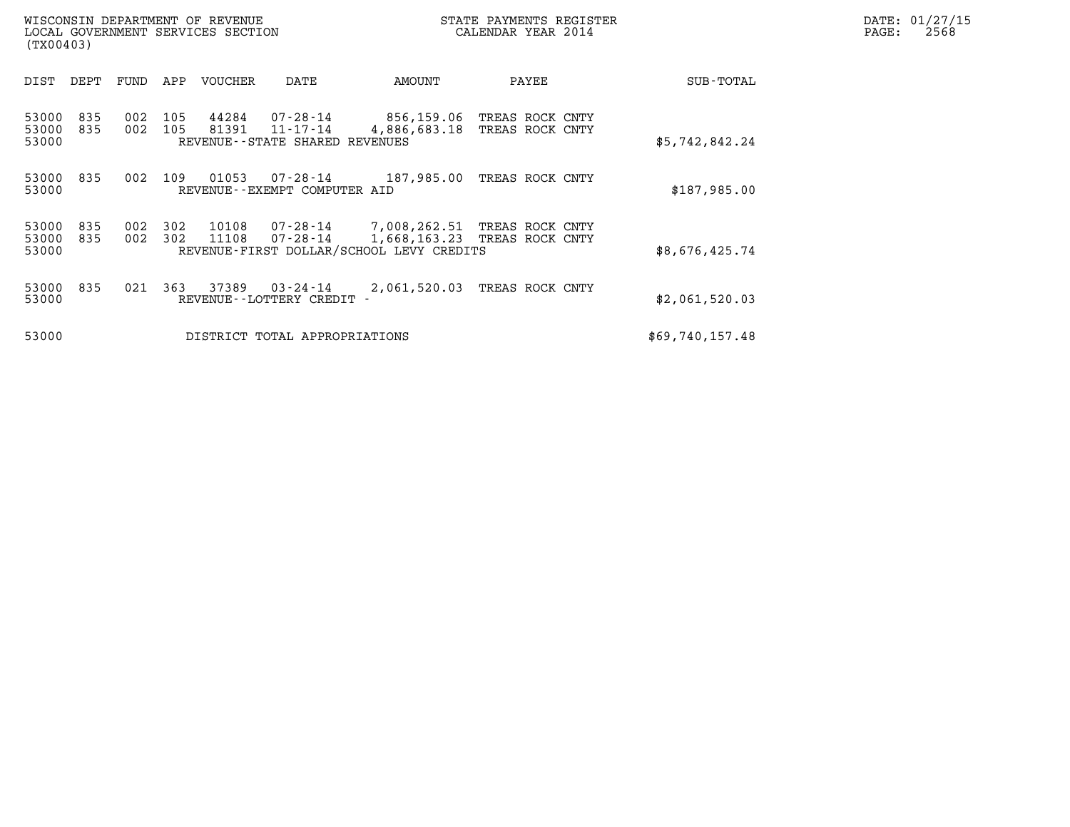| DIST | DEPT | FUND | APP | VOUCHER | DATE | AMOUNT | PAYEE | SUB-TOTAL |
|---|---|---|---|---|---|---|---|---|
| 53000 | 835 | 002 | 105 | 44284 | 07-28-14 | 856,159.06 | TREAS ROCK CNTY | |
| 53000 | 835 | 002 | 105 | 81391 | 11-17-14 | 4,886,683.18 | TREAS ROCK CNTY | |
| 53000 | | | | REVENUE--STATE SHARED REVENUES | | | | $5,742,842.24 |
| 53000 | 835 | 002 | 109 | 01053 | 07-28-14 | 187,985.00 | TREAS ROCK CNTY | |
| 53000 | | | | REVENUE--EXEMPT COMPUTER AID | | | | $187,985.00 |
| 53000 | 835 | 002 | 302 | 10108 | 07-28-14 | 7,008,262.51 | TREAS ROCK CNTY | |
| 53000 | 835 | 002 | 302 | 11108 | 07-28-14 | 1,668,163.23 | TREAS ROCK CNTY | |
| 53000 | | | | REVENUE-FIRST DOLLAR/SCHOOL LEVY CREDITS | | | | $8,676,425.74 |
| 53000 | 835 | 021 | 363 | 37389 | 03-24-14 | 2,061,520.03 | TREAS ROCK CNTY | |
| 53000 | | | | REVENUE--LOTTERY CREDIT - | | | | $2,061,520.03 |
| 53000 | | | | DISTRICT TOTAL APPROPRIATIONS | | | | $69,740,157.48 |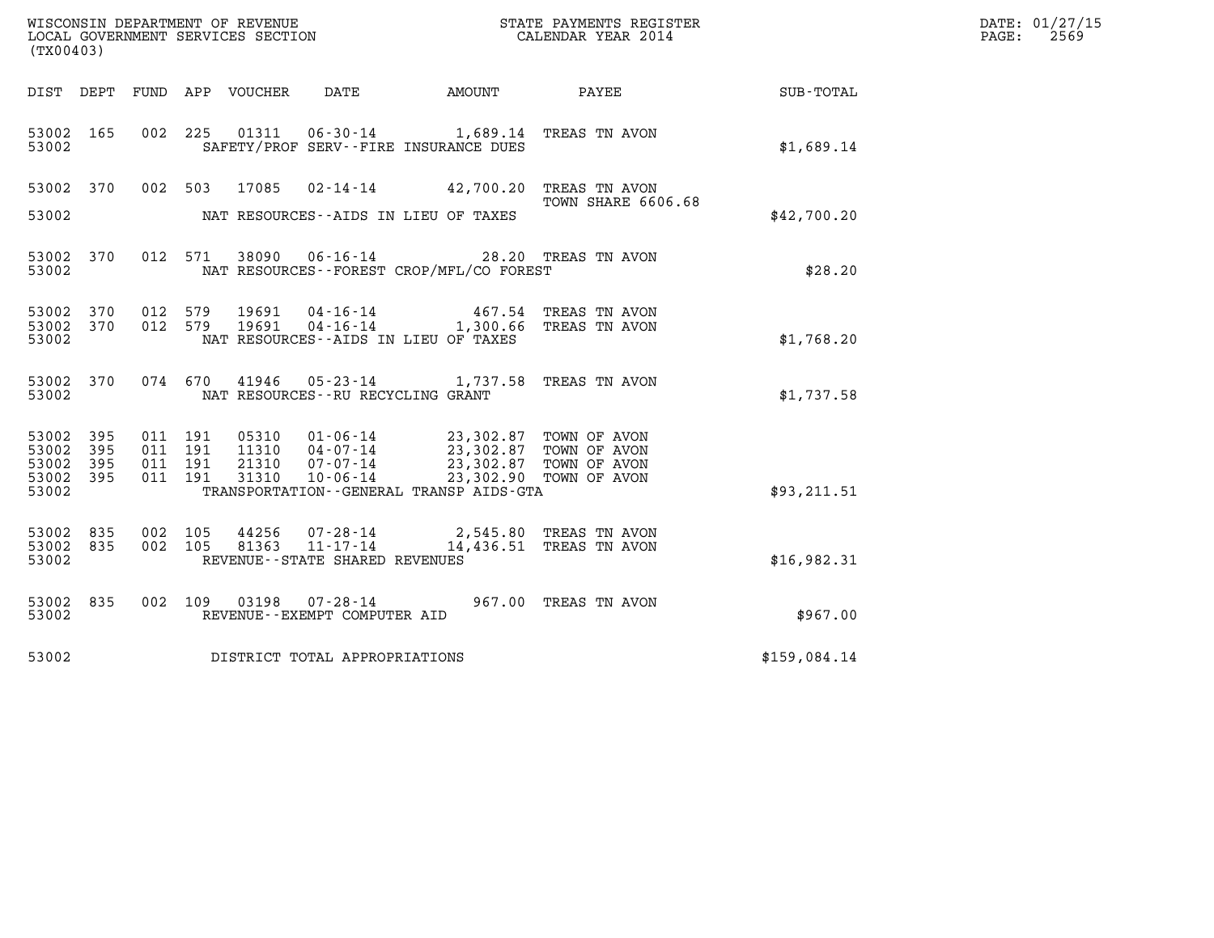WISCONSIN DEPARTMENT OF REVENUE
LOCAL GOVERNMENT SERVICES SECTION
(TX00403)

STATE PAYMENTS REGISTER
CALENDAR YEAR 2014

DATE: 01/27/15
PAGE: 2569

| DIST | DEPT | FUND | APP | VOUCHER | DATE | AMOUNT | PAYEE | SUB-TOTAL |
|---|---|---|---|---|---|---|---|---|
| 53002 | 165 | 002 | 225 | 01311 | 06-30-14 | 1,689.14 | TREAS TN AVON | |
| 53002 | | | | | SAFETY/PROF SERV--FIRE INSURANCE DUES | | | $1,689.14 |
| 53002 | 370 | 002 | 503 | 17085 | 02-14-14 | 42,700.20 | TREAS TN AVON<br>TOWN SHARE 6606.68 | |
| 53002 | | | | | NAT RESOURCES--AIDS IN LIEU OF TAXES | | | $42,700.20 |
| 53002 | 370 | 012 | 571 | 38090 | 06-16-14 | 28.20 | TREAS TN AVON | |
| 53002 | | | | | NAT RESOURCES--FOREST CROP/MFL/CO FOREST | | | $28.20 |
| 53002 | 370 | 012 | 579 | 19691 | 04-16-14 | 467.54 | TREAS TN AVON | |
| 53002 | 370 | 012 | 579 | 19691 | 04-16-14 | 1,300.66 | TREAS TN AVON | |
| 53002 | | | | | NAT RESOURCES--AIDS IN LIEU OF TAXES | | | $1,768.20 |
| 53002 | 370 | 074 | 670 | 41946 | 05-23-14 | 1,737.58 | TREAS TN AVON | |
| 53002 | | | | | NAT RESOURCES--RU RECYCLING GRANT | | | $1,737.58 |
| 53002 | 395 | 011 | 191 | 05310 | 01-06-14 | 23,302.87 | TOWN OF AVON | |
| 53002 | 395 | 011 | 191 | 11310 | 04-07-14 | 23,302.87 | TOWN OF AVON | |
| 53002 | 395 | 011 | 191 | 21310 | 07-07-14 | 23,302.87 | TOWN OF AVON | |
| 53002 | 395 | 011 | 191 | 31310 | 10-06-14 | 23,302.90 | TOWN OF AVON | |
| 53002 | | | | | TRANSPORTATION--GENERAL TRANSP AIDS-GTA | | | $93,211.51 |
| 53002 | 835 | 002 | 105 | 44256 | 07-28-14 | 2,545.80 | TREAS TN AVON | |
| 53002 | 835 | 002 | 105 | 81363 | 11-17-14 | 14,436.51 | TREAS TN AVON | |
| 53002 | | | | | REVENUE--STATE SHARED REVENUES | | | $16,982.31 |
| 53002 | 835 | 002 | 109 | 03198 | 07-28-14 | 967.00 | TREAS TN AVON | |
| 53002 | | | | | REVENUE--EXEMPT COMPUTER AID | | | $967.00 |
| 53002 | | | | | DISTRICT TOTAL APPROPRIATIONS | | | $159,084.14 |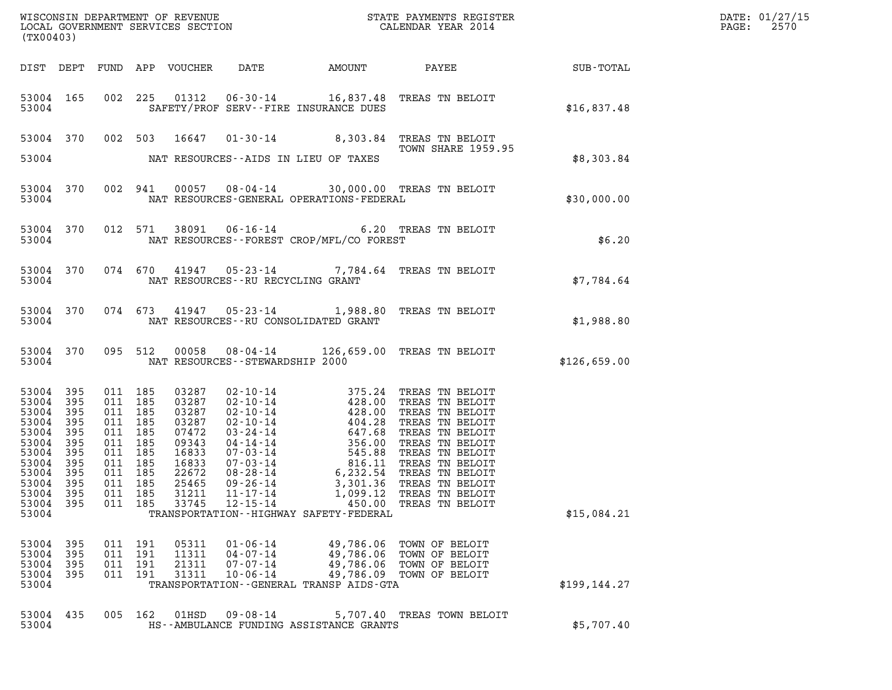WISCONSIN DEPARTMENT OF REVENUE
LOCAL GOVERNMENT SERVICES SECTION
(TX00403)

STATE PAYMENTS REGISTER
CALENDAR YEAR 2014

DATE: 01/27/15
PAGE: 2570

| DIST | DEPT | FUND | APP | VOUCHER | DATE | AMOUNT | PAYEE | SUB-TOTAL |
|---|---|---|---|---|---|---|---|---|
| 53004 | 165 | 002 | 225 | 01312 | 06-30-14 | 16,837.48 | TREAS TN BELOIT | |
| 53004 | | | | | SAFETY/PROF SERV--FIRE INSURANCE DUES | | | $16,837.48 |
| 53004 | 370 | 002 | 503 | 16647 | 01-30-14 | 8,303.84 | TREAS TN BELOIT TOWN SHARE 1959.95 | |
| 53004 | | | | | NAT RESOURCES--AIDS IN LIEU OF TAXES | | | $8,303.84 |
| 53004 | 370 | 002 | 941 | 00057 | 08-04-14 | 30,000.00 | TREAS TN BELOIT | |
| 53004 | | | | | NAT RESOURCES-GENERAL OPERATIONS-FEDERAL | | | $30,000.00 |
| 53004 | 370 | 012 | 571 | 38091 | 06-16-14 | 6.20 | TREAS TN BELOIT | |
| 53004 | | | | | NAT RESOURCES--FOREST CROP/MFL/CO FOREST | | | $6.20 |
| 53004 | 370 | 074 | 670 | 41947 | 05-23-14 | 7,784.64 | TREAS TN BELOIT | |
| 53004 | | | | | NAT RESOURCES--RU RECYCLING GRANT | | | $7,784.64 |
| 53004 | 370 | 074 | 673 | 41947 | 05-23-14 | 1,988.80 | TREAS TN BELOIT | |
| 53004 | | | | | NAT RESOURCES--RU CONSOLIDATED GRANT | | | $1,988.80 |
| 53004 | 370 | 095 | 512 | 00058 | 08-04-14 | 126,659.00 | TREAS TN BELOIT | |
| 53004 | | | | | NAT RESOURCES--STEWARDSHIP 2000 | | | $126,659.00 |
| 53004 | 395 | 011 | 185 | 03287 | 02-10-14 | 375.24 | TREAS TN BELOIT | |
| 53004 | 395 | 011 | 185 | 03287 | 02-10-14 | 428.00 | TREAS TN BELOIT | |
| 53004 | 395 | 011 | 185 | 03287 | 02-10-14 | 428.00 | TREAS TN BELOIT | |
| 53004 | 395 | 011 | 185 | 03287 | 02-10-14 | 404.28 | TREAS TN BELOIT | |
| 53004 | 395 | 011 | 185 | 07472 | 03-24-14 | 647.68 | TREAS TN BELOIT | |
| 53004 | 395 | 011 | 185 | 09343 | 04-14-14 | 356.00 | TREAS TN BELOIT | |
| 53004 | 395 | 011 | 185 | 16833 | 07-03-14 | 545.88 | TREAS TN BELOIT | |
| 53004 | 395 | 011 | 185 | 16833 | 07-03-14 | 816.11 | TREAS TN BELOIT | |
| 53004 | 395 | 011 | 185 | 22672 | 08-28-14 | 6,232.54 | TREAS TN BELOIT | |
| 53004 | 395 | 011 | 185 | 25465 | 09-26-14 | 3,301.36 | TREAS TN BELOIT | |
| 53004 | 395 | 011 | 185 | 31211 | 11-17-14 | 1,099.12 | TREAS TN BELOIT | |
| 53004 | 395 | 011 | 185 | 33745 | 12-15-14 | 450.00 | TREAS TN BELOIT | |
| 53004 | | | | | TRANSPORTATION--HIGHWAY SAFETY-FEDERAL | | | $15,084.21 |
| 53004 | 395 | 011 | 191 | 05311 | 01-06-14 | 49,786.06 | TOWN OF BELOIT | |
| 53004 | 395 | 011 | 191 | 11311 | 04-07-14 | 49,786.06 | TOWN OF BELOIT | |
| 53004 | 395 | 011 | 191 | 21311 | 07-07-14 | 49,786.06 | TOWN OF BELOIT | |
| 53004 | 395 | 011 | 191 | 31311 | 10-06-14 | 49,786.09 | TOWN OF BELOIT | |
| 53004 | | | | | TRANSPORTATION--GENERAL TRANSP AIDS-GTA | | | $199,144.27 |
| 53004 | 435 | 005 | 162 | 01HSD | 09-08-14 | 5,707.40 | TREAS TOWN BELOIT | |
| 53004 | | | | | HS--AMBULANCE FUNDING ASSISTANCE GRANTS | | | $5,707.40 |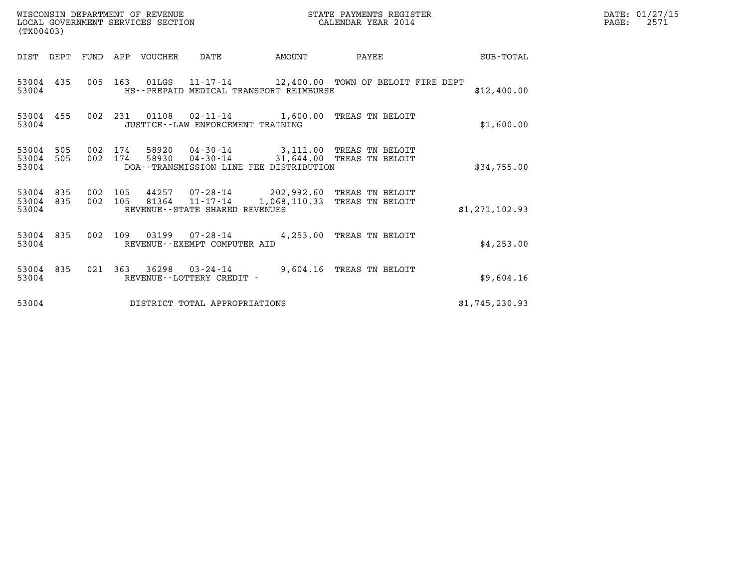WISCONSIN DEPARTMENT OF REVENUE
LOCAL GOVERNMENT SERVICES SECTION
(TX00403)

STATE PAYMENTS REGISTER
CALENDAR YEAR 2014

| DIST | DEPT | FUND | APP | VOUCHER | DATE | AMOUNT | PAYEE | SUB-TOTAL |
|---|---|---|---|---|---|---|---|---|
| 53004 | 435 | 005 | 163 | 01LGS | 11-17-14 | 12,400.00 | TOWN OF BELOIT FIRE DEPT | |
| 53004 | | | | HS--PREPAID MEDICAL TRANSPORT REIMBURSE | | | | $12,400.00 |
| 53004 | 455 | 002 | 231 | 01108 | 02-11-14 | 1,600.00 | TREAS TN BELOIT | |
| 53004 | | | | JUSTICE--LAW ENFORCEMENT TRAINING | | | | $1,600.00 |
| 53004 | 505 | 002 | 174 | 58920 | 04-30-14 | 3,111.00 | TREAS TN BELOIT | |
| 53004 | 505 | 002 | 174 | 58930 | 04-30-14 | 31,644.00 | TREAS TN BELOIT | |
| 53004 | | | | DOA--TRANSMISSION LINE FEE DISTRIBUTION | | | | $34,755.00 |
| 53004 | 835 | 002 | 105 | 44257 | 07-28-14 | 202,992.60 | TREAS TN BELOIT | |
| 53004 | 835 | 002 | 105 | 81364 | 11-17-14 | 1,068,110.33 | TREAS TN BELOIT | |
| 53004 | | | | REVENUE--STATE SHARED REVENUES | | | | $1,271,102.93 |
| 53004 | 835 | 002 | 109 | 03199 | 07-28-14 | 4,253.00 | TREAS TN BELOIT | |
| 53004 | | | | REVENUE--EXEMPT COMPUTER AID | | | | $4,253.00 |
| 53004 | 835 | 021 | 363 | 36298 | 03-24-14 | 9,604.16 | TREAS TN BELOIT | |
| 53004 | | | | REVENUE--LOTTERY CREDIT - | | | | $9,604.16 |
| 53004 | | | | DISTRICT TOTAL APPROPRIATIONS | | | | $1,745,230.93 |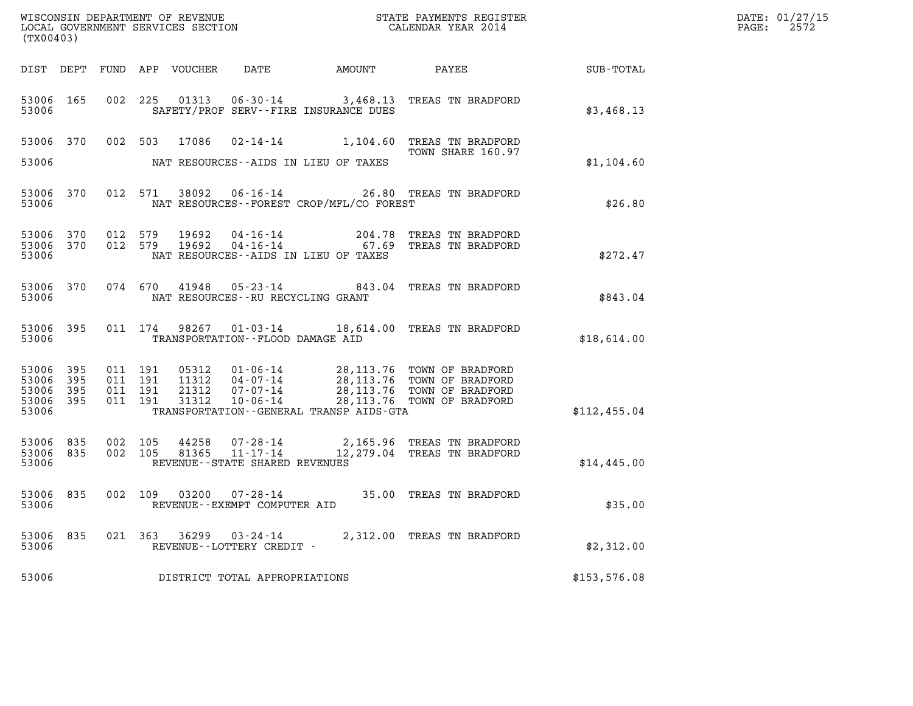WISCONSIN DEPARTMENT OF REVENUE
LOCAL GOVERNMENT SERVICES SECTION
(TX00403)

STATE PAYMENTS REGISTER
CALENDAR YEAR 2014

DATE: 01/27/15
PAGE: 2572

| DIST | DEPT | FUND | APP | VOUCHER | DATE | AMOUNT | PAYEE | SUB-TOTAL |
|---|---|---|---|---|---|---|---|---|
| 53006 | 165 | 002 | 225 | 01313 | 06-30-14 | 3,468.13 | TREAS TN BRADFORD | |
| 53006 | | | | SAFETY/PROF SERV--FIRE INSURANCE DUES | | | | $3,468.13 |
| 53006 | 370 | 002 | 503 | 17086 | 02-14-14 | 1,104.60 | TREAS TN BRADFORD TOWN SHARE 160.97 | |
| 53006 | | | | NAT RESOURCES--AIDS IN LIEU OF TAXES | | | | $1,104.60 |
| 53006 | 370 | 012 | 571 | 38092 | 06-16-14 | 26.80 | TREAS TN BRADFORD | |
| 53006 | | | | NAT RESOURCES--FOREST CROP/MFL/CO FOREST | | | | $26.80 |
| 53006 | 370 | 012 | 579 | 19692 | 04-16-14 | 204.78 | TREAS TN BRADFORD | |
| 53006 | 370 | 012 | 579 | 19692 | 04-16-14 | 67.69 | TREAS TN BRADFORD | |
| 53006 | | | | NAT RESOURCES--AIDS IN LIEU OF TAXES | | | | $272.47 |
| 53006 | 370 | 074 | 670 | 41948 | 05-23-14 | 843.04 | TREAS TN BRADFORD | |
| 53006 | | | | NAT RESOURCES--RU RECYCLING GRANT | | | | $843.04 |
| 53006 | 395 | 011 | 174 | 98267 | 01-03-14 | 18,614.00 | TREAS TN BRADFORD | |
| 53006 | | | | TRANSPORTATION--FLOOD DAMAGE AID | | | | $18,614.00 |
| 53006 | 395 | 011 | 191 | 05312 | 01-06-14 | 28,113.76 | TOWN OF BRADFORD | |
| 53006 | 395 | 011 | 191 | 11312 | 04-07-14 | 28,113.76 | TOWN OF BRADFORD | |
| 53006 | 395 | 011 | 191 | 21312 | 07-07-14 | 28,113.76 | TOWN OF BRADFORD | |
| 53006 | 395 | 011 | 191 | 31312 | 10-06-14 | 28,113.76 | TOWN OF BRADFORD | |
| 53006 | | | | TRANSPORTATION--GENERAL TRANSP AIDS-GTA | | | | $112,455.04 |
| 53006 | 835 | 002 | 105 | 44258 | 07-28-14 | 2,165.96 | TREAS TN BRADFORD | |
| 53006 | 835 | 002 | 105 | 81365 | 11-17-14 | 12,279.04 | TREAS TN BRADFORD | |
| 53006 | | | | REVENUE--STATE SHARED REVENUES | | | | $14,445.00 |
| 53006 | 835 | 002 | 109 | 03200 | 07-28-14 | 35.00 | TREAS TN BRADFORD | |
| 53006 | | | | REVENUE--EXEMPT COMPUTER AID | | | | $35.00 |
| 53006 | 835 | 021 | 363 | 36299 | 03-24-14 | 2,312.00 | TREAS TN BRADFORD | |
| 53006 | | | | REVENUE--LOTTERY CREDIT - | | | | $2,312.00 |
| 53006 | | | | DISTRICT TOTAL APPROPRIATIONS | | | | $153,576.08 |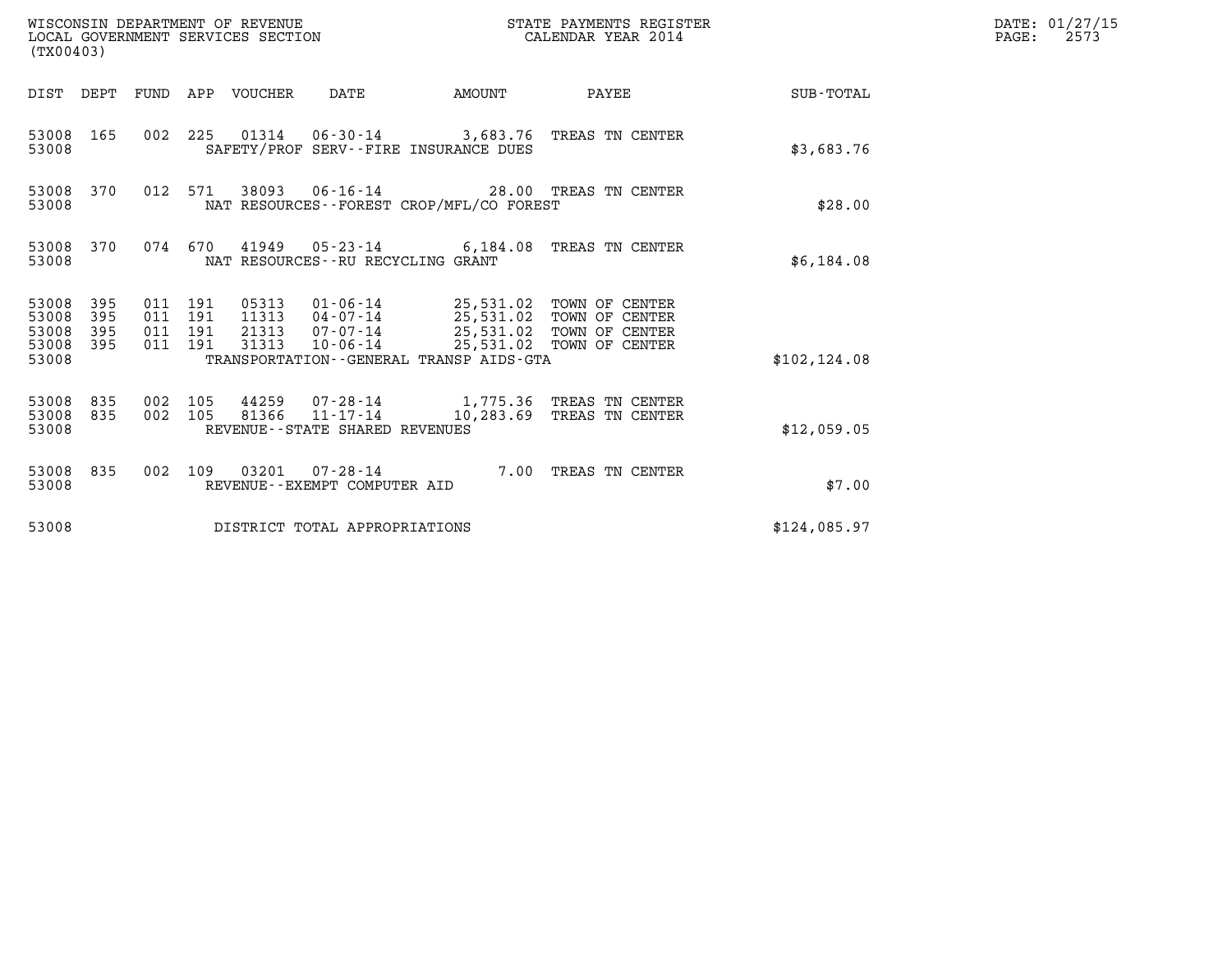WISCONSIN DEPARTMENT OF REVENUE
LOCAL GOVERNMENT SERVICES SECTION
(TX00403)

STATE PAYMENTS REGISTER
CALENDAR YEAR 2014

DATE: 01/27/15
PAGE: 2573

| DIST | DEPT | FUND | APP | VOUCHER | DATE | AMOUNT | PAYEE | SUB-TOTAL |
|---|---|---|---|---|---|---|---|---|
| 53008 | 165 | 002 | 225 | 01314 | 06-30-14 | 3,683.76 | TREAS TN CENTER | |
| 53008 | | | | SAFETY/PROF SERV--FIRE INSURANCE DUES | | | | $3,683.76 |
| 53008 | 370 | 012 | 571 | 38093 | 06-16-14 | 28.00 | TREAS TN CENTER | |
| 53008 | | | | NAT RESOURCES--FOREST CROP/MFL/CO FOREST | | | | $28.00 |
| 53008 | 370 | 074 | 670 | 41949 | 05-23-14 | 6,184.08 | TREAS TN CENTER | |
| 53008 | | | | NAT RESOURCES--RU RECYCLING GRANT | | | | $6,184.08 |
| 53008 | 395 | 011 | 191 | 05313 | 01-06-14 | 25,531.02 | TOWN OF CENTER | |
| 53008 | 395 | 011 | 191 | 11313 | 04-07-14 | 25,531.02 | TOWN OF CENTER | |
| 53008 | 395 | 011 | 191 | 21313 | 07-07-14 | 25,531.02 | TOWN OF CENTER | |
| 53008 | 395 | 011 | 191 | 31313 | 10-06-14 | 25,531.02 | TOWN OF CENTER | |
| 53008 | | | | TRANSPORTATION--GENERAL TRANSP AIDS-GTA | | | | $102,124.08 |
| 53008 | 835 | 002 | 105 | 44259 | 07-28-14 | 1,775.36 | TREAS TN CENTER | |
| 53008 | 835 | 002 | 105 | 81366 | 11-17-14 | 10,283.69 | TREAS TN CENTER | |
| 53008 | | | | REVENUE--STATE SHARED REVENUES | | | | $12,059.05 |
| 53008 | 835 | 002 | 109 | 03201 | 07-28-14 | 7.00 | TREAS TN CENTER | |
| 53008 | | | | REVENUE--EXEMPT COMPUTER AID | | | | $7.00 |
| 53008 | | | | DISTRICT TOTAL APPROPRIATIONS | | | | $124,085.97 |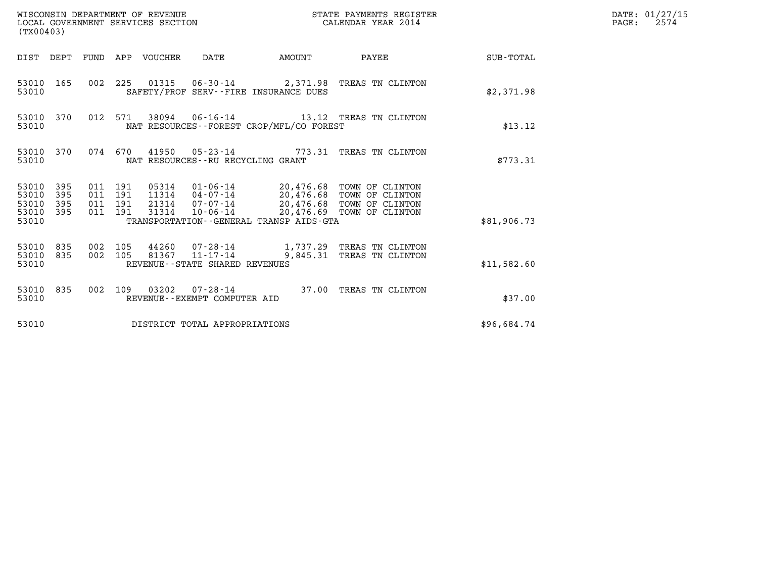WISCONSIN DEPARTMENT OF REVENUE
LOCAL GOVERNMENT SERVICES SECTION
(TX00403)

STATE PAYMENTS REGISTER
CALENDAR YEAR 2014

DATE: 01/27/15
PAGE: 2574

| DIST | DEPT | FUND | APP | VOUCHER | DATE | AMOUNT | PAYEE | SUB-TOTAL |
|---|---|---|---|---|---|---|---|---|
| 53010 | 165 | 002 | 225 | 01315 | 06-30-14 | 2,371.98 | TREAS TN CLINTON | |
| 53010 | | | | SAFETY/PROF SERV--FIRE INSURANCE DUES | | | | $2,371.98 |
| 53010 | 370 | 012 | 571 | 38094 | 06-16-14 | 13.12 | TREAS TN CLINTON | |
| 53010 | | | | NAT RESOURCES--FOREST CROP/MFL/CO FOREST | | | | $13.12 |
| 53010 | 370 | 074 | 670 | 41950 | 05-23-14 | 773.31 | TREAS TN CLINTON | |
| 53010 | | | | NAT RESOURCES--RU RECYCLING GRANT | | | | $773.31 |
| 53010 | 395 | 011 | 191 | 05314 | 01-06-14 | 20,476.68 | TOWN OF CLINTON | |
| 53010 | 395 | 011 | 191 | 11314 | 04-07-14 | 20,476.68 | TOWN OF CLINTON | |
| 53010 | 395 | 011 | 191 | 21314 | 07-07-14 | 20,476.68 | TOWN OF CLINTON | |
| 53010 | 395 | 011 | 191 | 31314 | 10-06-14 | 20,476.69 | TOWN OF CLINTON | |
| 53010 | | | | TRANSPORTATION--GENERAL TRANSP AIDS-GTA | | | | $81,906.73 |
| 53010 | 835 | 002 | 105 | 44260 | 07-28-14 | 1,737.29 | TREAS TN CLINTON | |
| 53010 | 835 | 002 | 105 | 81367 | 11-17-14 | 9,845.31 | TREAS TN CLINTON | |
| 53010 | | | | REVENUE--STATE SHARED REVENUES | | | | $11,582.60 |
| 53010 | 835 | 002 | 109 | 03202 | 07-28-14 | 37.00 | TREAS TN CLINTON | |
| 53010 | | | | REVENUE--EXEMPT COMPUTER AID | | | | $37.00 |
| 53010 | | | | DISTRICT TOTAL APPROPRIATIONS | | | | $96,684.74 |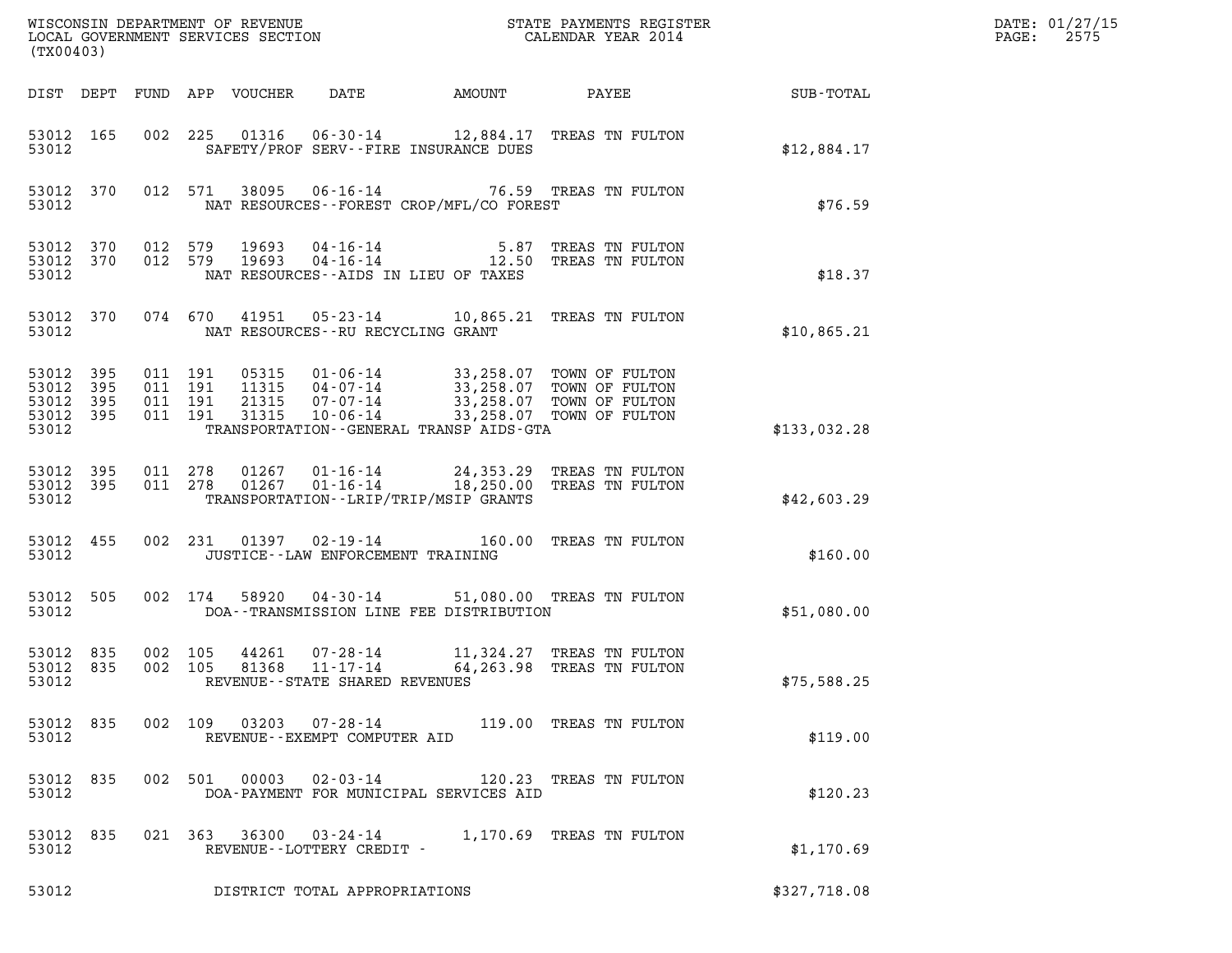WISCONSIN DEPARTMENT OF REVENUE
LOCAL GOVERNMENT SERVICES SECTION
(TX00403)

STATE PAYMENTS REGISTER
CALENDAR YEAR 2014

DATE: 01/27/15
PAGE: 2575

| DIST | DEPT | FUND | APP | VOUCHER | DATE | AMOUNT | PAYEE | SUB-TOTAL |
|---|---|---|---|---|---|---|---|---|
| 53012 | 165 | 002 | 225 | 01316 | 06-30-14 | 12,884.17 | TREAS TN FULTON | |
| 53012 | | | | | SAFETY/PROF SERV--FIRE INSURANCE DUES | | | $12,884.17 |
| 53012 | 370 | 012 | 571 | 38095 | 06-16-14 | 76.59 | TREAS TN FULTON | |
| 53012 | | | | | NAT RESOURCES--FOREST CROP/MFL/CO FOREST | | | $76.59 |
| 53012 | 370 | 012 | 579 | 19693 | 04-16-14 | 5.87 | TREAS TN FULTON | |
| 53012 | 370 | 012 | 579 | 19693 | 04-16-14 | 12.50 | TREAS TN FULTON | |
| 53012 | | | | | NAT RESOURCES--AIDS IN LIEU OF TAXES | | | $18.37 |
| 53012 | 370 | 074 | 670 | 41951 | 05-23-14 | 10,865.21 | TREAS TN FULTON | |
| 53012 | | | | | NAT RESOURCES--RU RECYCLING GRANT | | | $10,865.21 |
| 53012 | 395 | 011 | 191 | 05315 | 01-06-14 | 33,258.07 | TOWN OF FULTON | |
| 53012 | 395 | 011 | 191 | 11315 | 04-07-14 | 33,258.07 | TOWN OF FULTON | |
| 53012 | 395 | 011 | 191 | 21315 | 07-07-14 | 33,258.07 | TOWN OF FULTON | |
| 53012 | 395 | 011 | 191 | 31315 | 10-06-14 | 33,258.07 | TOWN OF FULTON | |
| 53012 | | | | | TRANSPORTATION--GENERAL TRANSP AIDS-GTA | | | $133,032.28 |
| 53012 | 395 | 011 | 278 | 01267 | 01-16-14 | 24,353.29 | TREAS TN FULTON | |
| 53012 | 395 | 011 | 278 | 01267 | 01-16-14 | 18,250.00 | TREAS TN FULTON | |
| 53012 | | | | | TRANSPORTATION--LRIP/TRIP/MSIP GRANTS | | | $42,603.29 |
| 53012 | 455 | 002 | 231 | 01397 | 02-19-14 | 160.00 | TREAS TN FULTON | |
| 53012 | | | | | JUSTICE--LAW ENFORCEMENT TRAINING | | | $160.00 |
| 53012 | 505 | 002 | 174 | 58920 | 04-30-14 | 51,080.00 | TREAS TN FULTON | |
| 53012 | | | | | DOA--TRANSMISSION LINE FEE DISTRIBUTION | | | $51,080.00 |
| 53012 | 835 | 002 | 105 | 44261 | 07-28-14 | 11,324.27 | TREAS TN FULTON | |
| 53012 | 835 | 002 | 105 | 81368 | 11-17-14 | 64,263.98 | TREAS TN FULTON | |
| 53012 | | | | | REVENUE--STATE SHARED REVENUES | | | $75,588.25 |
| 53012 | 835 | 002 | 109 | 03203 | 07-28-14 | 119.00 | TREAS TN FULTON | |
| 53012 | | | | | REVENUE--EXEMPT COMPUTER AID | | | $119.00 |
| 53012 | 835 | 002 | 501 | 00003 | 02-03-14 | 120.23 | TREAS TN FULTON | |
| 53012 | | | | | DOA-PAYMENT FOR MUNICIPAL SERVICES AID | | | $120.23 |
| 53012 | 835 | 021 | 363 | 36300 | 03-24-14 | 1,170.69 | TREAS TN FULTON | |
| 53012 | | | | | REVENUE--LOTTERY CREDIT - | | | $1,170.69 |
| 53012 | | | | | DISTRICT TOTAL APPROPRIATIONS | | | $327,718.08 |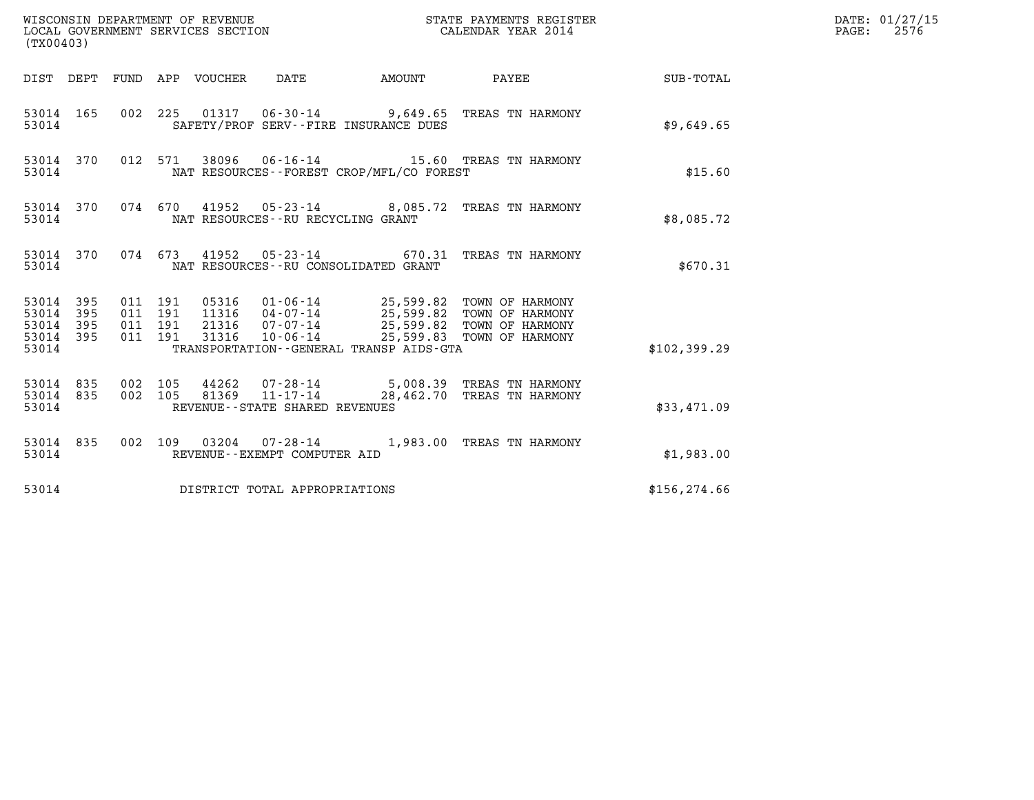WISCONSIN DEPARTMENT OF REVENUE
LOCAL GOVERNMENT SERVICES SECTION
(TX00403)

STATE PAYMENTS REGISTER
CALENDAR YEAR 2014

DATE: 01/27/15
PAGE: 2576

| DIST | DEPT | FUND | APP | VOUCHER | DATE | AMOUNT | PAYEE | SUB-TOTAL |
|---|---|---|---|---|---|---|---|---|
| 53014 | 165 | 002 | 225 | 01317 | 06-30-14 | 9,649.65 | TREAS TN HARMONY | |
| 53014 | | | | | SAFETY/PROF SERV--FIRE INSURANCE DUES | | | $9,649.65 |
| 53014 | 370 | 012 | 571 | 38096 | 06-16-14 | 15.60 | TREAS TN HARMONY | |
| 53014 | | | | | NAT RESOURCES--FOREST CROP/MFL/CO FOREST | | | $15.60 |
| 53014 | 370 | 074 | 670 | 41952 | 05-23-14 | 8,085.72 | TREAS TN HARMONY | |
| 53014 | | | | | NAT RESOURCES--RU RECYCLING GRANT | | | $8,085.72 |
| 53014 | 370 | 074 | 673 | 41952 | 05-23-14 | 670.31 | TREAS TN HARMONY | |
| 53014 | | | | | NAT RESOURCES--RU CONSOLIDATED GRANT | | | $670.31 |
| 53014 | 395 | 011 | 191 | 05316 | 01-06-14 | 25,599.82 | TOWN OF HARMONY | |
| 53014 | 395 | 011 | 191 | 11316 | 04-07-14 | 25,599.82 | TOWN OF HARMONY | |
| 53014 | 395 | 011 | 191 | 21316 | 07-07-14 | 25,599.82 | TOWN OF HARMONY | |
| 53014 | 395 | 011 | 191 | 31316 | 10-06-14 | 25,599.83 | TOWN OF HARMONY | |
| 53014 | | | | | TRANSPORTATION--GENERAL TRANSP AIDS-GTA | | | $102,399.29 |
| 53014 | 835 | 002 | 105 | 44262 | 07-28-14 | 5,008.39 | TREAS TN HARMONY | |
| 53014 | 835 | 002 | 105 | 81369 | 11-17-14 | 28,462.70 | TREAS TN HARMONY | |
| 53014 | | | | | REVENUE--STATE SHARED REVENUES | | | $33,471.09 |
| 53014 | 835 | 002 | 109 | 03204 | 07-28-14 | 1,983.00 | TREAS TN HARMONY | |
| 53014 | | | | | REVENUE--EXEMPT COMPUTER AID | | | $1,983.00 |
| 53014 | | | | | DISTRICT TOTAL APPROPRIATIONS | | | $156,274.66 |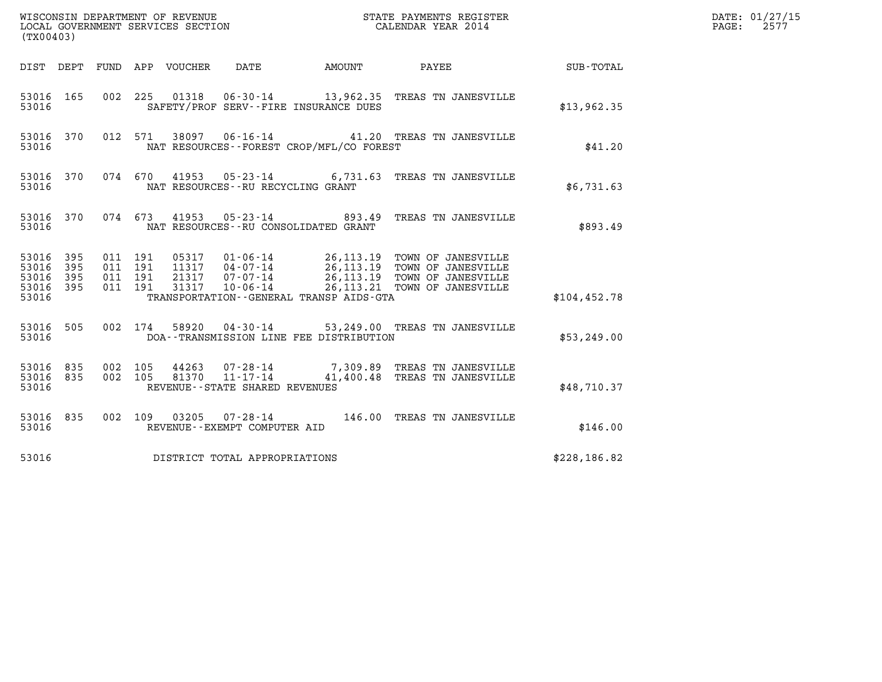WISCONSIN DEPARTMENT OF REVENUE
LOCAL GOVERNMENT SERVICES SECTION
(TX00403)

STATE PAYMENTS REGISTER
CALENDAR YEAR 2014

DATE: 01/27/15
PAGE: 2577

| DIST | DEPT | FUND | APP | VOUCHER | DATE | AMOUNT | PAYEE | SUB-TOTAL |
|---|---|---|---|---|---|---|---|---|
| 53016 | 165 | 002 | 225 | 01318 | 06-30-14 | 13,962.35 | TREAS TN JANESVILLE | |
| 53016 | | | | | SAFETY/PROF SERV--FIRE INSURANCE DUES | | | $13,962.35 |
| 53016 | 370 | 012 | 571 | 38097 | 06-16-14 | 41.20 | TREAS TN JANESVILLE | |
| 53016 | | | | | NAT RESOURCES--FOREST CROP/MFL/CO FOREST | | | $41.20 |
| 53016 | 370 | 074 | 670 | 41953 | 05-23-14 | 6,731.63 | TREAS TN JANESVILLE | |
| 53016 | | | | | NAT RESOURCES--RU RECYCLING GRANT | | | $6,731.63 |
| 53016 | 370 | 074 | 673 | 41953 | 05-23-14 | 893.49 | TREAS TN JANESVILLE | |
| 53016 | | | | | NAT RESOURCES--RU CONSOLIDATED GRANT | | | $893.49 |
| 53016 | 395 | 011 | 191 | 05317 | 01-06-14 | 26,113.19 | TOWN OF JANESVILLE | |
| 53016 | 395 | 011 | 191 | 11317 | 04-07-14 | 26,113.19 | TOWN OF JANESVILLE | |
| 53016 | 395 | 011 | 191 | 21317 | 07-07-14 | 26,113.19 | TOWN OF JANESVILLE | |
| 53016 | 395 | 011 | 191 | 31317 | 10-06-14 | 26,113.21 | TOWN OF JANESVILLE | |
| 53016 | | | | | TRANSPORTATION--GENERAL TRANSP AIDS-GTA | | | $104,452.78 |
| 53016 | 505 | 002 | 174 | 58920 | 04-30-14 | 53,249.00 | TREAS TN JANESVILLE | |
| 53016 | | | | | DOA--TRANSMISSION LINE FEE DISTRIBUTION | | | $53,249.00 |
| 53016 | 835 | 002 | 105 | 44263 | 07-28-14 | 7,309.89 | TREAS TN JANESVILLE | |
| 53016 | 835 | 002 | 105 | 81370 | 11-17-14 | 41,400.48 | TREAS TN JANESVILLE | |
| 53016 | | | | | REVENUE--STATE SHARED REVENUES | | | $48,710.37 |
| 53016 | 835 | 002 | 109 | 03205 | 07-28-14 | 146.00 | TREAS TN JANESVILLE | |
| 53016 | | | | | REVENUE--EXEMPT COMPUTER AID | | | $146.00 |
| 53016 | | | | | DISTRICT TOTAL APPROPRIATIONS | | | $228,186.82 |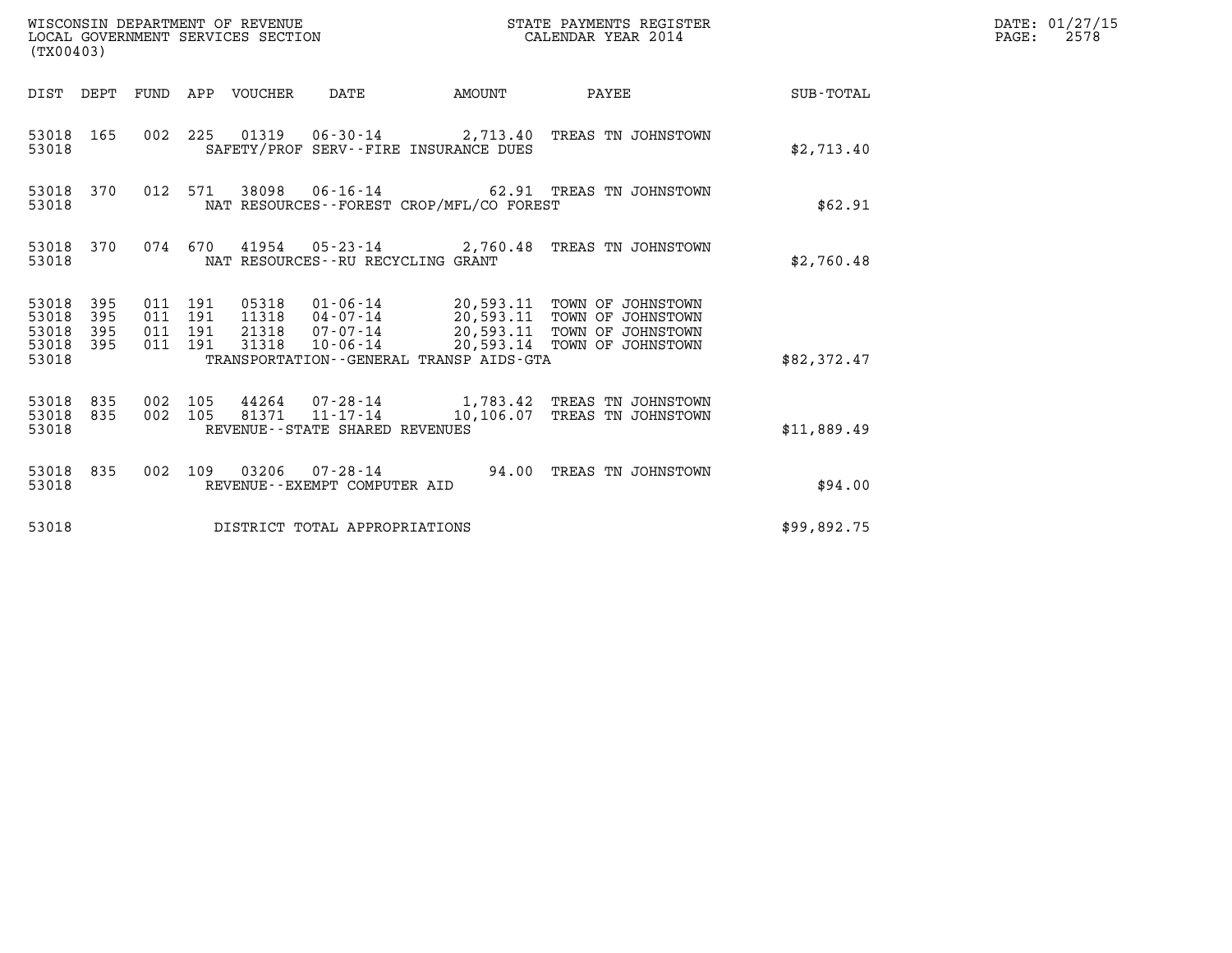WISCONSIN DEPARTMENT OF REVENUE
LOCAL GOVERNMENT SERVICES SECTION
(TX00403)

STATE PAYMENTS REGISTER
CALENDAR YEAR 2014

DATE: 01/27/15
PAGE: 2578

| DIST | DEPT | FUND | APP | VOUCHER | DATE | AMOUNT | PAYEE | SUB-TOTAL |
|---|---|---|---|---|---|---|---|---|
| 53018 | 165 | 002 | 225 | 01319 | 06-30-14 | 2,713.40 | TREAS TN JOHNSTOWN | |
| 53018 | | | | SAFETY/PROF SERV--FIRE INSURANCE DUES | | | | $2,713.40 |
| 53018 | 370 | 012 | 571 | 38098 | 06-16-14 | 62.91 | TREAS TN JOHNSTOWN | |
| 53018 | | | | NAT RESOURCES--FOREST CROP/MFL/CO FOREST | | | | $62.91 |
| 53018 | 370 | 074 | 670 | 41954 | 05-23-14 | 2,760.48 | TREAS TN JOHNSTOWN | |
| 53018 | | | | NAT RESOURCES--RU RECYCLING GRANT | | | | $2,760.48 |
| 53018 | 395 | 011 | 191 | 05318 | 01-06-14 | 20,593.11 | TOWN OF JOHNSTOWN | |
| 53018 | 395 | 011 | 191 | 11318 | 04-07-14 | 20,593.11 | TOWN OF JOHNSTOWN | |
| 53018 | 395 | 011 | 191 | 21318 | 07-07-14 | 20,593.11 | TOWN OF JOHNSTOWN | |
| 53018 | 395 | 011 | 191 | 31318 | 10-06-14 | 20,593.14 | TOWN OF JOHNSTOWN | |
| 53018 | | | | TRANSPORTATION--GENERAL TRANSP AIDS-GTA | | | | $82,372.47 |
| 53018 | 835 | 002 | 105 | 44264 | 07-28-14 | 1,783.42 | TREAS TN JOHNSTOWN | |
| 53018 | 835 | 002 | 105 | 81371 | 11-17-14 | 10,106.07 | TREAS TN JOHNSTOWN | |
| 53018 | | | | REVENUE--STATE SHARED REVENUES | | | | $11,889.49 |
| 53018 | 835 | 002 | 109 | 03206 | 07-28-14 | 94.00 | TREAS TN JOHNSTOWN | |
| 53018 | | | | REVENUE--EXEMPT COMPUTER AID | | | | $94.00 |
| 53018 | | | | DISTRICT TOTAL APPROPRIATIONS | | | | $99,892.75 |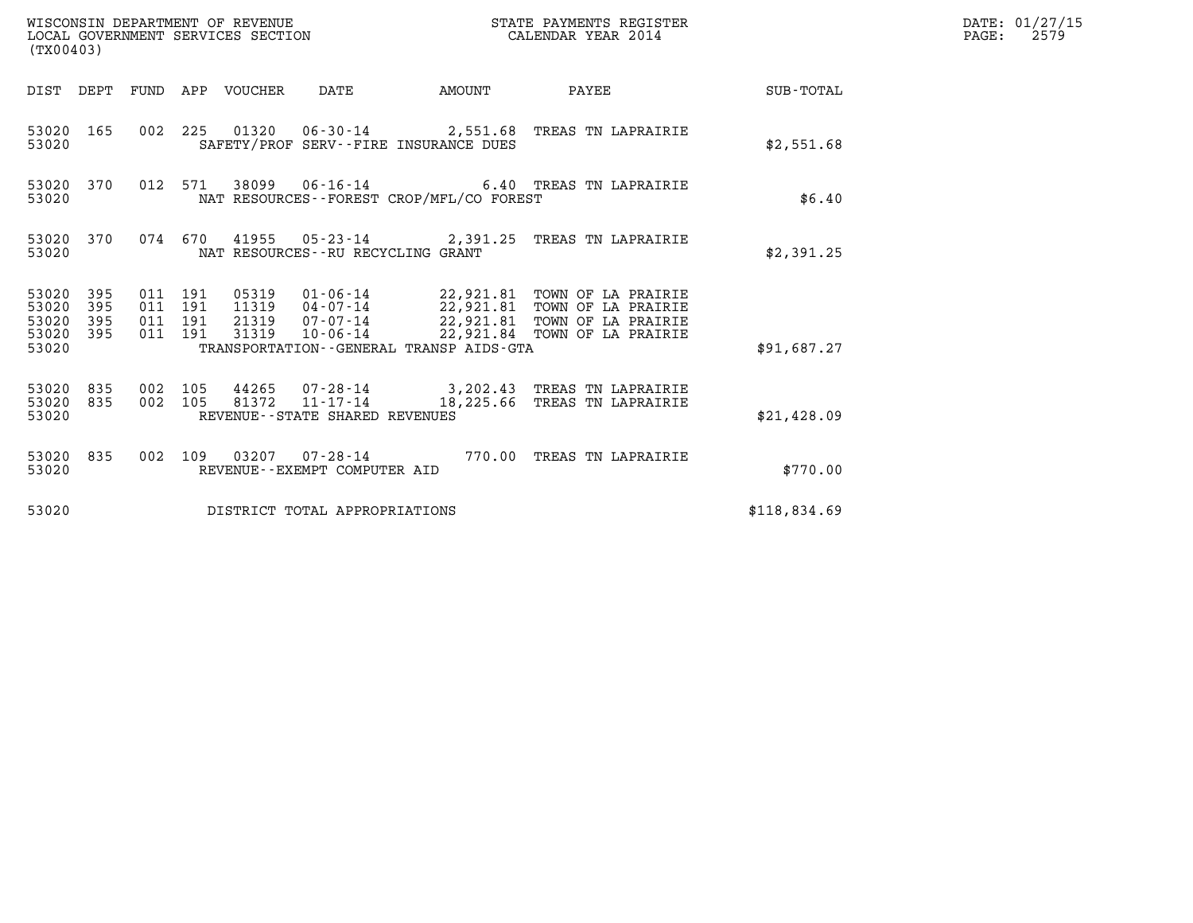WISCONSIN DEPARTMENT OF REVENUE
LOCAL GOVERNMENT SERVICES SECTION
(TX00403)

STATE PAYMENTS REGISTER
CALENDAR YEAR 2014

DATE: 01/27/15
PAGE: 2579

| DIST | DEPT | FUND | APP | VOUCHER | DATE | AMOUNT | PAYEE | SUB-TOTAL |
|---|---|---|---|---|---|---|---|---|
| 53020 | 165 | 002 | 225 | 01320 | 06-30-14 | 2,551.68 | TREAS TN LAPRAIRIE | |
| 53020 | | | | | SAFETY/PROF SERV--FIRE INSURANCE DUES | | | $2,551.68 |
| 53020 | 370 | 012 | 571 | 38099 | 06-16-14 | 6.40 | TREAS TN LAPRAIRIE | |
| 53020 | | | | | NAT RESOURCES--FOREST CROP/MFL/CO FOREST | | | $6.40 |
| 53020 | 370 | 074 | 670 | 41955 | 05-23-14 | 2,391.25 | TREAS TN LAPRAIRIE | |
| 53020 | | | | | NAT RESOURCES--RU RECYCLING GRANT | | | $2,391.25 |
| 53020 | 395 | 011 | 191 | 05319 | 01-06-14 | 22,921.81 | TOWN OF LA PRAIRIE | |
| 53020 | 395 | 011 | 191 | 11319 | 04-07-14 | 22,921.81 | TOWN OF LA PRAIRIE | |
| 53020 | 395 | 011 | 191 | 21319 | 07-07-14 | 22,921.81 | TOWN OF LA PRAIRIE | |
| 53020 | 395 | 011 | 191 | 31319 | 10-06-14 | 22,921.84 | TOWN OF LA PRAIRIE | |
| 53020 | | | | | TRANSPORTATION--GENERAL TRANSP AIDS-GTA | | | $91,687.27 |
| 53020 | 835 | 002 | 105 | 44265 | 07-28-14 | 3,202.43 | TREAS TN LAPRAIRIE | |
| 53020 | 835 | 002 | 105 | 81372 | 11-17-14 | 18,225.66 | TREAS TN LAPRAIRIE | |
| 53020 | | | | | REVENUE--STATE SHARED REVENUES | | | $21,428.09 |
| 53020 | 835 | 002 | 109 | 03207 | 07-28-14 | 770.00 | TREAS TN LAPRAIRIE | |
| 53020 | | | | | REVENUE--EXEMPT COMPUTER AID | | | $770.00 |
| 53020 | | | | | DISTRICT TOTAL APPROPRIATIONS | | | $118,834.69 |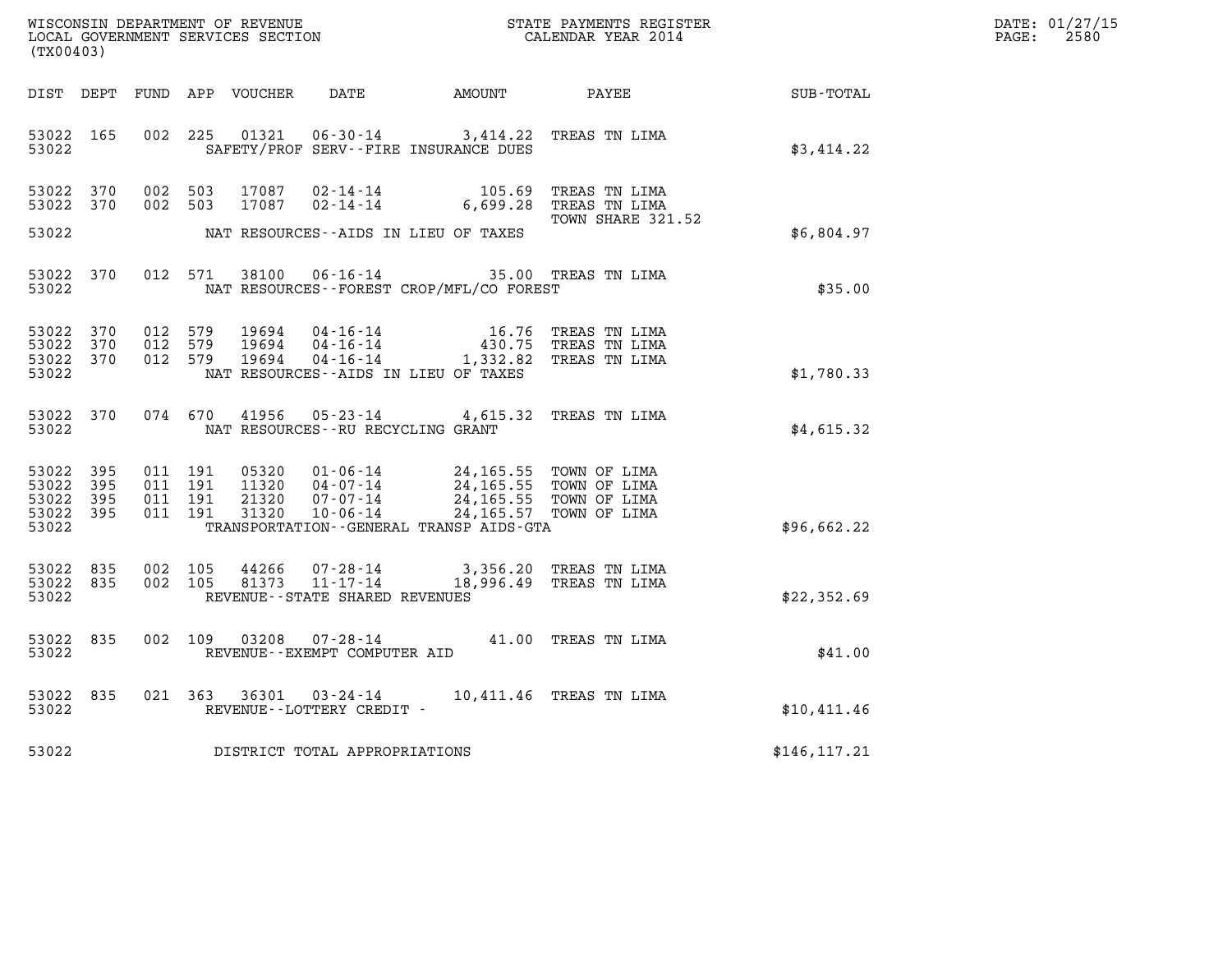WISCONSIN DEPARTMENT OF REVENUE
LOCAL GOVERNMENT SERVICES SECTION
(TX00403)

STATE PAYMENTS REGISTER
CALENDAR YEAR 2014

| DIST | DEPT | FUND | APP | VOUCHER | DATE | AMOUNT | PAYEE | SUB-TOTAL |
|---|---|---|---|---|---|---|---|---|
| 53022 | 165 | 002 | 225 | 01321 | 06-30-14 | 3,414.22 | TREAS TN LIMA | |
| 53022 | | | | | SAFETY/PROF SERV--FIRE INSURANCE DUES | | | $3,414.22 |
| 53022 | 370 | 002 | 503 | 17087 | 02-14-14 | 105.69 | TREAS TN LIMA | |
| 53022 | 370 | 002 | 503 | 17087 | 02-14-14 | 6,699.28 | TREAS TN LIMA | |
| | | | | | | | TOWN SHARE 321.52 | |
| 53022 | | | | | NAT RESOURCES--AIDS IN LIEU OF TAXES | | | $6,804.97 |
| 53022 | 370 | 012 | 571 | 38100 | 06-16-14 | 35.00 | TREAS TN LIMA | |
| 53022 | | | | | NAT RESOURCES--FOREST CROP/MFL/CO FOREST | | | $35.00 |
| 53022 | 370 | 012 | 579 | 19694 | 04-16-14 | 16.76 | TREAS TN LIMA | |
| 53022 | 370 | 012 | 579 | 19694 | 04-16-14 | 430.75 | TREAS TN LIMA | |
| 53022 | 370 | 012 | 579 | 19694 | 04-16-14 | 1,332.82 | TREAS TN LIMA | |
| 53022 | | | | | NAT RESOURCES--AIDS IN LIEU OF TAXES | | | $1,780.33 |
| 53022 | 370 | 074 | 670 | 41956 | 05-23-14 | 4,615.32 | TREAS TN LIMA | |
| 53022 | | | | | NAT RESOURCES--RU RECYCLING GRANT | | | $4,615.32 |
| 53022 | 395 | 011 | 191 | 05320 | 01-06-14 | 24,165.55 | TOWN OF LIMA | |
| 53022 | 395 | 011 | 191 | 11320 | 04-07-14 | 24,165.55 | TOWN OF LIMA | |
| 53022 | 395 | 011 | 191 | 21320 | 07-07-14 | 24,165.55 | TOWN OF LIMA | |
| 53022 | 395 | 011 | 191 | 31320 | 10-06-14 | 24,165.57 | TOWN OF LIMA | |
| 53022 | | | | | TRANSPORTATION--GENERAL TRANSP AIDS-GTA | | | $96,662.22 |
| 53022 | 835 | 002 | 105 | 44266 | 07-28-14 | 3,356.20 | TREAS TN LIMA | |
| 53022 | 835 | 002 | 105 | 81373 | 11-17-14 | 18,996.49 | TREAS TN LIMA | |
| 53022 | | | | | REVENUE--STATE SHARED REVENUES | | | $22,352.69 |
| 53022 | 835 | 002 | 109 | 03208 | 07-28-14 | 41.00 | TREAS TN LIMA | |
| 53022 | | | | | REVENUE--EXEMPT COMPUTER AID | | | $41.00 |
| 53022 | 835 | 021 | 363 | 36301 | 03-24-14 | 10,411.46 | TREAS TN LIMA | |
| 53022 | | | | | REVENUE--LOTTERY CREDIT - | | | $10,411.46 |
| 53022 | | | | | DISTRICT TOTAL APPROPRIATIONS | | | $146,117.21 |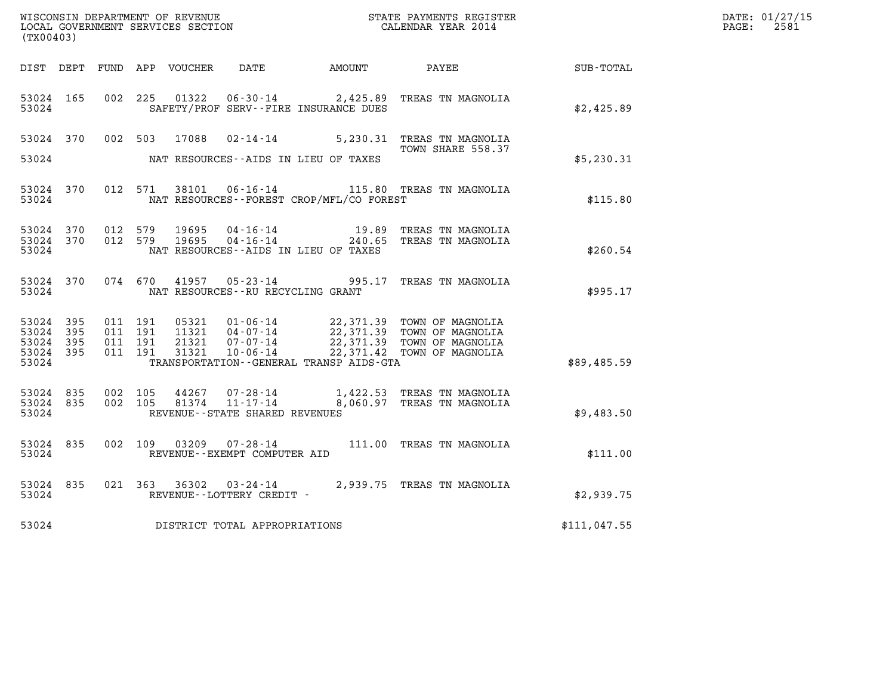WISCONSIN DEPARTMENT OF REVENUE
LOCAL GOVERNMENT SERVICES SECTION
(TX00403)

STATE PAYMENTS REGISTER
CALENDAR YEAR 2014

DATE: 01/27/15
PAGE: 2581

| DIST | DEPT | FUND | APP | VOUCHER | DATE | AMOUNT | PAYEE | SUB-TOTAL |
|---|---|---|---|---|---|---|---|---|
| 53024 | 165 | 002 | 225 | 01322 | 06-30-14 | 2,425.89 | TREAS TN MAGNOLIA | |
| 53024 | | | | | SAFETY/PROF SERV--FIRE INSURANCE DUES | | | $2,425.89 |
| 53024 | 370 | 002 | 503 | 17088 | 02-14-14 | 5,230.31 | TREAS TN MAGNOLIA TOWN SHARE 558.37 | |
| 53024 | | | | | NAT RESOURCES--AIDS IN LIEU OF TAXES | | | $5,230.31 |
| 53024 | 370 | 012 | 571 | 38101 | 06-16-14 | 115.80 | TREAS TN MAGNOLIA | |
| 53024 | | | | | NAT RESOURCES--FOREST CROP/MFL/CO FOREST | | | $115.80 |
| 53024 | 370 | 012 | 579 | 19695 | 04-16-14 | 19.89 | TREAS TN MAGNOLIA | |
| 53024 | 370 | 012 | 579 | 19695 | 04-16-14 | 240.65 | TREAS TN MAGNOLIA | |
| 53024 | | | | | NAT RESOURCES--AIDS IN LIEU OF TAXES | | | $260.54 |
| 53024 | 370 | 074 | 670 | 41957 | 05-23-14 | 995.17 | TREAS TN MAGNOLIA | |
| 53024 | | | | | NAT RESOURCES--RU RECYCLING GRANT | | | $995.17 |
| 53024 | 395 | 011 | 191 | 05321 | 01-06-14 | 22,371.39 | TOWN OF MAGNOLIA | |
| 53024 | 395 | 011 | 191 | 11321 | 04-07-14 | 22,371.39 | TOWN OF MAGNOLIA | |
| 53024 | 395 | 011 | 191 | 21321 | 07-07-14 | 22,371.39 | TOWN OF MAGNOLIA | |
| 53024 | 395 | 011 | 191 | 31321 | 10-06-14 | 22,371.42 | TOWN OF MAGNOLIA | |
| 53024 | | | | | TRANSPORTATION--GENERAL TRANSP AIDS-GTA | | | $89,485.59 |
| 53024 | 835 | 002 | 105 | 44267 | 07-28-14 | 1,422.53 | TREAS TN MAGNOLIA | |
| 53024 | 835 | 002 | 105 | 81374 | 11-17-14 | 8,060.97 | TREAS TN MAGNOLIA | |
| 53024 | | | | | REVENUE--STATE SHARED REVENUES | | | $9,483.50 |
| 53024 | 835 | 002 | 109 | 03209 | 07-28-14 | 111.00 | TREAS TN MAGNOLIA | |
| 53024 | | | | | REVENUE--EXEMPT COMPUTER AID | | | $111.00 |
| 53024 | 835 | 021 | 363 | 36302 | 03-24-14 | 2,939.75 | TREAS TN MAGNOLIA | |
| 53024 | | | | | REVENUE--LOTTERY CREDIT - | | | $2,939.75 |
| 53024 | | | | | DISTRICT TOTAL APPROPRIATIONS | | | $111,047.55 |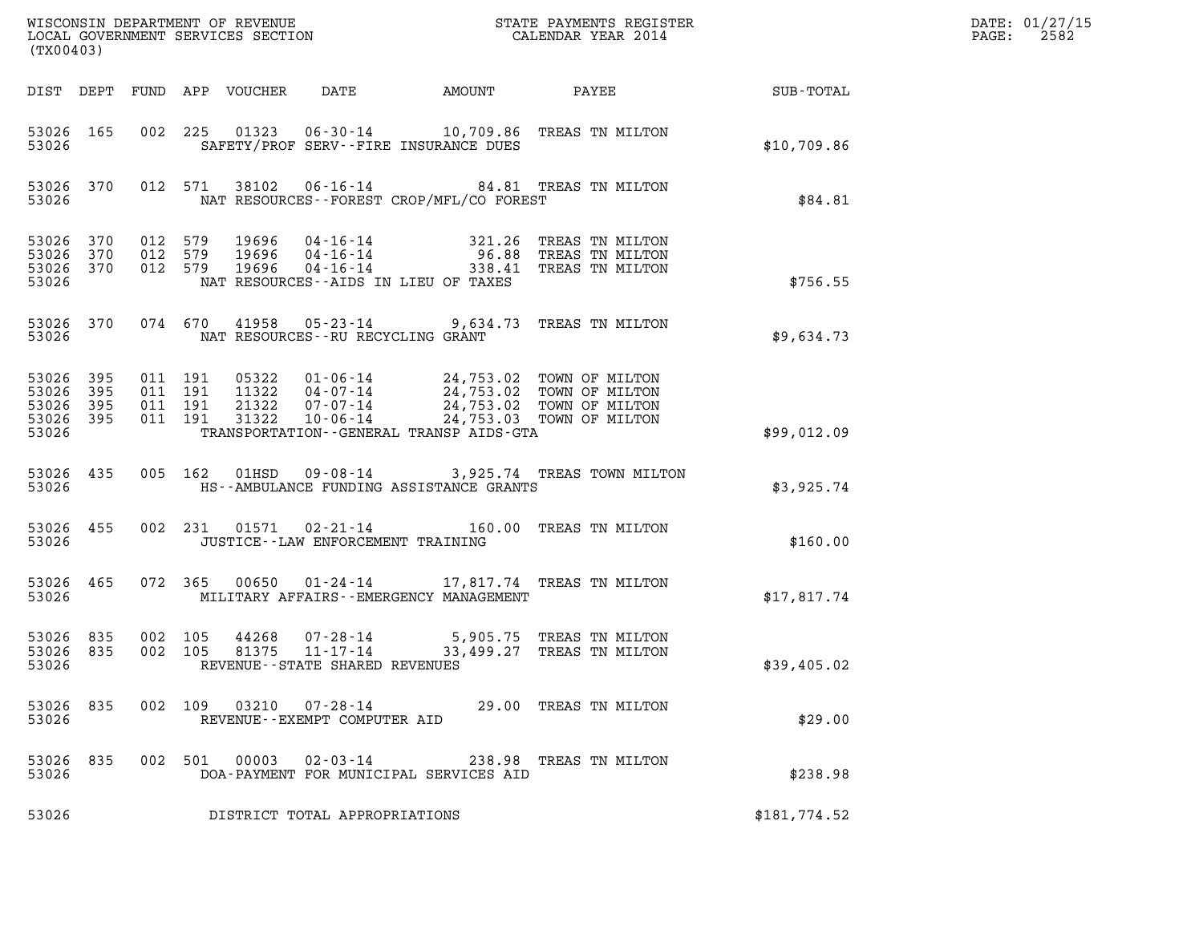WISCONSIN DEPARTMENT OF REVENUE
LOCAL GOVERNMENT SERVICES SECTION
(TX00403)

STATE PAYMENTS REGISTER
CALENDAR YEAR 2014

DATE: 01/27/15
PAGE: 2582

| DIST | DEPT | FUND | APP | VOUCHER | DATE | AMOUNT | PAYEE | SUB-TOTAL |
|---|---|---|---|---|---|---|---|---|
| 53026 | 165 | 002 | 225 | 01323 | 06-30-14 | 10,709.86 | TREAS TN MILTON | |
| 53026 | | | | SAFETY/PROF SERV--FIRE INSURANCE DUES | | | | $10,709.86 |
| 53026 | 370 | 012 | 571 | 38102 | 06-16-14 | 84.81 | TREAS TN MILTON | |
| 53026 | | | | NAT RESOURCES--FOREST CROP/MFL/CO FOREST | | | | $84.81 |
| 53026 | 370 | 012 | 579 | 19696 | 04-16-14 | 321.26 | TREAS TN MILTON | |
| 53026 | 370 | 012 | 579 | 19696 | 04-16-14 | 96.88 | TREAS TN MILTON | |
| 53026 | 370 | 012 | 579 | 19696 | 04-16-14 | 338.41 | TREAS TN MILTON | |
| 53026 | | | | NAT RESOURCES--AIDS IN LIEU OF TAXES | | | | $756.55 |
| 53026 | 370 | 074 | 670 | 41958 | 05-23-14 | 9,634.73 | TREAS TN MILTON | |
| 53026 | | | | NAT RESOURCES--RU RECYCLING GRANT | | | | $9,634.73 |
| 53026 | 395 | 011 | 191 | 05322 | 01-06-14 | 24,753.02 | TOWN OF MILTON | |
| 53026 | 395 | 011 | 191 | 11322 | 04-07-14 | 24,753.02 | TOWN OF MILTON | |
| 53026 | 395 | 011 | 191 | 21322 | 07-07-14 | 24,753.02 | TOWN OF MILTON | |
| 53026 | 395 | 011 | 191 | 31322 | 10-06-14 | 24,753.03 | TOWN OF MILTON | |
| 53026 | | | | TRANSPORTATION--GENERAL TRANSP AIDS-GTA | | | | $99,012.09 |
| 53026 | 435 | 005 | 162 | 01HSD | 09-08-14 | 3,925.74 | TREAS TOWN MILTON | |
| 53026 | | | | HS--AMBULANCE FUNDING ASSISTANCE GRANTS | | | | $3,925.74 |
| 53026 | 455 | 002 | 231 | 01571 | 02-21-14 | 160.00 | TREAS TN MILTON | |
| 53026 | | | | JUSTICE--LAW ENFORCEMENT TRAINING | | | | $160.00 |
| 53026 | 465 | 072 | 365 | 00650 | 01-24-14 | 17,817.74 | TREAS TN MILTON | |
| 53026 | | | | MILITARY AFFAIRS--EMERGENCY MANAGEMENT | | | | $17,817.74 |
| 53026 | 835 | 002 | 105 | 44268 | 07-28-14 | 5,905.75 | TREAS TN MILTON | |
| 53026 | 835 | 002 | 105 | 81375 | 11-17-14 | 33,499.27 | TREAS TN MILTON | |
| 53026 | | | | REVENUE--STATE SHARED REVENUES | | | | $39,405.02 |
| 53026 | 835 | 002 | 109 | 03210 | 07-28-14 | 29.00 | TREAS TN MILTON | |
| 53026 | | | | REVENUE--EXEMPT COMPUTER AID | | | | $29.00 |
| 53026 | 835 | 002 | 501 | 00003 | 02-03-14 | 238.98 | TREAS TN MILTON | |
| 53026 | | | | DOA-PAYMENT FOR MUNICIPAL SERVICES AID | | | | $238.98 |
| 53026 | | | | DISTRICT TOTAL APPROPRIATIONS | | | | $181,774.52 |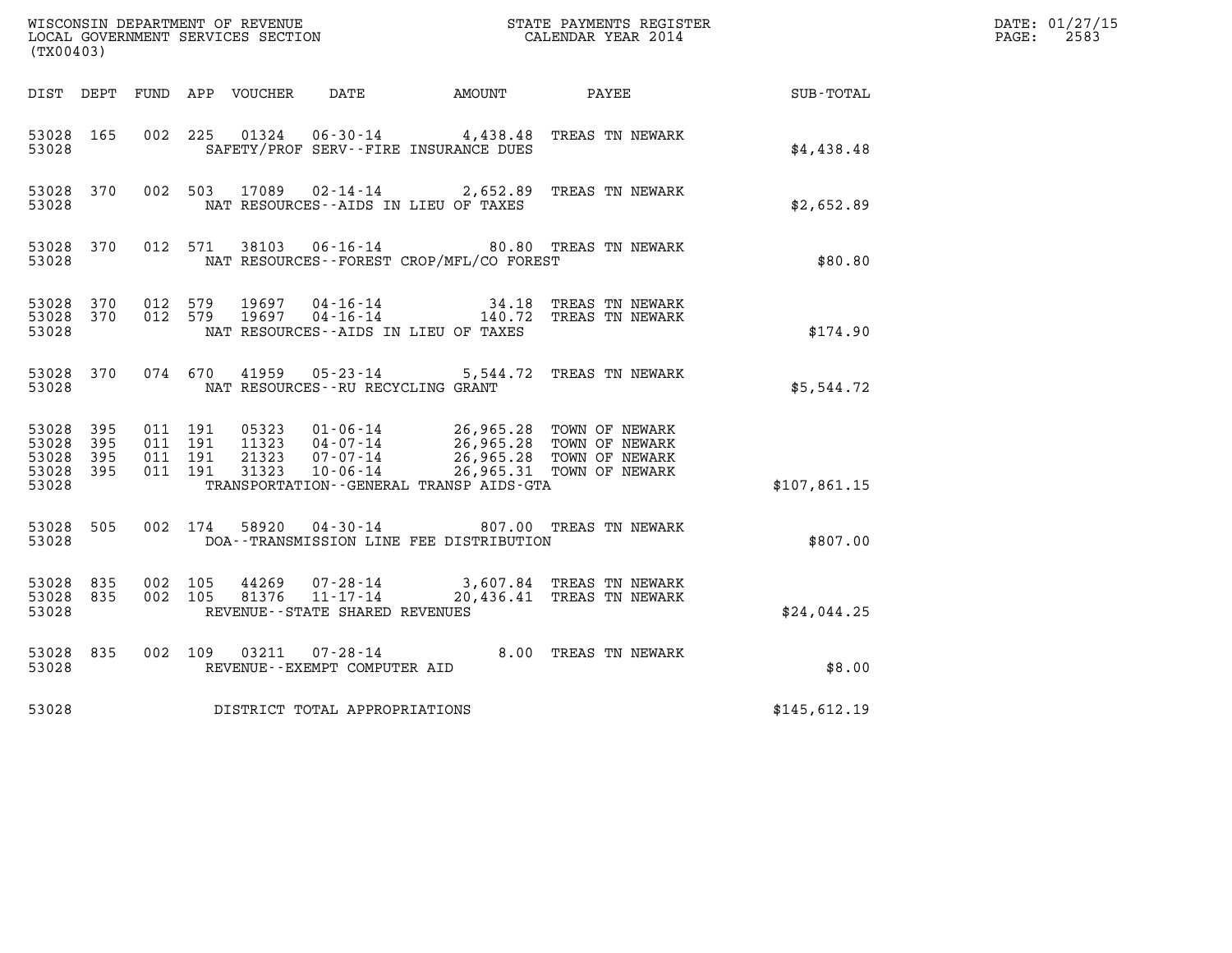WISCONSIN DEPARTMENT OF REVENUE
LOCAL GOVERNMENT SERVICES SECTION
(TX00403)

STATE PAYMENTS REGISTER
CALENDAR YEAR 2014

| DIST | DEPT | FUND | APP | VOUCHER | DATE | AMOUNT | PAYEE | SUB-TOTAL |
|---|---|---|---|---|---|---|---|---|
| 53028 | 165 | 002 | 225 | 01324 | 06-30-14 | 4,438.48 | TREAS TN NEWARK | |
| 53028 | | | | | SAFETY/PROF SERV--FIRE INSURANCE DUES | | | $4,438.48 |
| 53028 | 370 | 002 | 503 | 17089 | 02-14-14 | 2,652.89 | TREAS TN NEWARK | |
| 53028 | | | | | NAT RESOURCES--AIDS IN LIEU OF TAXES | | | $2,652.89 |
| 53028 | 370 | 012 | 571 | 38103 | 06-16-14 | 80.80 | TREAS TN NEWARK | |
| 53028 | | | | | NAT RESOURCES--FOREST CROP/MFL/CO FOREST | | | $80.80 |
| 53028 | 370 | 012 | 579 | 19697 | 04-16-14 | 34.18 | TREAS TN NEWARK | |
| 53028 | 370 | 012 | 579 | 19697 | 04-16-14 | 140.72 | TREAS TN NEWARK | |
| 53028 | | | | | NAT RESOURCES--AIDS IN LIEU OF TAXES | | | $174.90 |
| 53028 | 370 | 074 | 670 | 41959 | 05-23-14 | 5,544.72 | TREAS TN NEWARK | |
| 53028 | | | | | NAT RESOURCES--RU RECYCLING GRANT | | | $5,544.72 |
| 53028 | 395 | 011 | 191 | 05323 | 01-06-14 | 26,965.28 | TOWN OF NEWARK | |
| 53028 | 395 | 011 | 191 | 11323 | 04-07-14 | 26,965.28 | TOWN OF NEWARK | |
| 53028 | 395 | 011 | 191 | 21323 | 07-07-14 | 26,965.28 | TOWN OF NEWARK | |
| 53028 | 395 | 011 | 191 | 31323 | 10-06-14 | 26,965.31 | TOWN OF NEWARK | |
| 53028 | | | | | TRANSPORTATION--GENERAL TRANSP AIDS-GTA | | | $107,861.15 |
| 53028 | 505 | 002 | 174 | 58920 | 04-30-14 | 807.00 | TREAS TN NEWARK | |
| 53028 | | | | | DOA--TRANSMISSION LINE FEE DISTRIBUTION | | | $807.00 |
| 53028 | 835 | 002 | 105 | 44269 | 07-28-14 | 3,607.84 | TREAS TN NEWARK | |
| 53028 | 835 | 002 | 105 | 81376 | 11-17-14 | 20,436.41 | TREAS TN NEWARK | |
| 53028 | | | | | REVENUE--STATE SHARED REVENUES | | | $24,044.25 |
| 53028 | 835 | 002 | 109 | 03211 | 07-28-14 | 8.00 | TREAS TN NEWARK | |
| 53028 | | | | | REVENUE--EXEMPT COMPUTER AID | | | $8.00 |
| 53028 | | | | | DISTRICT TOTAL APPROPRIATIONS | | | $145,612.19 |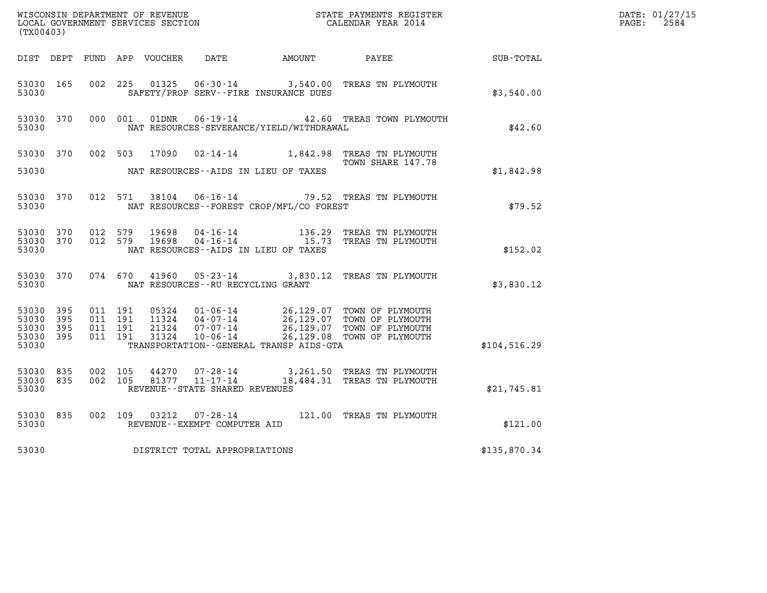WISCONSIN DEPARTMENT OF REVENUE
LOCAL GOVERNMENT SERVICES SECTION
(TX00403)

STATE PAYMENTS REGISTER
CALENDAR YEAR 2014

DATE: 01/27/15
PAGE: 2584

| DIST | DEPT | FUND | APP | VOUCHER | DATE | AMOUNT | PAYEE | SUB-TOTAL |
|---|---|---|---|---|---|---|---|---|
| 53030 | 165 | 002 | 225 | 01325 | 06-30-14 | 3,540.00 | TREAS TN PLYMOUTH | |
| 53030 | | | | | SAFETY/PROF SERV--FIRE INSURANCE DUES | | | $3,540.00 |
| 53030 | 370 | 000 | 001 | 01DNR | 06-19-14 | 42.60 | TREAS TOWN PLYMOUTH | |
| 53030 | | | | | NAT RESOURCES-SEVERANCE/YIELD/WITHDRAWAL | | | $42.60 |
| 53030 | 370 | 002 | 503 | 17090 | 02-14-14 | 1,842.98 | TREAS TN PLYMOUTH TOWN SHARE 147.78 | |
| 53030 | | | | | NAT RESOURCES--AIDS IN LIEU OF TAXES | | | $1,842.98 |
| 53030 | 370 | 012 | 571 | 38104 | 06-16-14 | 79.52 | TREAS TN PLYMOUTH | |
| 53030 | | | | | NAT RESOURCES--FOREST CROP/MFL/CO FOREST | | | $79.52 |
| 53030 | 370 | 012 | 579 | 19698 | 04-16-14 | 136.29 | TREAS TN PLYMOUTH | |
| 53030 | 370 | 012 | 579 | 19698 | 04-16-14 | 15.73 | TREAS TN PLYMOUTH | |
| 53030 | | | | | NAT RESOURCES--AIDS IN LIEU OF TAXES | | | $152.02 |
| 53030 | 370 | 074 | 670 | 41960 | 05-23-14 | 3,830.12 | TREAS TN PLYMOUTH | |
| 53030 | | | | | NAT RESOURCES--RU RECYCLING GRANT | | | $3,830.12 |
| 53030 | 395 | 011 | 191 | 05324 | 01-06-14 | 26,129.07 | TOWN OF PLYMOUTH | |
| 53030 | 395 | 011 | 191 | 11324 | 04-07-14 | 26,129.07 | TOWN OF PLYMOUTH | |
| 53030 | 395 | 011 | 191 | 21324 | 07-07-14 | 26,129.07 | TOWN OF PLYMOUTH | |
| 53030 | 395 | 011 | 191 | 31324 | 10-06-14 | 26,129.08 | TOWN OF PLYMOUTH | |
| 53030 | | | | | TRANSPORTATION--GENERAL TRANSP AIDS-GTA | | | $104,516.29 |
| 53030 | 835 | 002 | 105 | 44270 | 07-28-14 | 3,261.50 | TREAS TN PLYMOUTH | |
| 53030 | 835 | 002 | 105 | 81377 | 11-17-14 | 18,484.31 | TREAS TN PLYMOUTH | |
| 53030 | | | | | REVENUE--STATE SHARED REVENUES | | | $21,745.81 |
| 53030 | 835 | 002 | 109 | 03212 | 07-28-14 | 121.00 | TREAS TN PLYMOUTH | |
| 53030 | | | | | REVENUE--EXEMPT COMPUTER AID | | | $121.00 |
| 53030 | | | | | DISTRICT TOTAL APPROPRIATIONS | | | $135,870.34 |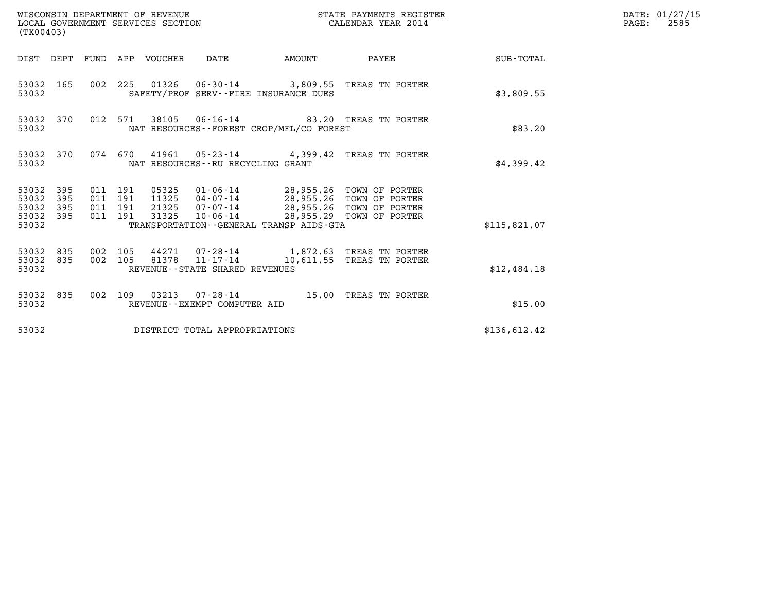WISCONSIN DEPARTMENT OF REVENUE
LOCAL GOVERNMENT SERVICES SECTION
(TX00403)

STATE PAYMENTS REGISTER
CALENDAR YEAR 2014

DATE: 01/27/15
PAGE: 2585

| DIST | DEPT | FUND | APP | VOUCHER | DATE | AMOUNT | PAYEE | SUB-TOTAL |
|---|---|---|---|---|---|---|---|---|
| 53032 | 165 | 002 | 225 | 01326 | 06-30-14 | 3,809.55 | TREAS TN PORTER | |
| 53032 | | | | SAFETY/PROF SERV--FIRE INSURANCE DUES | | | | $3,809.55 |
| 53032 | 370 | 012 | 571 | 38105 | 06-16-14 | 83.20 | TREAS TN PORTER | |
| 53032 | | | | NAT RESOURCES--FOREST CROP/MFL/CO FOREST | | | | $83.20 |
| 53032 | 370 | 074 | 670 | 41961 | 05-23-14 | 4,399.42 | TREAS TN PORTER | |
| 53032 | | | | NAT RESOURCES--RU RECYCLING GRANT | | | | $4,399.42 |
| 53032 | 395 | 011 | 191 | 05325 | 01-06-14 | 28,955.26 | TOWN OF PORTER | |
| 53032 | 395 | 011 | 191 | 11325 | 04-07-14 | 28,955.26 | TOWN OF PORTER | |
| 53032 | 395 | 011 | 191 | 21325 | 07-07-14 | 28,955.26 | TOWN OF PORTER | |
| 53032 | 395 | 011 | 191 | 31325 | 10-06-14 | 28,955.29 | TOWN OF PORTER | |
| 53032 | | | | TRANSPORTATION--GENERAL TRANSP AIDS-GTA | | | | $115,821.07 |
| 53032 | 835 | 002 | 105 | 44271 | 07-28-14 | 1,872.63 | TREAS TN PORTER | |
| 53032 | 835 | 002 | 105 | 81378 | 11-17-14 | 10,611.55 | TREAS TN PORTER | |
| 53032 | | | | REVENUE--STATE SHARED REVENUES | | | | $12,484.18 |
| 53032 | 835 | 002 | 109 | 03213 | 07-28-14 | 15.00 | TREAS TN PORTER | |
| 53032 | | | | REVENUE--EXEMPT COMPUTER AID | | | | $15.00 |
| 53032 | | | | DISTRICT TOTAL APPROPRIATIONS | | | | $136,612.42 |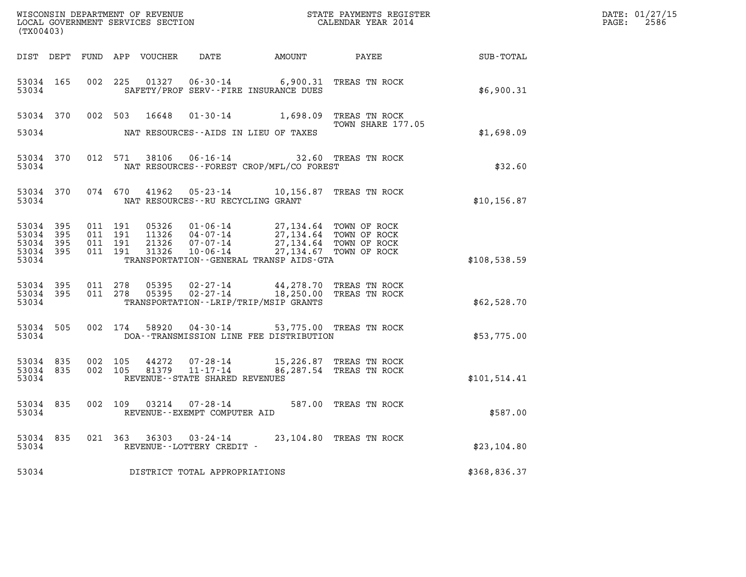WISCONSIN DEPARTMENT OF REVENUE
LOCAL GOVERNMENT SERVICES SECTION
(TX00403)

STATE PAYMENTS REGISTER
CALENDAR YEAR 2014

DATE: 01/27/15

| DIST | DEPT | FUND | APP | VOUCHER | DATE | AMOUNT | PAYEE | SUB-TOTAL |
|---|---|---|---|---|---|---|---|---|
| 53034 | 165 | 002 | 225 | 01327 | 06-30-14 | 6,900.31 | TREAS TN ROCK | |
| 53034 | | | | | SAFETY/PROF SERV--FIRE INSURANCE DUES | | | $6,900.31 |
| 53034 | 370 | 002 | 503 | 16648 | 01-30-14 | 1,698.09 | TREAS TN ROCK TOWN SHARE 177.05 | |
| 53034 | | | | | NAT RESOURCES--AIDS IN LIEU OF TAXES | | | $1,698.09 |
| 53034 | 370 | 012 | 571 | 38106 | 06-16-14 | 32.60 | TREAS TN ROCK | |
| 53034 | | | | | NAT RESOURCES--FOREST CROP/MFL/CO FOREST | | | $32.60 |
| 53034 | 370 | 074 | 670 | 41962 | 05-23-14 | 10,156.87 | TREAS TN ROCK | |
| 53034 | | | | | NAT RESOURCES--RU RECYCLING GRANT | | | $10,156.87 |
| 53034 | 395 | 011 | 191 | 05326 | 01-06-14 | 27,134.64 | TOWN OF ROCK | |
| 53034 | 395 | 011 | 191 | 11326 | 04-07-14 | 27,134.64 | TOWN OF ROCK | |
| 53034 | 395 | 011 | 191 | 21326 | 07-07-14 | 27,134.64 | TOWN OF ROCK | |
| 53034 | 395 | 011 | 191 | 31326 | 10-06-14 | 27,134.67 | TOWN OF ROCK | |
| 53034 | | | | | TRANSPORTATION--GENERAL TRANSP AIDS-GTA | | | $108,538.59 |
| 53034 | 395 | 011 | 278 | 05395 | 02-27-14 | 44,278.70 | TREAS TN ROCK | |
| 53034 | 395 | 011 | 278 | 05395 | 02-27-14 | 18,250.00 | TREAS TN ROCK | |
| 53034 | | | | | TRANSPORTATION--LRIP/TRIP/MSIP GRANTS | | | $62,528.70 |
| 53034 | 505 | 002 | 174 | 58920 | 04-30-14 | 53,775.00 | TREAS TN ROCK | |
| 53034 | | | | | DOA--TRANSMISSION LINE FEE DISTRIBUTION | | | $53,775.00 |
| 53034 | 835 | 002 | 105 | 44272 | 07-28-14 | 15,226.87 | TREAS TN ROCK | |
| 53034 | 835 | 002 | 105 | 81379 | 11-17-14 | 86,287.54 | TREAS TN ROCK | |
| 53034 | | | | | REVENUE--STATE SHARED REVENUES | | | $101,514.41 |
| 53034 | 835 | 002 | 109 | 03214 | 07-28-14 | 587.00 | TREAS TN ROCK | |
| 53034 | | | | | REVENUE--EXEMPT COMPUTER AID | | | $587.00 |
| 53034 | 835 | 021 | 363 | 36303 | 03-24-14 | 23,104.80 | TREAS TN ROCK | |
| 53034 | | | | | REVENUE--LOTTERY CREDIT - | | | $23,104.80 |
| 53034 | | | | | DISTRICT TOTAL APPROPRIATIONS | | | $368,836.37 |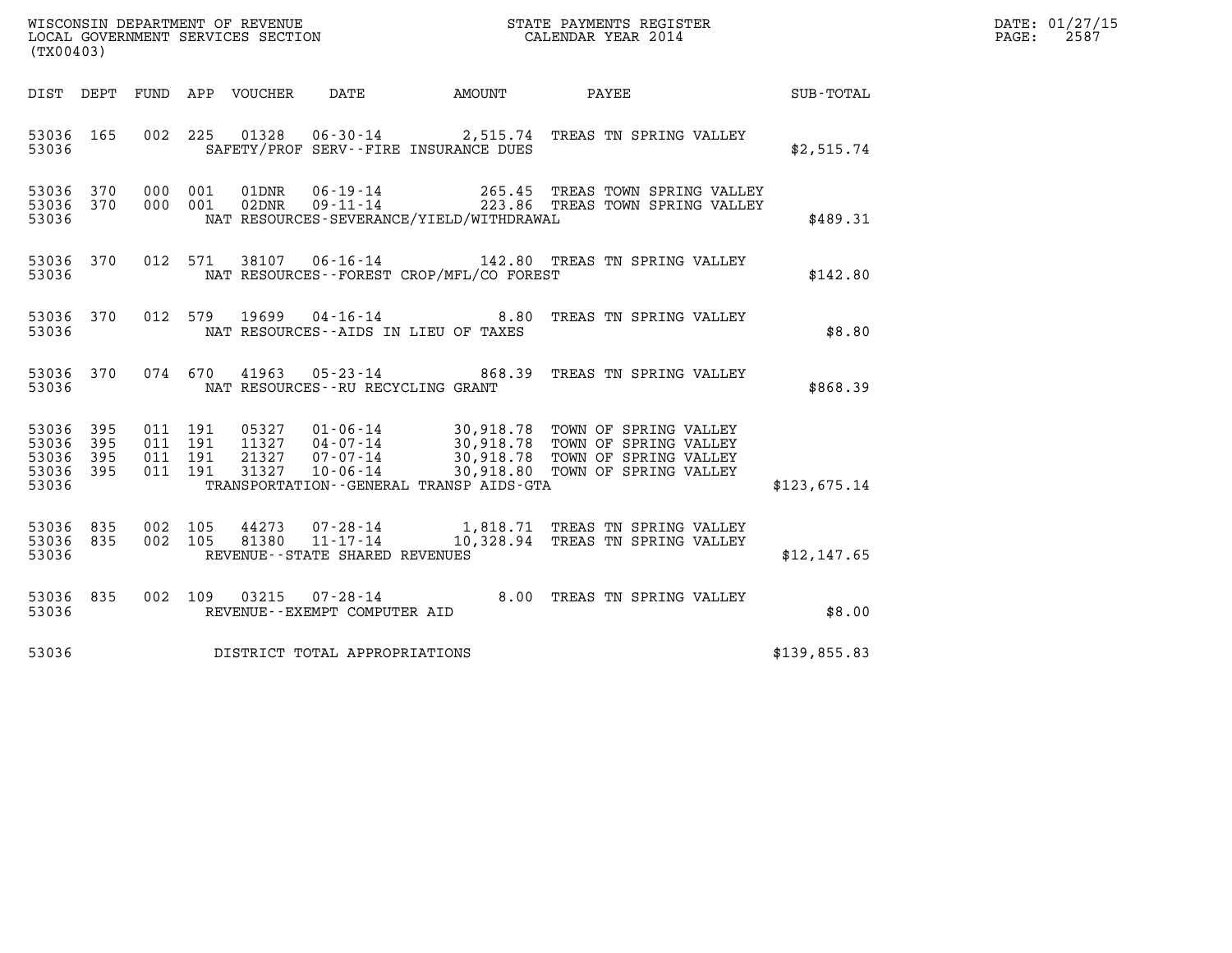WISCONSIN DEPARTMENT OF REVENUE
LOCAL GOVERNMENT SERVICES SECTION
(TX00403)

STATE PAYMENTS REGISTER
CALENDAR YEAR 2014

DATE: 01/27/15
PAGE: 2587

| DIST | DEPT | FUND | APP | VOUCHER | DATE | AMOUNT | PAYEE | SUB-TOTAL |
|---|---|---|---|---|---|---|---|---|
| 53036 | 165 | 002 | 225 | 01328 | 06-30-14 | 2,515.74 | TREAS TN SPRING VALLEY | |
| 53036 | | | | | SAFETY/PROF SERV--FIRE INSURANCE DUES | | | $2,515.74 |
| 53036 | 370 | 000 | 001 | 01DNR | 06-19-14 | 265.45 | TREAS TOWN SPRING VALLEY | |
| 53036 | 370 | 000 | 001 | 02DNR | 09-11-14 | 223.86 | TREAS TOWN SPRING VALLEY | |
| 53036 | | | | | NAT RESOURCES-SEVERANCE/YIELD/WITHDRAWAL | | | $489.31 |
| 53036 | 370 | 012 | 571 | 38107 | 06-16-14 | 142.80 | TREAS TN SPRING VALLEY | |
| 53036 | | | | | NAT RESOURCES--FOREST CROP/MFL/CO FOREST | | | $142.80 |
| 53036 | 370 | 012 | 579 | 19699 | 04-16-14 | 8.80 | TREAS TN SPRING VALLEY | |
| 53036 | | | | | NAT RESOURCES--AIDS IN LIEU OF TAXES | | | $8.80 |
| 53036 | 370 | 074 | 670 | 41963 | 05-23-14 | 868.39 | TREAS TN SPRING VALLEY | |
| 53036 | | | | | NAT RESOURCES--RU RECYCLING GRANT | | | $868.39 |
| 53036 | 395 | 011 | 191 | 05327 | 01-06-14 | 30,918.78 | TOWN OF SPRING VALLEY | |
| 53036 | 395 | 011 | 191 | 11327 | 04-07-14 | 30,918.78 | TOWN OF SPRING VALLEY | |
| 53036 | 395 | 011 | 191 | 21327 | 07-07-14 | 30,918.78 | TOWN OF SPRING VALLEY | |
| 53036 | 395 | 011 | 191 | 31327 | 10-06-14 | 30,918.80 | TOWN OF SPRING VALLEY | |
| 53036 | | | | | TRANSPORTATION--GENERAL TRANSP AIDS-GTA | | | $123,675.14 |
| 53036 | 835 | 002 | 105 | 44273 | 07-28-14 | 1,818.71 | TREAS TN SPRING VALLEY | |
| 53036 | 835 | 002 | 105 | 81380 | 11-17-14 | 10,328.94 | TREAS TN SPRING VALLEY | |
| 53036 | | | | | REVENUE--STATE SHARED REVENUES | | | $12,147.65 |
| 53036 | 835 | 002 | 109 | 03215 | 07-28-14 | 8.00 | TREAS TN SPRING VALLEY | |
| 53036 | | | | | REVENUE--EXEMPT COMPUTER AID | | | $8.00 |
| 53036 | | | | | DISTRICT TOTAL APPROPRIATIONS | | | $139,855.83 |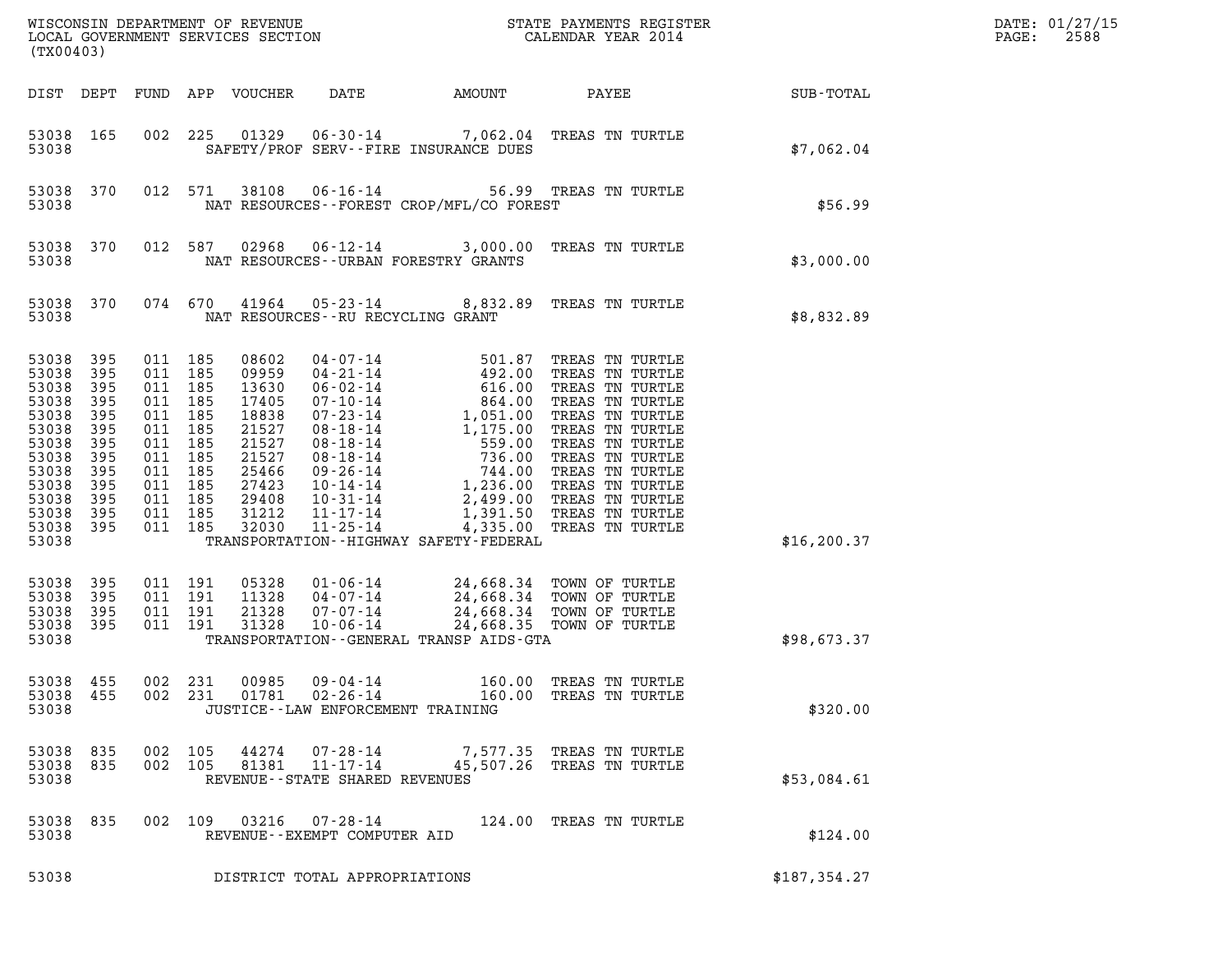WISCONSIN DEPARTMENT OF REVENUE
LOCAL GOVERNMENT SERVICES SECTION
(TX00403)

STATE PAYMENTS REGISTER
CALENDAR YEAR 2014

DATE: 01/27/15
PAGE: 2588

| DIST | DEPT | FUND | APP | VOUCHER | DATE | AMOUNT | PAYEE | SUB-TOTAL |
|---|---|---|---|---|---|---|---|---|
| 53038 | 165 | 002 | 225 | 01329 | 06-30-14 | 7,062.04 | TREAS TN TURTLE | |
| 53038 | | | | | SAFETY/PROF SERV--FIRE INSURANCE DUES | | | $7,062.04 |
| 53038 | 370 | 012 | 571 | 38108 | 06-16-14 | 56.99 | TREAS TN TURTLE | |
| 53038 | | | | | NAT RESOURCES--FOREST CROP/MFL/CO FOREST | | | $56.99 |
| 53038 | 370 | 012 | 587 | 02968 | 06-12-14 | 3,000.00 | TREAS TN TURTLE | |
| 53038 | | | | | NAT RESOURCES--URBAN FORESTRY GRANTS | | | $3,000.00 |
| 53038 | 370 | 074 | 670 | 41964 | 05-23-14 | 8,832.89 | TREAS TN TURTLE | |
| 53038 | | | | | NAT RESOURCES--RU RECYCLING GRANT | | | $8,832.89 |
| 53038 | 395 | 011 | 185 | 08602 | 04-07-14 | 501.87 | TREAS TN TURTLE | |
| 53038 | 395 | 011 | 185 | 09959 | 04-21-14 | 492.00 | TREAS TN TURTLE | |
| 53038 | 395 | 011 | 185 | 13630 | 06-02-14 | 616.00 | TREAS TN TURTLE | |
| 53038 | 395 | 011 | 185 | 17405 | 07-10-14 | 864.00 | TREAS TN TURTLE | |
| 53038 | 395 | 011 | 185 | 18838 | 07-23-14 | 1,051.00 | TREAS TN TURTLE | |
| 53038 | 395 | 011 | 185 | 21527 | 08-18-14 | 1,175.00 | TREAS TN TURTLE | |
| 53038 | 395 | 011 | 185 | 21527 | 08-18-14 | 559.00 | TREAS TN TURTLE | |
| 53038 | 395 | 011 | 185 | 21527 | 08-18-14 | 736.00 | TREAS TN TURTLE | |
| 53038 | 395 | 011 | 185 | 25466 | 09-26-14 | 744.00 | TREAS TN TURTLE | |
| 53038 | 395 | 011 | 185 | 27423 | 10-14-14 | 1,236.00 | TREAS TN TURTLE | |
| 53038 | 395 | 011 | 185 | 29408 | 10-31-14 | 2,499.00 | TREAS TN TURTLE | |
| 53038 | 395 | 011 | 185 | 31212 | 11-17-14 | 1,391.50 | TREAS TN TURTLE | |
| 53038 | 395 | 011 | 185 | 32030 | 11-25-14 | 4,335.00 | TREAS TN TURTLE | |
| 53038 | | | | | TRANSPORTATION--HIGHWAY SAFETY-FEDERAL | | | $16,200.37 |
| 53038 | 395 | 011 | 191 | 05328 | 01-06-14 | 24,668.34 | TOWN OF TURTLE | |
| 53038 | 395 | 011 | 191 | 11328 | 04-07-14 | 24,668.34 | TOWN OF TURTLE | |
| 53038 | 395 | 011 | 191 | 21328 | 07-07-14 | 24,668.34 | TOWN OF TURTLE | |
| 53038 | 395 | 011 | 191 | 31328 | 10-06-14 | 24,668.35 | TOWN OF TURTLE | |
| 53038 | | | | | TRANSPORTATION--GENERAL TRANSP AIDS-GTA | | | $98,673.37 |
| 53038 | 455 | 002 | 231 | 00985 | 09-04-14 | 160.00 | TREAS TN TURTLE | |
| 53038 | 455 | 002 | 231 | 01781 | 02-26-14 | 160.00 | TREAS TN TURTLE | |
| 53038 | | | | | JUSTICE--LAW ENFORCEMENT TRAINING | | | $320.00 |
| 53038 | 835 | 002 | 105 | 44274 | 07-28-14 | 7,577.35 | TREAS TN TURTLE | |
| 53038 | 835 | 002 | 105 | 81381 | 11-17-14 | 45,507.26 | TREAS TN TURTLE | |
| 53038 | | | | | REVENUE--STATE SHARED REVENUES | | | $53,084.61 |
| 53038 | 835 | 002 | 109 | 03216 | 07-28-14 | 124.00 | TREAS TN TURTLE | |
| 53038 | | | | | REVENUE--EXEMPT COMPUTER AID | | | $124.00 |
| 53038 | | | | | DISTRICT TOTAL APPROPRIATIONS | | | $187,354.27 |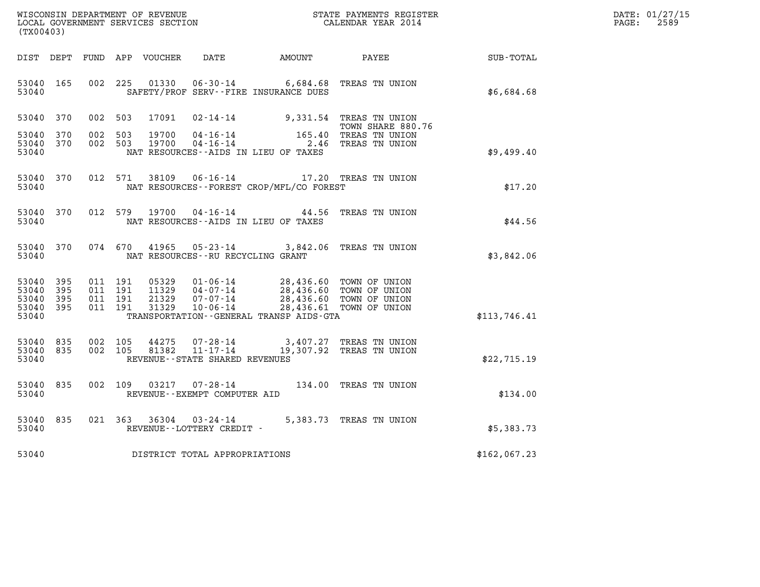WISCONSIN DEPARTMENT OF REVENUE
LOCAL GOVERNMENT SERVICES SECTION
(TX00403)

STATE PAYMENTS REGISTER
CALENDAR YEAR 2014

DATE: 01/27/15
PAGE: 2589

| DIST | DEPT | FUND | APP | VOUCHER | DATE | AMOUNT | PAYEE | SUB-TOTAL |
|---|---|---|---|---|---|---|---|---|
| 53040 | 165 | 002 | 225 | 01330 | 06-30-14 | 6,684.68 | TREAS TN UNION | |
| 53040 | | | | | SAFETY/PROF SERV--FIRE INSURANCE DUES | | | $6,684.68 |
| 53040 | 370 | 002 | 503 | 17091 | 02-14-14 | 9,331.54 | TREAS TN UNION TOWN SHARE 880.76 | |
| 53040 | 370 | 002 | 503 | 19700 | 04-16-14 | 165.40 | TREAS TN UNION | |
| 53040 | 370 | 002 | 503 | 19700 | 04-16-14 | 2.46 | TREAS TN UNION | |
| 53040 | | | | | NAT RESOURCES--AIDS IN LIEU OF TAXES | | | $9,499.40 |
| 53040 | 370 | 012 | 571 | 38109 | 06-16-14 | 17.20 | TREAS TN UNION | |
| 53040 | | | | | NAT RESOURCES--FOREST CROP/MFL/CO FOREST | | | $17.20 |
| 53040 | 370 | 012 | 579 | 19700 | 04-16-14 | 44.56 | TREAS TN UNION | |
| 53040 | | | | | NAT RESOURCES--AIDS IN LIEU OF TAXES | | | $44.56 |
| 53040 | 370 | 074 | 670 | 41965 | 05-23-14 | 3,842.06 | TREAS TN UNION | |
| 53040 | | | | | NAT RESOURCES--RU RECYCLING GRANT | | | $3,842.06 |
| 53040 | 395 | 011 | 191 | 05329 | 01-06-14 | 28,436.60 | TOWN OF UNION | |
| 53040 | 395 | 011 | 191 | 11329 | 04-07-14 | 28,436.60 | TOWN OF UNION | |
| 53040 | 395 | 011 | 191 | 21329 | 07-07-14 | 28,436.60 | TOWN OF UNION | |
| 53040 | 395 | 011 | 191 | 31329 | 10-06-14 | 28,436.61 | TOWN OF UNION | |
| 53040 | | | | | TRANSPORTATION--GENERAL TRANSP AIDS-GTA | | | $113,746.41 |
| 53040 | 835 | 002 | 105 | 44275 | 07-28-14 | 3,407.27 | TREAS TN UNION | |
| 53040 | 835 | 002 | 105 | 81382 | 11-17-14 | 19,307.92 | TREAS TN UNION | |
| 53040 | | | | | REVENUE--STATE SHARED REVENUES | | | $22,715.19 |
| 53040 | 835 | 002 | 109 | 03217 | 07-28-14 | 134.00 | TREAS TN UNION | |
| 53040 | | | | | REVENUE--EXEMPT COMPUTER AID | | | $134.00 |
| 53040 | 835 | 021 | 363 | 36304 | 03-24-14 | 5,383.73 | TREAS TN UNION | |
| 53040 | | | | | REVENUE--LOTTERY CREDIT - | | | $5,383.73 |
| 53040 | | | | | DISTRICT TOTAL APPROPRIATIONS | | | $162,067.23 |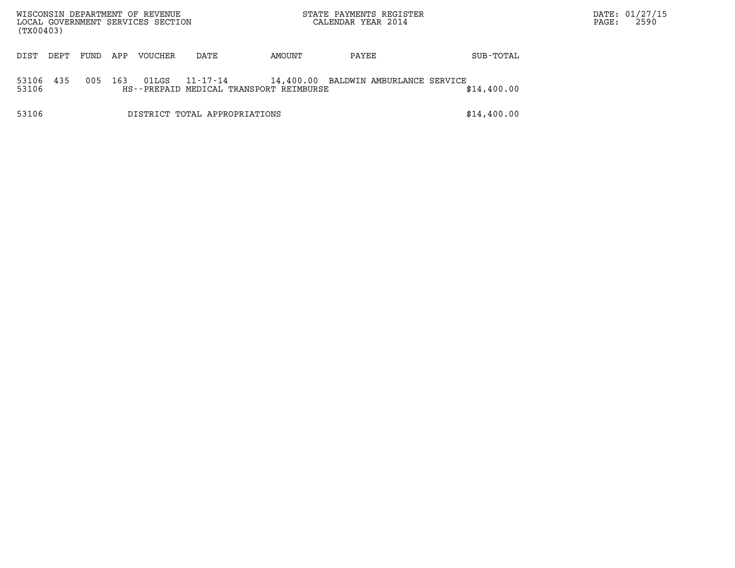WISCONSIN DEPARTMENT OF REVENUE
LOCAL GOVERNMENT SERVICES SECTION
(TX00403)

STATE PAYMENTS REGISTER
CALENDAR YEAR 2014

DATE: 01/27/15
PAGE: 2590

| DIST | DEPT | FUND | APP | VOUCHER | DATE | AMOUNT | PAYEE | SUB-TOTAL |
|---|---|---|---|---|---|---|---|---|
| 53106 | 435 | 005 | 163 | 01LGS | 11-17-14 | 14,400.00 | BALDWIN AMBURLANCE SERVICE | |
| 53106 | | | | HS--PREPAID MEDICAL TRANSPORT REIMBURSE | | | | $14,400.00 |
| 53106 | | | | DISTRICT TOTAL APPROPRIATIONS | | | | $14,400.00 |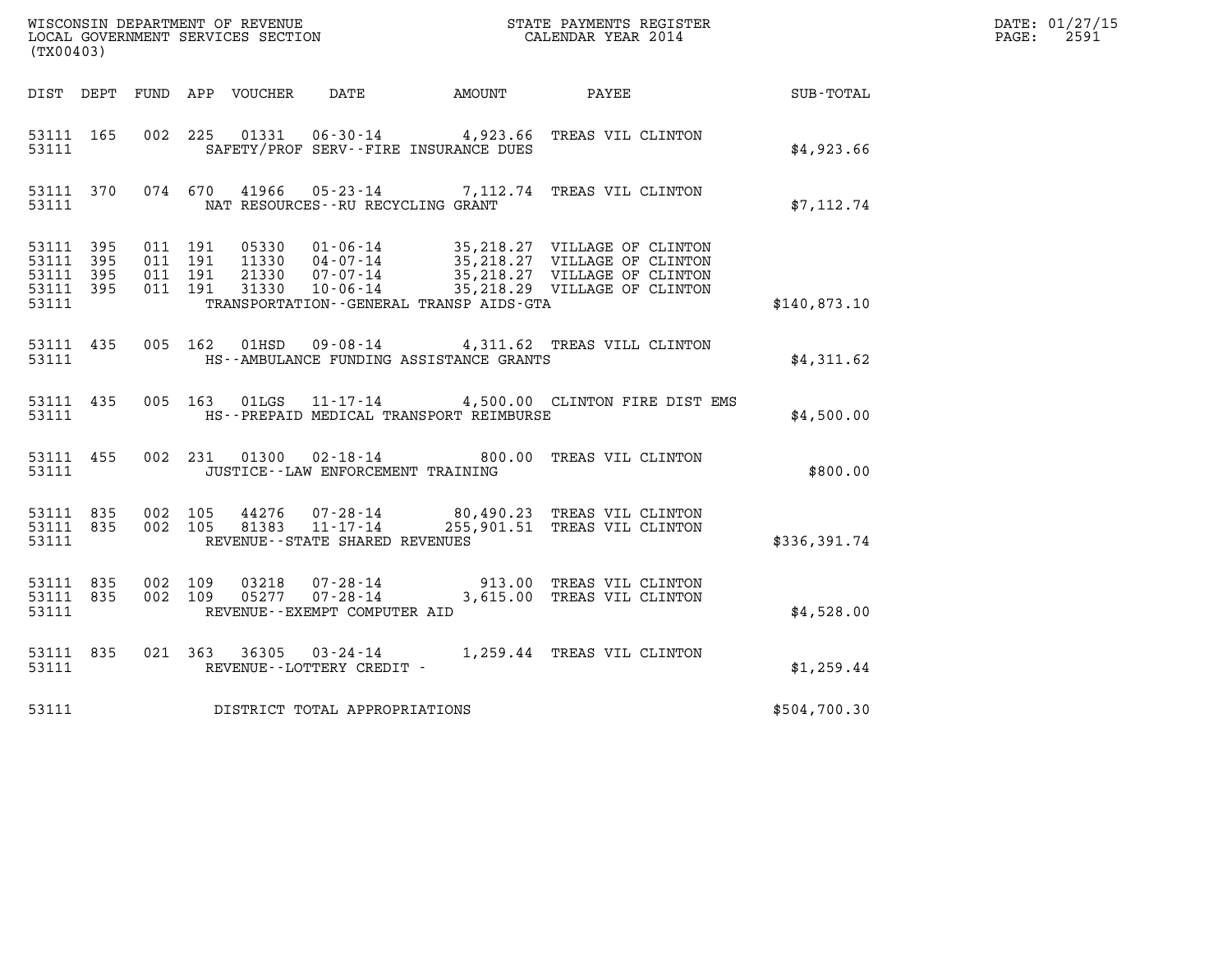WISCONSIN DEPARTMENT OF REVENUE
LOCAL GOVERNMENT SERVICES SECTION
(TX00403)

STATE PAYMENTS REGISTER
CALENDAR YEAR 2014

DATE: 01/27/15
PAGE: 2591

| DIST | DEPT | FUND | APP | VOUCHER | DATE | AMOUNT | PAYEE | SUB-TOTAL |
|---|---|---|---|---|---|---|---|---|
| 53111 | 165 | 002 | 225 | 01331 | 06-30-14 | 4,923.66 | TREAS VIL CLINTON | |
| 53111 | | | | | SAFETY/PROF SERV--FIRE INSURANCE DUES | | | $4,923.66 |
| 53111 | 370 | 074 | 670 | 41966 | 05-23-14 | 7,112.74 | TREAS VIL CLINTON | |
| 53111 | | | | | NAT RESOURCES--RU RECYCLING GRANT | | | $7,112.74 |
| 53111 | 395 | 011 | 191 | 05330 | 01-06-14 | 35,218.27 | VILLAGE OF CLINTON | |
| 53111 | 395 | 011 | 191 | 11330 | 04-07-14 | 35,218.27 | VILLAGE OF CLINTON | |
| 53111 | 395 | 011 | 191 | 21330 | 07-07-14 | 35,218.27 | VILLAGE OF CLINTON | |
| 53111 | 395 | 011 | 191 | 31330 | 10-06-14 | 35,218.29 | VILLAGE OF CLINTON | |
| 53111 | | | | | TRANSPORTATION--GENERAL TRANSP AIDS-GTA | | | $140,873.10 |
| 53111 | 435 | 005 | 162 | 01HSD | 09-08-14 | 4,311.62 | TREAS VILL CLINTON | |
| 53111 | | | | | HS--AMBULANCE FUNDING ASSISTANCE GRANTS | | | $4,311.62 |
| 53111 | 435 | 005 | 163 | 01LGS | 11-17-14 | 4,500.00 | CLINTON FIRE DIST EMS | |
| 53111 | | | | | HS--PREPAID MEDICAL TRANSPORT REIMBURSE | | | $4,500.00 |
| 53111 | 455 | 002 | 231 | 01300 | 02-18-14 | 800.00 | TREAS VIL CLINTON | |
| 53111 | | | | | JUSTICE--LAW ENFORCEMENT TRAINING | | | $800.00 |
| 53111 | 835 | 002 | 105 | 44276 | 07-28-14 | 80,490.23 | TREAS VIL CLINTON | |
| 53111 | 835 | 002 | 105 | 81383 | 11-17-14 | 255,901.51 | TREAS VIL CLINTON | |
| 53111 | | | | | REVENUE--STATE SHARED REVENUES | | | $336,391.74 |
| 53111 | 835 | 002 | 109 | 03218 | 07-28-14 | 913.00 | TREAS VIL CLINTON | |
| 53111 | 835 | 002 | 109 | 05277 | 07-28-14 | 3,615.00 | TREAS VIL CLINTON | |
| 53111 | | | | | REVENUE--EXEMPT COMPUTER AID | | | $4,528.00 |
| 53111 | 835 | 021 | 363 | 36305 | 03-24-14 | 1,259.44 | TREAS VIL CLINTON | |
| 53111 | | | | | REVENUE--LOTTERY CREDIT - | | | $1,259.44 |
| 53111 | | | | | DISTRICT TOTAL APPROPRIATIONS | | | $504,700.30 |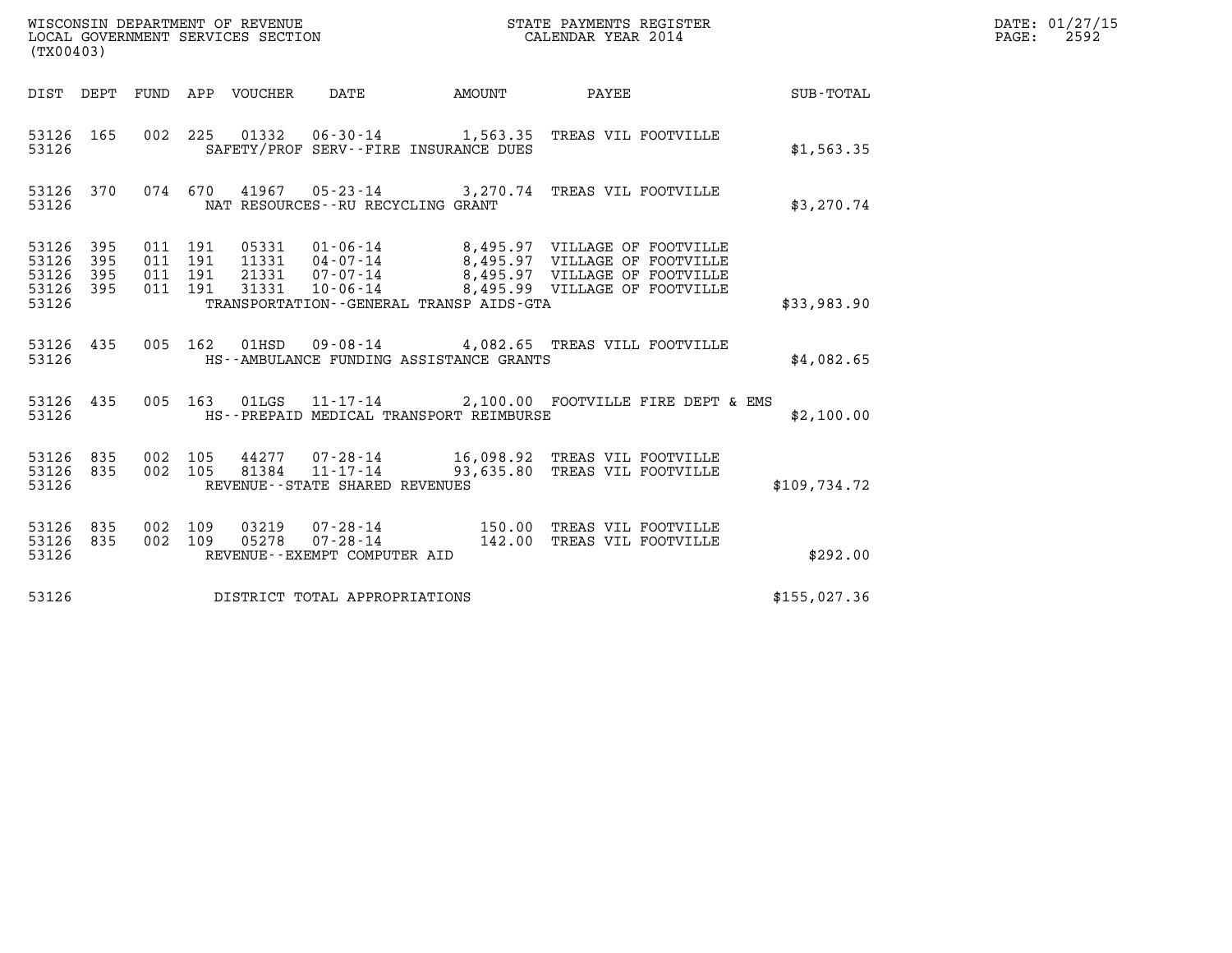WISCONSIN DEPARTMENT OF REVENUE
LOCAL GOVERNMENT SERVICES SECTION
(TX00403)

STATE PAYMENTS REGISTER
CALENDAR YEAR 2014

DATE: 01/27/15
PAGE: 2592

| DIST | DEPT | FUND | APP | VOUCHER | DATE | AMOUNT | PAYEE | SUB-TOTAL |
|---|---|---|---|---|---|---|---|---|
| 53126 | 165 | 002 | 225 | 01332 | 06-30-14 | 1,563.35 | TREAS VIL FOOTVILLE | |
| 53126 | | | | | SAFETY/PROF SERV--FIRE INSURANCE DUES | | | $1,563.35 |
| 53126 | 370 | 074 | 670 | 41967 | 05-23-14 | 3,270.74 | TREAS VIL FOOTVILLE | |
| 53126 | | | | | NAT RESOURCES--RU RECYCLING GRANT | | | $3,270.74 |
| 53126 | 395 | 011 | 191 | 05331 | 01-06-14 | 8,495.97 | VILLAGE OF FOOTVILLE | |
| 53126 | 395 | 011 | 191 | 11331 | 04-07-14 | 8,495.97 | VILLAGE OF FOOTVILLE | |
| 53126 | 395 | 011 | 191 | 21331 | 07-07-14 | 8,495.97 | VILLAGE OF FOOTVILLE | |
| 53126 | 395 | 011 | 191 | 31331 | 10-06-14 | 8,495.99 | VILLAGE OF FOOTVILLE | |
| 53126 | | | | | TRANSPORTATION--GENERAL TRANSP AIDS-GTA | | | $33,983.90 |
| 53126 | 435 | 005 | 162 | 01HSD | 09-08-14 | 4,082.65 | TREAS VILL FOOTVILLE | |
| 53126 | | | | | HS--AMBULANCE FUNDING ASSISTANCE GRANTS | | | $4,082.65 |
| 53126 | 435 | 005 | 163 | 01LGS | 11-17-14 | 2,100.00 | FOOTVILLE FIRE DEPT & EMS | |
| 53126 | | | | | HS--PREPAID MEDICAL TRANSPORT REIMBURSE | | | $2,100.00 |
| 53126 | 835 | 002 | 105 | 44277 | 07-28-14 | 16,098.92 | TREAS VIL FOOTVILLE | |
| 53126 | 835 | 002 | 105 | 81384 | 11-17-14 | 93,635.80 | TREAS VIL FOOTVILLE | |
| 53126 | | | | | REVENUE--STATE SHARED REVENUES | | | $109,734.72 |
| 53126 | 835 | 002 | 109 | 03219 | 07-28-14 | 150.00 | TREAS VIL FOOTVILLE | |
| 53126 | 835 | 002 | 109 | 05278 | 07-28-14 | 142.00 | TREAS VIL FOOTVILLE | |
| 53126 | | | | | REVENUE--EXEMPT COMPUTER AID | | | $292.00 |
| 53126 | | | | | DISTRICT TOTAL APPROPRIATIONS | | | $155,027.36 |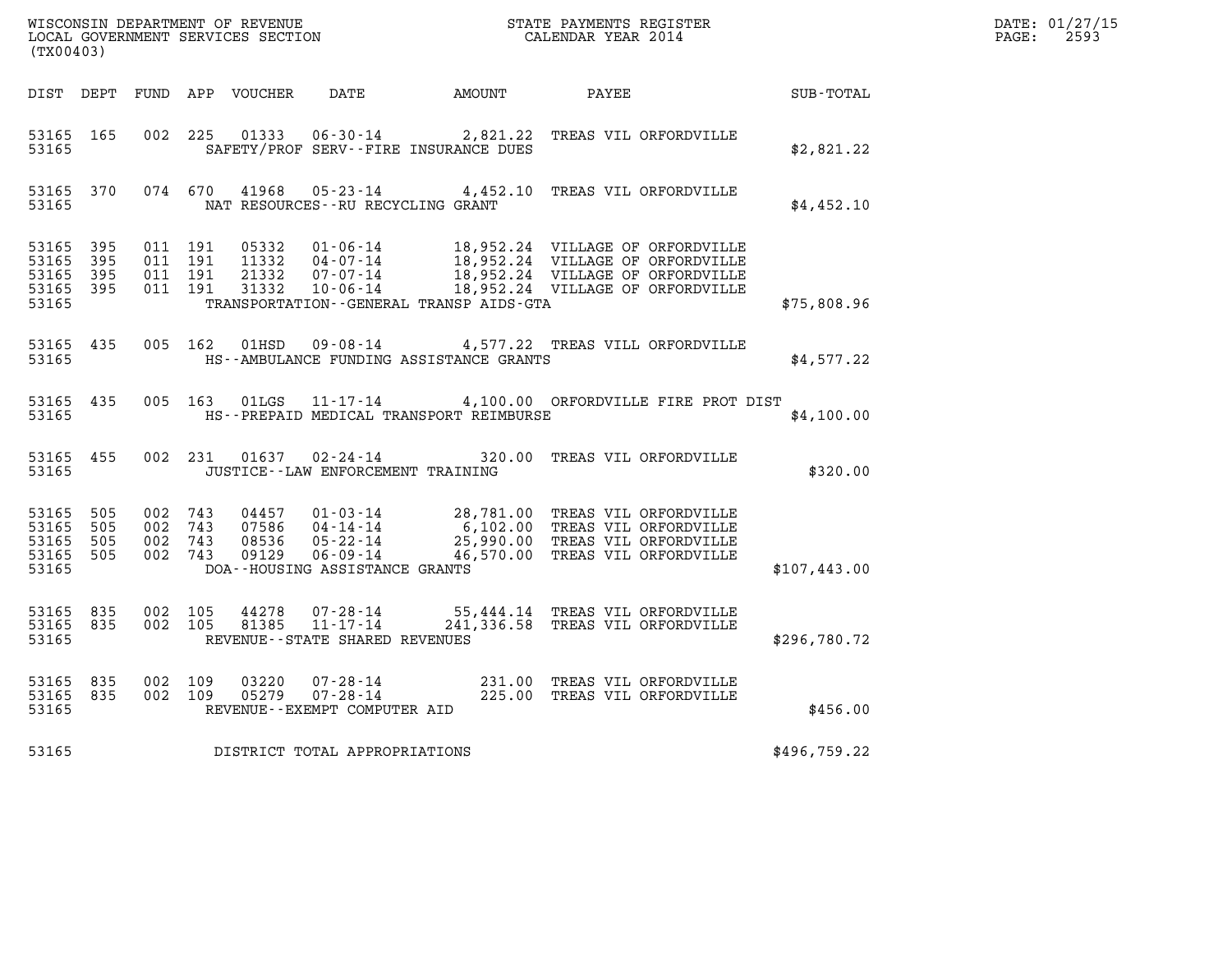WISCONSIN DEPARTMENT OF REVENUE
LOCAL GOVERNMENT SERVICES SECTION
(TX00403)

STATE PAYMENTS REGISTER
CALENDAR YEAR 2014

DATE: 01/27/15
PAGE: 2593

| DIST | DEPT | FUND | APP | VOUCHER | DATE | AMOUNT | PAYEE | SUB-TOTAL |
|---|---|---|---|---|---|---|---|---|
| 53165 | 165 | 002 | 225 | 01333 | 06-30-14 | 2,821.22 | TREAS VIL ORFORDVILLE | |
| 53165 | | | | | SAFETY/PROF SERV--FIRE INSURANCE DUES | | | $2,821.22 |
| 53165 | 370 | 074 | 670 | 41968 | 05-23-14 | 4,452.10 | TREAS VIL ORFORDVILLE | |
| 53165 | | | | | NAT RESOURCES--RU RECYCLING GRANT | | | $4,452.10 |
| 53165 | 395 | 011 | 191 | 05332 | 01-06-14 | 18,952.24 | VILLAGE OF ORFORDVILLE | |
| 53165 | 395 | 011 | 191 | 11332 | 04-07-14 | 18,952.24 | VILLAGE OF ORFORDVILLE | |
| 53165 | 395 | 011 | 191 | 21332 | 07-07-14 | 18,952.24 | VILLAGE OF ORFORDVILLE | |
| 53165 | 395 | 011 | 191 | 31332 | 10-06-14 | 18,952.24 | VILLAGE OF ORFORDVILLE | |
| 53165 | | | | | TRANSPORTATION--GENERAL TRANSP AIDS-GTA | | | $75,808.96 |
| 53165 | 435 | 005 | 162 | 01HSD | 09-08-14 | 4,577.22 | TREAS VILL ORFORDVILLE | |
| 53165 | | | | | HS--AMBULANCE FUNDING ASSISTANCE GRANTS | | | $4,577.22 |
| 53165 | 435 | 005 | 163 | 01LGS | 11-17-14 | 4,100.00 | ORFORDVILLE FIRE PROT DIST | |
| 53165 | | | | | HS--PREPAID MEDICAL TRANSPORT REIMBURSE | | | $4,100.00 |
| 53165 | 455 | 002 | 231 | 01637 | 02-24-14 | 320.00 | TREAS VIL ORFORDVILLE | |
| 53165 | | | | | JUSTICE--LAW ENFORCEMENT TRAINING | | | $320.00 |
| 53165 | 505 | 002 | 743 | 04457 | 01-03-14 | 28,781.00 | TREAS VIL ORFORDVILLE | |
| 53165 | 505 | 002 | 743 | 07586 | 04-14-14 | 6,102.00 | TREAS VIL ORFORDVILLE | |
| 53165 | 505 | 002 | 743 | 08536 | 05-22-14 | 25,990.00 | TREAS VIL ORFORDVILLE | |
| 53165 | 505 | 002 | 743 | 09129 | 06-09-14 | 46,570.00 | TREAS VIL ORFORDVILLE | |
| 53165 | | | | | DOA--HOUSING ASSISTANCE GRANTS | | | $107,443.00 |
| 53165 | 835 | 002 | 105 | 44278 | 07-28-14 | 55,444.14 | TREAS VIL ORFORDVILLE | |
| 53165 | 835 | 002 | 105 | 81385 | 11-17-14 | 241,336.58 | TREAS VIL ORFORDVILLE | |
| 53165 | | | | | REVENUE--STATE SHARED REVENUES | | | $296,780.72 |
| 53165 | 835 | 002 | 109 | 03220 | 07-28-14 | 231.00 | TREAS VIL ORFORDVILLE | |
| 53165 | 835 | 002 | 109 | 05279 | 07-28-14 | 225.00 | TREAS VIL ORFORDVILLE | |
| 53165 | | | | | REVENUE--EXEMPT COMPUTER AID | | | $456.00 |
| 53165 | | | | | DISTRICT TOTAL APPROPRIATIONS | | | $496,759.22 |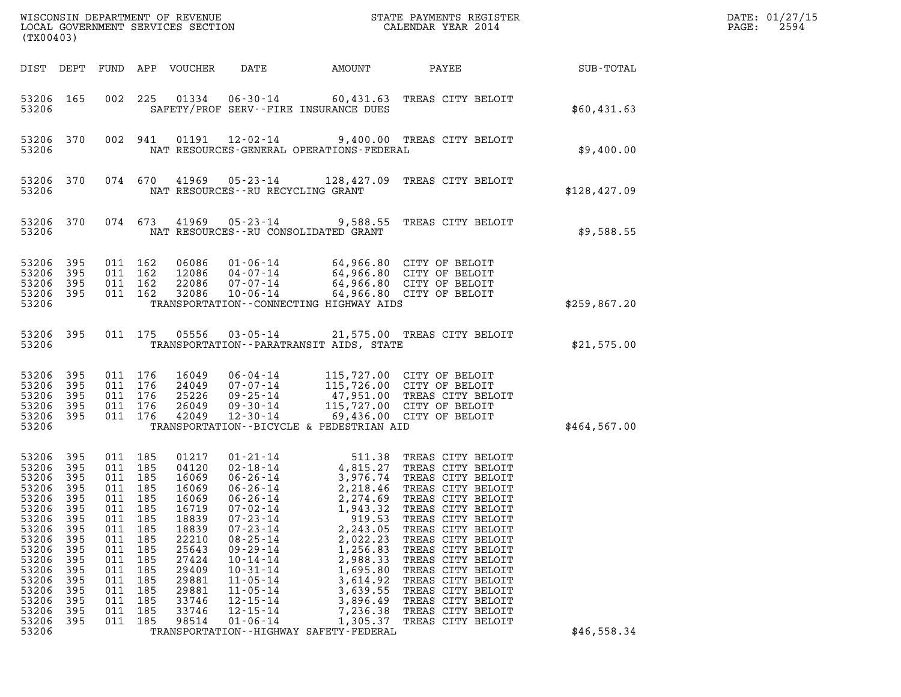WISCONSIN DEPARTMENT OF REVENUE
LOCAL GOVERNMENT SERVICES SECTION
(TX00403)

STATE PAYMENTS REGISTER
CALENDAR YEAR 2014

DATE: 01/27/15
PAGE: 2594

| DIST | DEPT | FUND | APP | VOUCHER | DATE | AMOUNT | PAYEE | SUB-TOTAL |
|---|---|---|---|---|---|---|---|---|
| 53206 | 165 | 002 | 225 | 01334 | 06-30-14 | 60,431.63 | TREAS CITY BELOIT | |
| 53206 | | | | | SAFETY/PROF SERV--FIRE INSURANCE DUES | | | $60,431.63 |
| 53206 | 370 | 002 | 941 | 01191 | 12-02-14 | 9,400.00 | TREAS CITY BELOIT | |
| 53206 | | | | | NAT RESOURCES-GENERAL OPERATIONS-FEDERAL | | | $9,400.00 |
| 53206 | 370 | 074 | 670 | 41969 | 05-23-14 | 128,427.09 | TREAS CITY BELOIT | |
| 53206 | | | | | NAT RESOURCES--RU RECYCLING GRANT | | | $128,427.09 |
| 53206 | 370 | 074 | 673 | 41969 | 05-23-14 | 9,588.55 | TREAS CITY BELOIT | |
| 53206 | | | | | NAT RESOURCES--RU CONSOLIDATED GRANT | | | $9,588.55 |
| 53206 | 395 | 011 | 162 | 06086 | 01-06-14 | 64,966.80 | CITY OF BELOIT | |
| 53206 | 395 | 011 | 162 | 12086 | 04-07-14 | 64,966.80 | CITY OF BELOIT | |
| 53206 | 395 | 011 | 162 | 22086 | 07-07-14 | 64,966.80 | CITY OF BELOIT | |
| 53206 | 395 | 011 | 162 | 32086 | 10-06-14 | 64,966.80 | CITY OF BELOIT | |
| 53206 | | | | | TRANSPORTATION--CONNECTING HIGHWAY AIDS | | | $259,867.20 |
| 53206 | 395 | 011 | 175 | 05556 | 03-05-14 | 21,575.00 | TREAS CITY BELOIT | |
| 53206 | | | | | TRANSPORTATION--PARATRANSIT AIDS, STATE | | | $21,575.00 |
| 53206 | 395 | 011 | 176 | 16049 | 06-04-14 | 115,727.00 | CITY OF BELOIT | |
| 53206 | 395 | 011 | 176 | 24049 | 07-07-14 | 115,726.00 | CITY OF BELOIT | |
| 53206 | 395 | 011 | 176 | 25226 | 09-25-14 | 47,951.00 | TREAS CITY BELOIT | |
| 53206 | 395 | 011 | 176 | 26049 | 09-30-14 | 115,727.00 | CITY OF BELOIT | |
| 53206 | 395 | 011 | 176 | 42049 | 12-30-14 | 69,436.00 | CITY OF BELOIT | |
| 53206 | | | | | TRANSPORTATION--BICYCLE & PEDESTRIAN AID | | | $464,567.00 |
| 53206 | 395 | 011 | 185 | 01217 | 01-21-14 | 511.38 | TREAS CITY BELOIT | |
| 53206 | 395 | 011 | 185 | 04120 | 02-18-14 | 4,815.27 | TREAS CITY BELOIT | |
| 53206 | 395 | 011 | 185 | 16069 | 06-26-14 | 3,976.74 | TREAS CITY BELOIT | |
| 53206 | 395 | 011 | 185 | 16069 | 06-26-14 | 2,218.46 | TREAS CITY BELOIT | |
| 53206 | 395 | 011 | 185 | 16069 | 06-26-14 | 2,274.69 | TREAS CITY BELOIT | |
| 53206 | 395 | 011 | 185 | 16719 | 07-02-14 | 1,943.32 | TREAS CITY BELOIT | |
| 53206 | 395 | 011 | 185 | 18839 | 07-23-14 | 919.53 | TREAS CITY BELOIT | |
| 53206 | 395 | 011 | 185 | 18839 | 07-23-14 | 2,243.05 | TREAS CITY BELOIT | |
| 53206 | 395 | 011 | 185 | 22210 | 08-25-14 | 2,022.23 | TREAS CITY BELOIT | |
| 53206 | 395 | 011 | 185 | 25643 | 09-29-14 | 1,256.83 | TREAS CITY BELOIT | |
| 53206 | 395 | 011 | 185 | 27424 | 10-14-14 | 2,988.33 | TREAS CITY BELOIT | |
| 53206 | 395 | 011 | 185 | 29409 | 10-31-14 | 1,695.80 | TREAS CITY BELOIT | |
| 53206 | 395 | 011 | 185 | 29881 | 11-05-14 | 3,614.92 | TREAS CITY BELOIT | |
| 53206 | 395 | 011 | 185 | 29881 | 11-05-14 | 3,639.55 | TREAS CITY BELOIT | |
| 53206 | 395 | 011 | 185 | 33746 | 12-15-14 | 3,896.49 | TREAS CITY BELOIT | |
| 53206 | 395 | 011 | 185 | 33746 | 12-15-14 | 7,236.38 | TREAS CITY BELOIT | |
| 53206 | 395 | 011 | 185 | 98514 | 01-06-14 | 1,305.37 | TREAS CITY BELOIT | |
| 53206 | | | | | TRANSPORTATION--HIGHWAY SAFETY-FEDERAL | | | $46,558.34 |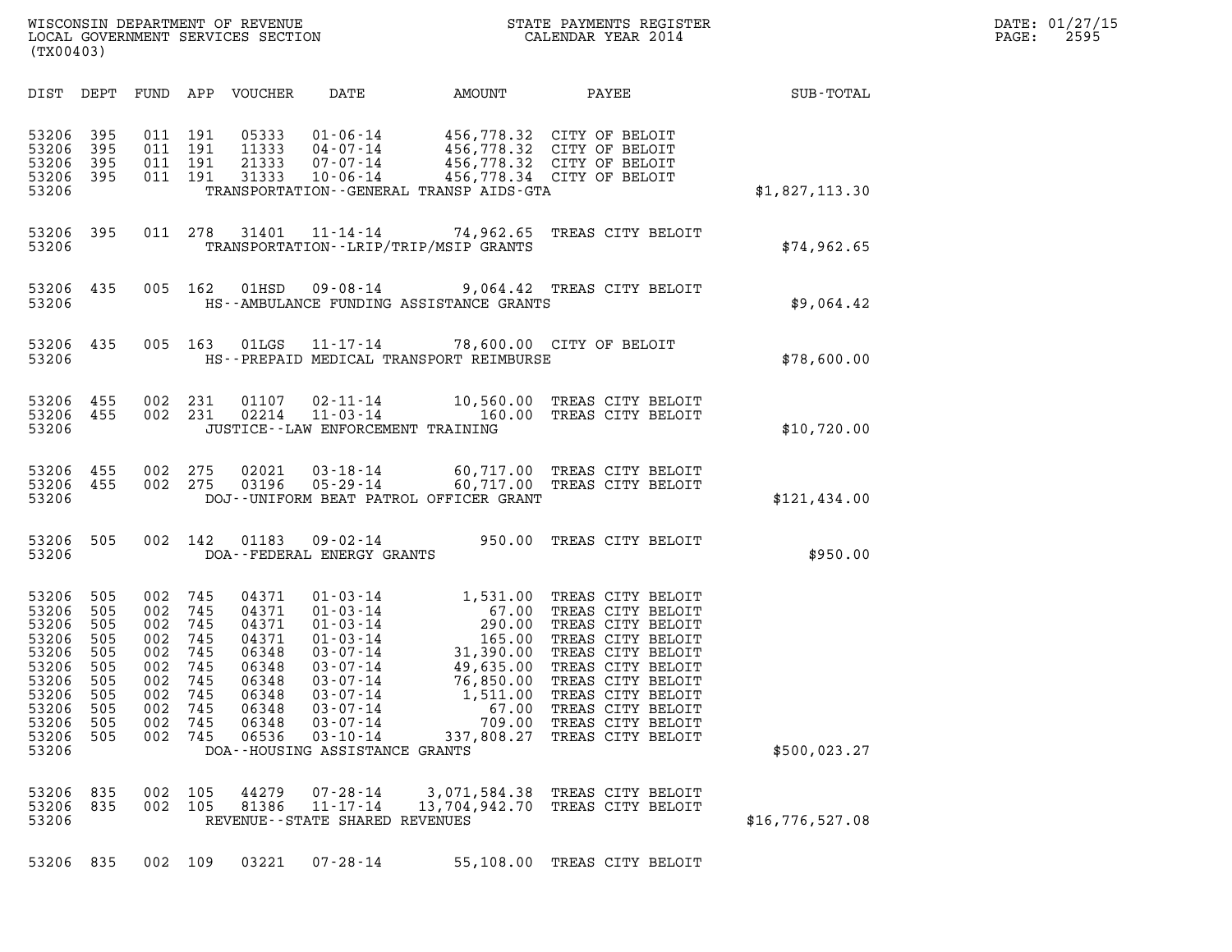| DIST | DEPT | FUND | APP | VOUCHER | DATE | AMOUNT | PAYEE | SUB-TOTAL |
|---|---|---|---|---|---|---|---|---|
| 53206 | 395 | 011 | 191 | 05333 | 01-06-14 | 456,778.32 | CITY OF BELOIT | |
| 53206 | 395 | 011 | 191 | 11333 | 04-07-14 | 456,778.32 | CITY OF BELOIT | |
| 53206 | 395 | 011 | 191 | 21333 | 07-07-14 | 456,778.32 | CITY OF BELOIT | |
| 53206 | 395 | 011 | 191 | 31333 | 10-06-14 | 456,778.34 | CITY OF BELOIT | |
| 53206 | | | | | TRANSPORTATION--GENERAL TRANSP AIDS-GTA | | | $1,827,113.30 |
| 53206 | 395 | 011 | 278 | 31401 | 11-14-14 | 74,962.65 | TREAS CITY BELOIT | |
| 53206 | | | | | TRANSPORTATION--LRIP/TRIP/MSIP GRANTS | | | $74,962.65 |
| 53206 | 435 | 005 | 162 | 01HSD | 09-08-14 | 9,064.42 | TREAS CITY BELOIT | |
| 53206 | | | | | HS--AMBULANCE FUNDING ASSISTANCE GRANTS | | | $9,064.42 |
| 53206 | 435 | 005 | 163 | 01LGS | 11-17-14 | 78,600.00 | CITY OF BELOIT | |
| 53206 | | | | | HS--PREPAID MEDICAL TRANSPORT REIMBURSE | | | $78,600.00 |
| 53206 | 455 | 002 | 231 | 01107 | 02-11-14 | 10,560.00 | TREAS CITY BELOIT | |
| 53206 | 455 | 002 | 231 | 02214 | 11-03-14 | 160.00 | TREAS CITY BELOIT | |
| 53206 | | | | | JUSTICE--LAW ENFORCEMENT TRAINING | | | $10,720.00 |
| 53206 | 455 | 002 | 275 | 02021 | 03-18-14 | 60,717.00 | TREAS CITY BELOIT | |
| 53206 | 455 | 002 | 275 | 03196 | 05-29-14 | 60,717.00 | TREAS CITY BELOIT | |
| 53206 | | | | | DOJ--UNIFORM BEAT PATROL OFFICER GRANT | | | $121,434.00 |
| 53206 | 505 | 002 | 142 | 01183 | 09-02-14 | 950.00 | TREAS CITY BELOIT | |
| 53206 | | | | | DOA--FEDERAL ENERGY GRANTS | | | $950.00 |
| 53206 | 505 | 002 | 745 | 04371 | 01-03-14 | 1,531.00 | TREAS CITY BELOIT | |
| 53206 | 505 | 002 | 745 | 04371 | 01-03-14 | 67.00 | TREAS CITY BELOIT | |
| 53206 | 505 | 002 | 745 | 04371 | 01-03-14 | 290.00 | TREAS CITY BELOIT | |
| 53206 | 505 | 002 | 745 | 04371 | 01-03-14 | 165.00 | TREAS CITY BELOIT | |
| 53206 | 505 | 002 | 745 | 06348 | 03-07-14 | 31,390.00 | TREAS CITY BELOIT | |
| 53206 | 505 | 002 | 745 | 06348 | 03-07-14 | 49,635.00 | TREAS CITY BELOIT | |
| 53206 | 505 | 002 | 745 | 06348 | 03-07-14 | 76,850.00 | TREAS CITY BELOIT | |
| 53206 | 505 | 002 | 745 | 06348 | 03-07-14 | 1,511.00 | TREAS CITY BELOIT | |
| 53206 | 505 | 002 | 745 | 06348 | 03-07-14 | 67.00 | TREAS CITY BELOIT | |
| 53206 | 505 | 002 | 745 | 06348 | 03-07-14 | 709.00 | TREAS CITY BELOIT | |
| 53206 | 505 | 002 | 745 | 06536 | 03-10-14 | 337,808.27 | TREAS CITY BELOIT | |
| 53206 | | | | | DOA--HOUSING ASSISTANCE GRANTS | | | $500,023.27 |
| 53206 | 835 | 002 | 105 | 44279 | 07-28-14 | 3,071,584.38 | TREAS CITY BELOIT | |
| 53206 | 835 | 002 | 105 | 81386 | 11-17-14 | 13,704,942.70 | TREAS CITY BELOIT | |
| 53206 | | | | | REVENUE--STATE SHARED REVENUES | | | $16,776,527.08 |
| 53206 | 835 | 002 | 109 | 03221 | 07-28-14 | 55,108.00 | TREAS CITY BELOIT | |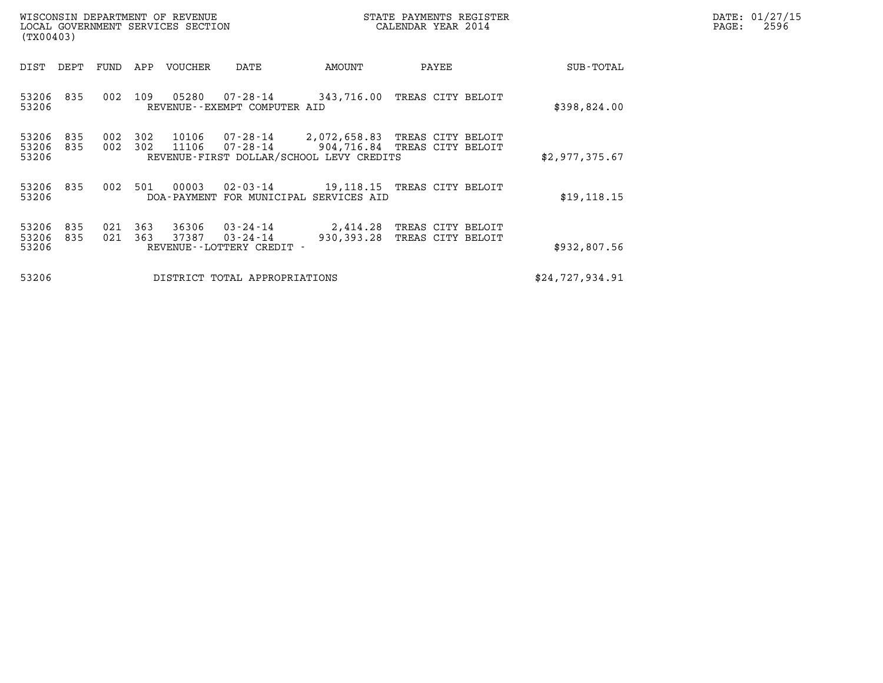WISCONSIN DEPARTMENT OF REVENUE
LOCAL GOVERNMENT SERVICES SECTION
(TX00403)

STATE PAYMENTS REGISTER
CALENDAR YEAR 2014

DATE: 01/27/15

| DIST | DEPT | FUND | APP | VOUCHER | DATE | AMOUNT | PAYEE | SUB-TOTAL |
|---|---|---|---|---|---|---|---|---|
| 53206 | 835 | 002 | 109 | 05280 | 07-28-14 | 343,716.00 | TREAS CITY BELOIT | |
| 53206 | | | | REVENUE--EXEMPT COMPUTER AID | | | | $398,824.00 |
| 53206 | 835 | 002 | 302 | 10106 | 07-28-14 | 2,072,658.83 | TREAS CITY BELOIT | |
| 53206 | 835 | 002 | 302 | 11106 | 07-28-14 | 904,716.84 | TREAS CITY BELOIT | |
| 53206 | | | | REVENUE-FIRST DOLLAR/SCHOOL LEVY CREDITS | | | | $2,977,375.67 |
| 53206 | 835 | 002 | 501 | 00003 | 02-03-14 | 19,118.15 | TREAS CITY BELOIT | |
| 53206 | | | | DOA-PAYMENT FOR MUNICIPAL SERVICES AID | | | | $19,118.15 |
| 53206 | 835 | 021 | 363 | 36306 | 03-24-14 | 2,414.28 | TREAS CITY BELOIT | |
| 53206 | 835 | 021 | 363 | 37387 | 03-24-14 | 930,393.28 | TREAS CITY BELOIT | |
| 53206 | | | | REVENUE--LOTTERY CREDIT - | | | | $932,807.56 |
| 53206 | | | | DISTRICT TOTAL APPROPRIATIONS | | | | $24,727,934.91 |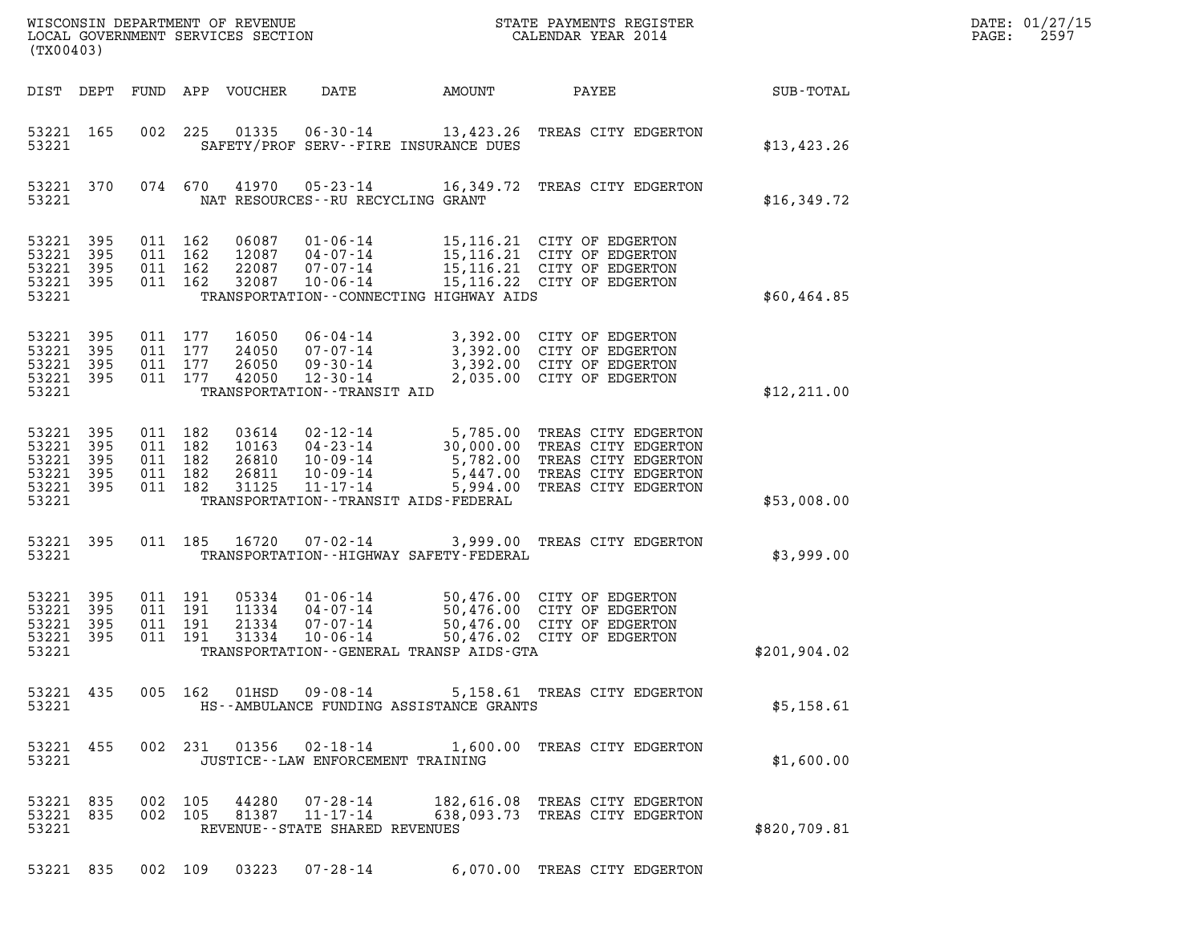| DIST | DEPT | FUND | APP | VOUCHER | DATE | AMOUNT | PAYEE | SUB-TOTAL |
|---|---|---|---|---|---|---|---|---|
| 53221 | 165 | 002 | 225 | 01335 | 06-30-14 | 13,423.26 | TREAS CITY EDGERTON | |
| 53221 | | | | | SAFETY/PROF SERV--FIRE INSURANCE DUES | | | $13,423.26 |
| 53221 | 370 | 074 | 670 | 41970 | 05-23-14 | 16,349.72 | TREAS CITY EDGERTON | |
| 53221 | | | | | NAT RESOURCES--RU RECYCLING GRANT | | | $16,349.72 |
| 53221 | 395 | 011 | 162 | 06087 | 01-06-14 | 15,116.21 | CITY OF EDGERTON | |
| 53221 | 395 | 011 | 162 | 12087 | 04-07-14 | 15,116.21 | CITY OF EDGERTON | |
| 53221 | 395 | 011 | 162 | 22087 | 07-07-14 | 15,116.21 | CITY OF EDGERTON | |
| 53221 | 395 | 011 | 162 | 32087 | 10-06-14 | 15,116.22 | CITY OF EDGERTON | |
| 53221 | | | | | TRANSPORTATION--CONNECTING HIGHWAY AIDS | | | $60,464.85 |
| 53221 | 395 | 011 | 177 | 16050 | 06-04-14 | 3,392.00 | CITY OF EDGERTON | |
| 53221 | 395 | 011 | 177 | 24050 | 07-07-14 | 3,392.00 | CITY OF EDGERTON | |
| 53221 | 395 | 011 | 177 | 26050 | 09-30-14 | 3,392.00 | CITY OF EDGERTON | |
| 53221 | 395 | 011 | 177 | 42050 | 12-30-14 | 2,035.00 | CITY OF EDGERTON | |
| 53221 | | | | | TRANSPORTATION--TRANSIT AID | | | $12,211.00 |
| 53221 | 395 | 011 | 182 | 03614 | 02-12-14 | 5,785.00 | TREAS CITY EDGERTON | |
| 53221 | 395 | 011 | 182 | 10163 | 04-23-14 | 30,000.00 | TREAS CITY EDGERTON | |
| 53221 | 395 | 011 | 182 | 26810 | 10-09-14 | 5,782.00 | TREAS CITY EDGERTON | |
| 53221 | 395 | 011 | 182 | 26811 | 10-09-14 | 5,447.00 | TREAS CITY EDGERTON | |
| 53221 | 395 | 011 | 182 | 31125 | 11-17-14 | 5,994.00 | TREAS CITY EDGERTON | |
| 53221 | | | | | TRANSPORTATION--TRANSIT AIDS-FEDERAL | | | $53,008.00 |
| 53221 | 395 | 011 | 185 | 16720 | 07-02-14 | 3,999.00 | TREAS CITY EDGERTON | |
| 53221 | | | | | TRANSPORTATION--HIGHWAY SAFETY-FEDERAL | | | $3,999.00 |
| 53221 | 395 | 011 | 191 | 05334 | 01-06-14 | 50,476.00 | CITY OF EDGERTON | |
| 53221 | 395 | 011 | 191 | 11334 | 04-07-14 | 50,476.00 | CITY OF EDGERTON | |
| 53221 | 395 | 011 | 191 | 21334 | 07-07-14 | 50,476.00 | CITY OF EDGERTON | |
| 53221 | 395 | 011 | 191 | 31334 | 10-06-14 | 50,476.02 | CITY OF EDGERTON | |
| 53221 | | | | | TRANSPORTATION--GENERAL TRANSP AIDS-GTA | | | $201,904.02 |
| 53221 | 435 | 005 | 162 | 01HSD | 09-08-14 | 5,158.61 | TREAS CITY EDGERTON | |
| 53221 | | | | | HS--AMBULANCE FUNDING ASSISTANCE GRANTS | | | $5,158.61 |
| 53221 | 455 | 002 | 231 | 01356 | 02-18-14 | 1,600.00 | TREAS CITY EDGERTON | |
| 53221 | | | | | JUSTICE--LAW ENFORCEMENT TRAINING | | | $1,600.00 |
| 53221 | 835 | 002 | 105 | 44280 | 07-28-14 | 182,616.08 | TREAS CITY EDGERTON | |
| 53221 | 835 | 002 | 105 | 81387 | 11-17-14 | 638,093.73 | TREAS CITY EDGERTON | |
| 53221 | | | | | REVENUE--STATE SHARED REVENUES | | | $820,709.81 |
| 53221 | 835 | 002 | 109 | 03223 | 07-28-14 | 6,070.00 | TREAS CITY EDGERTON | |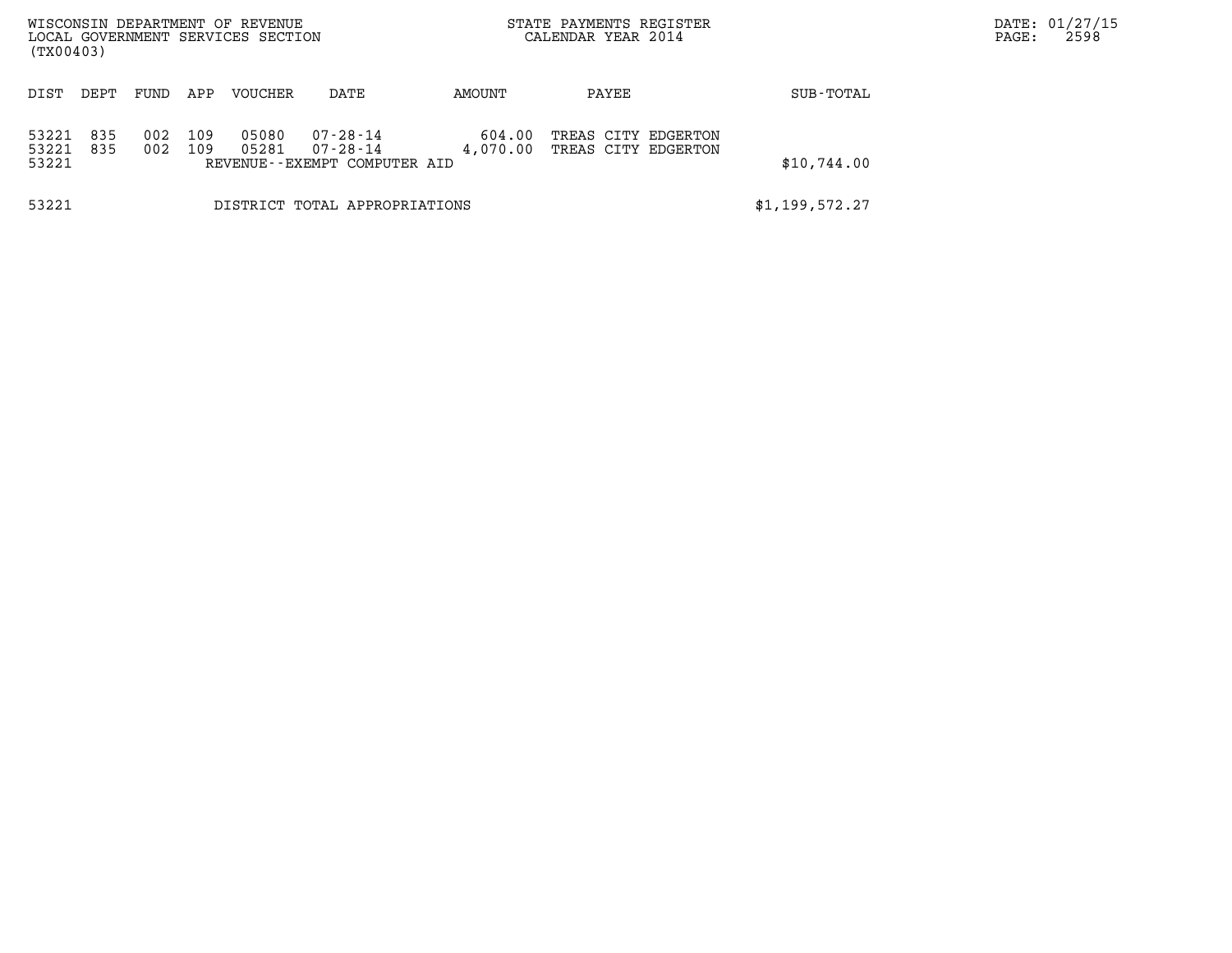WISCONSIN DEPARTMENT OF REVENUE
LOCAL GOVERNMENT SERVICES SECTION
(TX00403)

STATE PAYMENTS REGISTER
CALENDAR YEAR 2014

DATE: 01/27/15

| DIST | DEPT | FUND | APP | VOUCHER | DATE | AMOUNT | PAYEE | SUB-TOTAL |
|---|---|---|---|---|---|---|---|---|
| 53221 | 835 | 002 | 109 | 05080 | 07-28-14 | 604.00 | TREAS CITY EDGERTON | |
| 53221 | 835 | 002 | 109 | 05281 | 07-28-14 | 4,070.00 | TREAS CITY EDGERTON | |
| 53221 | | | | REVENUE--EXEMPT COMPUTER AID | | | | $10,744.00 |
| 53221 | | | | DISTRICT TOTAL APPROPRIATIONS | | | | $1,199,572.27 |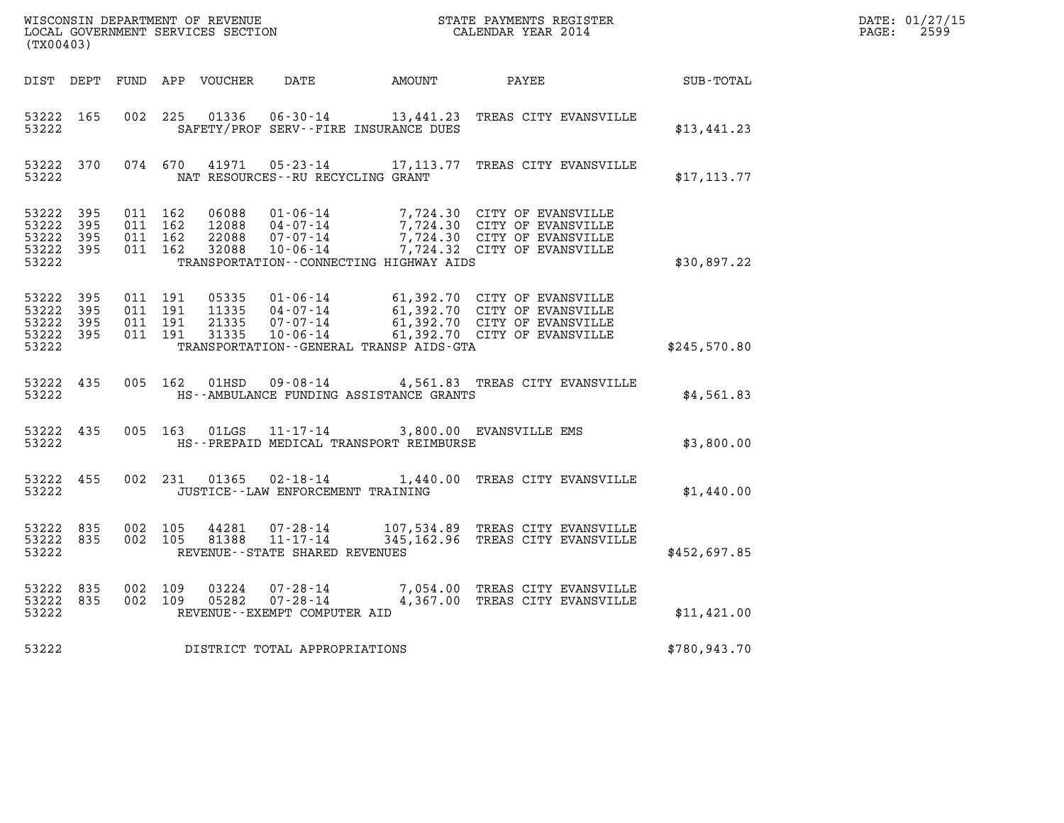WISCONSIN DEPARTMENT OF REVENUE
LOCAL GOVERNMENT SERVICES SECTION
(TX00403)

STATE PAYMENTS REGISTER
CALENDAR YEAR 2014

DATE: 01/27/15
PAGE: 2599

| DIST | DEPT | FUND | APP | VOUCHER | DATE | AMOUNT | PAYEE | SUB-TOTAL |
|---|---|---|---|---|---|---|---|---|
| 53222 | 165 | 002 | 225 | 01336 | 06-30-14 | 13,441.23 | TREAS CITY EVANSVILLE | |
| 53222 | | | | | SAFETY/PROF SERV--FIRE INSURANCE DUES | | | $13,441.23 |
| 53222 | 370 | 074 | 670 | 41971 | 05-23-14 | 17,113.77 | TREAS CITY EVANSVILLE | |
| 53222 | | | | | NAT RESOURCES--RU RECYCLING GRANT | | | $17,113.77 |
| 53222 | 395 | 011 | 162 | 06088 | 01-06-14 | 7,724.30 | CITY OF EVANSVILLE | |
| 53222 | 395 | 011 | 162 | 12088 | 04-07-14 | 7,724.30 | CITY OF EVANSVILLE | |
| 53222 | 395 | 011 | 162 | 22088 | 07-07-14 | 7,724.30 | CITY OF EVANSVILLE | |
| 53222 | 395 | 011 | 162 | 32088 | 10-06-14 | 7,724.32 | CITY OF EVANSVILLE | |
| 53222 | | | | | TRANSPORTATION--CONNECTING HIGHWAY AIDS | | | $30,897.22 |
| 53222 | 395 | 011 | 191 | 05335 | 01-06-14 | 61,392.70 | CITY OF EVANSVILLE | |
| 53222 | 395 | 011 | 191 | 11335 | 04-07-14 | 61,392.70 | CITY OF EVANSVILLE | |
| 53222 | 395 | 011 | 191 | 21335 | 07-07-14 | 61,392.70 | CITY OF EVANSVILLE | |
| 53222 | 395 | 011 | 191 | 31335 | 10-06-14 | 61,392.70 | CITY OF EVANSVILLE | |
| 53222 | | | | | TRANSPORTATION--GENERAL TRANSP AIDS-GTA | | | $245,570.80 |
| 53222 | 435 | 005 | 162 | 01HSD | 09-08-14 | 4,561.83 | TREAS CITY EVANSVILLE | |
| 53222 | | | | | HS--AMBULANCE FUNDING ASSISTANCE GRANTS | | | $4,561.83 |
| 53222 | 435 | 005 | 163 | 01LGS | 11-17-14 | 3,800.00 | EVANSVILLE EMS | |
| 53222 | | | | | HS--PREPAID MEDICAL TRANSPORT REIMBURSE | | | $3,800.00 |
| 53222 | 455 | 002 | 231 | 01365 | 02-18-14 | 1,440.00 | TREAS CITY EVANSVILLE | |
| 53222 | | | | | JUSTICE--LAW ENFORCEMENT TRAINING | | | $1,440.00 |
| 53222 | 835 | 002 | 105 | 44281 | 07-28-14 | 107,534.89 | TREAS CITY EVANSVILLE | |
| 53222 | 835 | 002 | 105 | 81388 | 11-17-14 | 345,162.96 | TREAS CITY EVANSVILLE | |
| 53222 | | | | | REVENUE--STATE SHARED REVENUES | | | $452,697.85 |
| 53222 | 835 | 002 | 109 | 03224 | 07-28-14 | 7,054.00 | TREAS CITY EVANSVILLE | |
| 53222 | 835 | 002 | 109 | 05282 | 07-28-14 | 4,367.00 | TREAS CITY EVANSVILLE | |
| 53222 | | | | | REVENUE--EXEMPT COMPUTER AID | | | $11,421.00 |
| 53222 | | | | | DISTRICT TOTAL APPROPRIATIONS | | | $780,943.70 |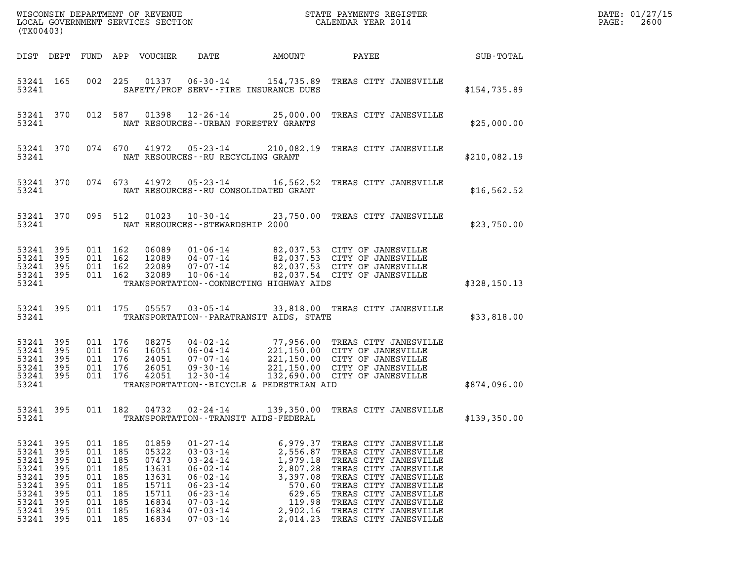| DIST | DEPT | FUND | APP | VOUCHER | DATE | AMOUNT | PAYEE | SUB-TOTAL |
|---|---|---|---|---|---|---|---|---|
| 53241 | 165 | 002 | 225 | 01337 | 06-30-14 | 154,735.89 | TREAS CITY JANESVILLE | |
| 53241 | | | | | SAFETY/PROF SERV--FIRE INSURANCE DUES | | | $154,735.89 |
| 53241 | 370 | 012 | 587 | 01398 | 12-26-14 | 25,000.00 | TREAS CITY JANESVILLE | |
| 53241 | | | | | NAT RESOURCES--URBAN FORESTRY GRANTS | | | $25,000.00 |
| 53241 | 370 | 074 | 670 | 41972 | 05-23-14 | 210,082.19 | TREAS CITY JANESVILLE | |
| 53241 | | | | | NAT RESOURCES--RU RECYCLING GRANT | | | $210,082.19 |
| 53241 | 370 | 074 | 673 | 41972 | 05-23-14 | 16,562.52 | TREAS CITY JANESVILLE | |
| 53241 | | | | | NAT RESOURCES--RU CONSOLIDATED GRANT | | | $16,562.52 |
| 53241 | 370 | 095 | 512 | 01023 | 10-30-14 | 23,750.00 | TREAS CITY JANESVILLE | |
| 53241 | | | | | NAT RESOURCES--STEWARDSHIP 2000 | | | $23,750.00 |
| 53241 | 395 | 011 | 162 | 06089 | 01-06-14 | 82,037.53 | CITY OF JANESVILLE | |
| 53241 | 395 | 011 | 162 | 12089 | 04-07-14 | 82,037.53 | CITY OF JANESVILLE | |
| 53241 | 395 | 011 | 162 | 22089 | 07-07-14 | 82,037.53 | CITY OF JANESVILLE | |
| 53241 | 395 | 011 | 162 | 32089 | 10-06-14 | 82,037.54 | CITY OF JANESVILLE | |
| 53241 | | | | | TRANSPORTATION--CONNECTING HIGHWAY AIDS | | | $328,150.13 |
| 53241 | 395 | 011 | 175 | 05557 | 03-05-14 | 33,818.00 | TREAS CITY JANESVILLE | |
| 53241 | | | | | TRANSPORTATION--PARATRANSIT AIDS, STATE | | | $33,818.00 |
| 53241 | 395 | 011 | 176 | 08275 | 04-02-14 | 77,956.00 | TREAS CITY JANESVILLE | |
| 53241 | 395 | 011 | 176 | 16051 | 06-04-14 | 221,150.00 | CITY OF JANESVILLE | |
| 53241 | 395 | 011 | 176 | 24051 | 07-07-14 | 221,150.00 | CITY OF JANESVILLE | |
| 53241 | 395 | 011 | 176 | 26051 | 09-30-14 | 221,150.00 | CITY OF JANESVILLE | |
| 53241 | 395 | 011 | 176 | 42051 | 12-30-14 | 132,690.00 | CITY OF JANESVILLE | |
| 53241 | | | | | TRANSPORTATION--BICYCLE & PEDESTRIAN AID | | | $874,096.00 |
| 53241 | 395 | 011 | 182 | 04732 | 02-24-14 | 139,350.00 | TREAS CITY JANESVILLE | |
| 53241 | | | | | TRANSPORTATION--TRANSIT AIDS-FEDERAL | | | $139,350.00 |
| 53241 | 395 | 011 | 185 | 01859 | 01-27-14 | 6,979.37 | TREAS CITY JANESVILLE | |
| 53241 | 395 | 011 | 185 | 05322 | 03-03-14 | 2,556.87 | TREAS CITY JANESVILLE | |
| 53241 | 395 | 011 | 185 | 07473 | 03-24-14 | 1,979.18 | TREAS CITY JANESVILLE | |
| 53241 | 395 | 011 | 185 | 13631 | 06-02-14 | 2,807.28 | TREAS CITY JANESVILLE | |
| 53241 | 395 | 011 | 185 | 13631 | 06-02-14 | 3,397.08 | TREAS CITY JANESVILLE | |
| 53241 | 395 | 011 | 185 | 15711 | 06-23-14 | 570.60 | TREAS CITY JANESVILLE | |
| 53241 | 395 | 011 | 185 | 15711 | 06-23-14 | 629.65 | TREAS CITY JANESVILLE | |
| 53241 | 395 | 011 | 185 | 16834 | 07-03-14 | 119.98 | TREAS CITY JANESVILLE | |
| 53241 | 395 | 011 | 185 | 16834 | 07-03-14 | 2,902.16 | TREAS CITY JANESVILLE | |
| 53241 | 395 | 011 | 185 | 16834 | 07-03-14 | 2,014.23 | TREAS CITY JANESVILLE | |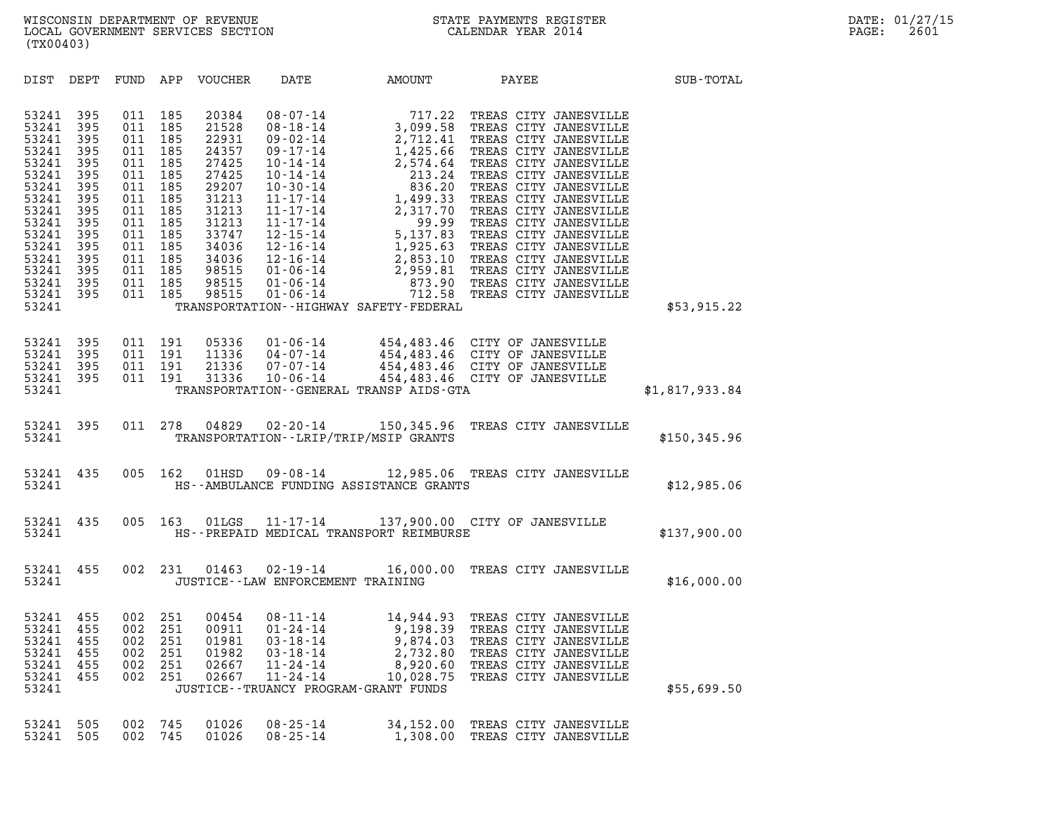WISCONSIN DEPARTMENT OF REVENUE
LOCAL GOVERNMENT SERVICES SECTION
(TX00403)

STATE PAYMENTS REGISTER
CALENDAR YEAR 2014

DATE: 01/27/15
PAGE: 2601

| DIST | DEPT | FUND | APP | VOUCHER | DATE | AMOUNT | PAYEE | SUB-TOTAL |
|---|---|---|---|---|---|---|---|---|
| 53241 | 395 | 011 | 185 | 20384 | 08-07-14 | 717.22 | TREAS CITY JANESVILLE | |
| 53241 | 395 | 011 | 185 | 21528 | 08-18-14 | 3,099.58 | TREAS CITY JANESVILLE | |
| 53241 | 395 | 011 | 185 | 22931 | 09-02-14 | 2,712.41 | TREAS CITY JANESVILLE | |
| 53241 | 395 | 011 | 185 | 24357 | 09-17-14 | 1,425.66 | TREAS CITY JANESVILLE | |
| 53241 | 395 | 011 | 185 | 27425 | 10-14-14 | 2,574.64 | TREAS CITY JANESVILLE | |
| 53241 | 395 | 011 | 185 | 27425 | 10-14-14 | 213.24 | TREAS CITY JANESVILLE | |
| 53241 | 395 | 011 | 185 | 29207 | 10-30-14 | 836.20 | TREAS CITY JANESVILLE | |
| 53241 | 395 | 011 | 185 | 31213 | 11-17-14 | 1,499.33 | TREAS CITY JANESVILLE | |
| 53241 | 395 | 011 | 185 | 31213 | 11-17-14 | 2,317.70 | TREAS CITY JANESVILLE | |
| 53241 | 395 | 011 | 185 | 31213 | 11-17-14 | 99.99 | TREAS CITY JANESVILLE | |
| 53241 | 395 | 011 | 185 | 33747 | 12-15-14 | 5,137.83 | TREAS CITY JANESVILLE | |
| 53241 | 395 | 011 | 185 | 34036 | 12-16-14 | 1,925.63 | TREAS CITY JANESVILLE | |
| 53241 | 395 | 011 | 185 | 34036 | 12-16-14 | 2,853.10 | TREAS CITY JANESVILLE | |
| 53241 | 395 | 011 | 185 | 98515 | 01-06-14 | 2,959.81 | TREAS CITY JANESVILLE | |
| 53241 | 395 | 011 | 185 | 98515 | 01-06-14 | 873.90 | TREAS CITY JANESVILLE | |
| 53241 | 395 | 011 | 185 | 98515 | 01-06-14 | 712.58 | TREAS CITY JANESVILLE | |
| 53241 | | | | | TRANSPORTATION--HIGHWAY SAFETY-FEDERAL | | | $53,915.22 |
| 53241 | 395 | 011 | 191 | 05336 | 01-06-14 | 454,483.46 | CITY OF JANESVILLE | |
| 53241 | 395 | 011 | 191 | 11336 | 04-07-14 | 454,483.46 | CITY OF JANESVILLE | |
| 53241 | 395 | 011 | 191 | 21336 | 07-07-14 | 454,483.46 | CITY OF JANESVILLE | |
| 53241 | 395 | 011 | 191 | 31336 | 10-06-14 | 454,483.46 | CITY OF JANESVILLE | |
| 53241 | | | | | TRANSPORTATION--GENERAL TRANSP AIDS-GTA | | | $1,817,933.84 |
| 53241 | 395 | 011 | 278 | 04829 | 02-20-14 | 150,345.96 | TREAS CITY JANESVILLE | |
| 53241 | | | | | TRANSPORTATION--LRIP/TRIP/MSIP GRANTS | | | $150,345.96 |
| 53241 | 435 | 005 | 162 | 01HSD | 09-08-14 | 12,985.06 | TREAS CITY JANESVILLE | |
| 53241 | | | | | HS--AMBULANCE FUNDING ASSISTANCE GRANTS | | | $12,985.06 |
| 53241 | 435 | 005 | 163 | 01LGS | 11-17-14 | 137,900.00 | CITY OF JANESVILLE | |
| 53241 | | | | | HS--PREPAID MEDICAL TRANSPORT REIMBURSE | | | $137,900.00 |
| 53241 | 455 | 002 | 231 | 01463 | 02-19-14 | 16,000.00 | TREAS CITY JANESVILLE | |
| 53241 | | | | | JUSTICE--LAW ENFORCEMENT TRAINING | | | $16,000.00 |
| 53241 | 455 | 002 | 251 | 00454 | 08-11-14 | 14,944.93 | TREAS CITY JANESVILLE | |
| 53241 | 455 | 002 | 251 | 00911 | 01-24-14 | 9,198.39 | TREAS CITY JANESVILLE | |
| 53241 | 455 | 002 | 251 | 01981 | 03-18-14 | 9,874.03 | TREAS CITY JANESVILLE | |
| 53241 | 455 | 002 | 251 | 01982 | 03-18-14 | 2,732.80 | TREAS CITY JANESVILLE | |
| 53241 | 455 | 002 | 251 | 02667 | 11-24-14 | 8,920.60 | TREAS CITY JANESVILLE | |
| 53241 | 455 | 002 | 251 | 02667 | 11-24-14 | 10,028.75 | TREAS CITY JANESVILLE | |
| 53241 | | | | | JUSTICE--TRUANCY PROGRAM-GRANT FUNDS | | | $55,699.50 |
| 53241 | 505 | 002 | 745 | 01026 | 08-25-14 | 34,152.00 | TREAS CITY JANESVILLE | |
| 53241 | 505 | 002 | 745 | 01026 | 08-25-14 | 1,308.00 | TREAS CITY JANESVILLE | |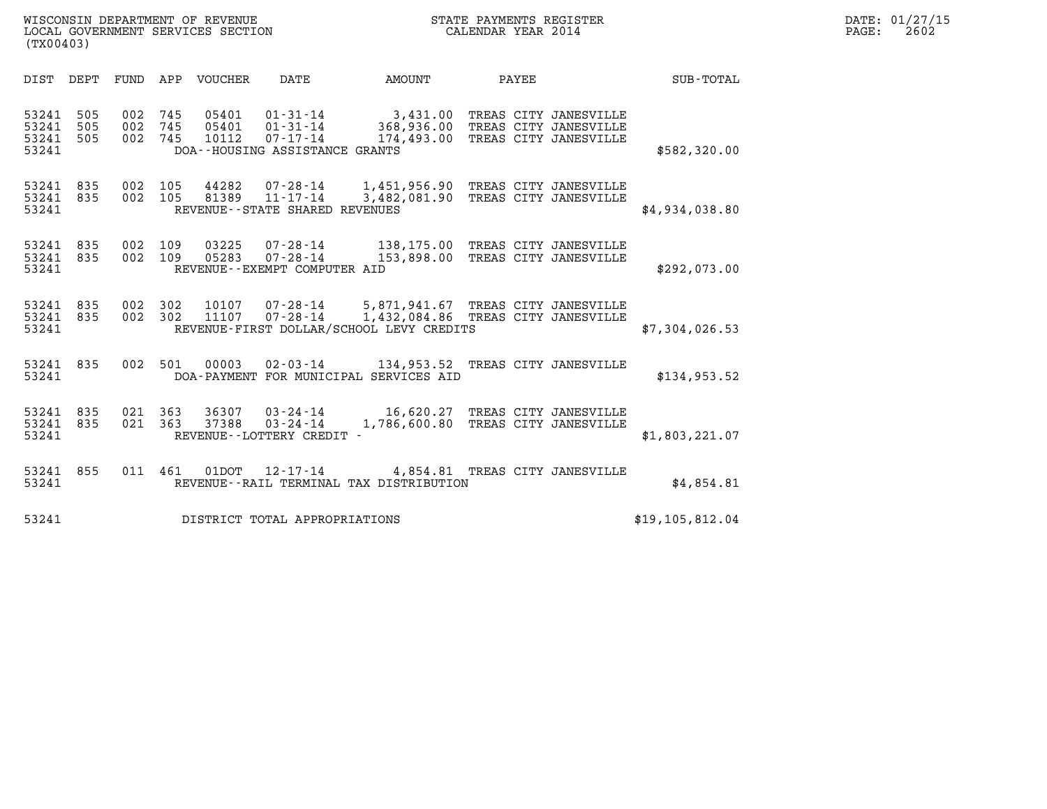WISCONSIN DEPARTMENT OF REVENUE
LOCAL GOVERNMENT SERVICES SECTION
(TX00403)

STATE PAYMENTS REGISTER
CALENDAR YEAR 2014

DATE: 01/27/15
PAGE: 2602

| DIST | DEPT | FUND | APP | VOUCHER | DATE | AMOUNT | PAYEE | SUB-TOTAL |
|---|---|---|---|---|---|---|---|---|
| 53241 | 505 | 002 | 745 | 05401 | 01-31-14 | 3,431.00 | TREAS CITY JANESVILLE | |
| 53241 | 505 | 002 | 745 | 05401 | 01-31-14 | 368,936.00 | TREAS CITY JANESVILLE | |
| 53241 | 505 | 002 | 745 | 10112 | 07-17-14 | 174,493.00 | TREAS CITY JANESVILLE | |
| 53241 | | | | | DOA--HOUSING ASSISTANCE GRANTS | | | $582,320.00 |
| 53241 | 835 | 002 | 105 | 44282 | 07-28-14 | 1,451,956.90 | TREAS CITY JANESVILLE | |
| 53241 | 835 | 002 | 105 | 81389 | 11-17-14 | 3,482,081.90 | TREAS CITY JANESVILLE | |
| 53241 | | | | | REVENUE--STATE SHARED REVENUES | | | $4,934,038.80 |
| 53241 | 835 | 002 | 109 | 03225 | 07-28-14 | 138,175.00 | TREAS CITY JANESVILLE | |
| 53241 | 835 | 002 | 109 | 05283 | 07-28-14 | 153,898.00 | TREAS CITY JANESVILLE | |
| 53241 | | | | | REVENUE--EXEMPT COMPUTER AID | | | $292,073.00 |
| 53241 | 835 | 002 | 302 | 10107 | 07-28-14 | 5,871,941.67 | TREAS CITY JANESVILLE | |
| 53241 | 835 | 002 | 302 | 11107 | 07-28-14 | 1,432,084.86 | TREAS CITY JANESVILLE | |
| 53241 | | | | | REVENUE-FIRST DOLLAR/SCHOOL LEVY CREDITS | | | $7,304,026.53 |
| 53241 | 835 | 002 | 501 | 00003 | 02-03-14 | 134,953.52 | TREAS CITY JANESVILLE | |
| 53241 | | | | | DOA-PAYMENT FOR MUNICIPAL SERVICES AID | | | $134,953.52 |
| 53241 | 835 | 021 | 363 | 36307 | 03-24-14 | 16,620.27 | TREAS CITY JANESVILLE | |
| 53241 | 835 | 021 | 363 | 37388 | 03-24-14 | 1,786,600.80 | TREAS CITY JANESVILLE | |
| 53241 | | | | | REVENUE--LOTTERY CREDIT - | | | $1,803,221.07 |
| 53241 | 855 | 011 | 461 | 01DOT | 12-17-14 | 4,854.81 | TREAS CITY JANESVILLE | |
| 53241 | | | | | REVENUE--RAIL TERMINAL TAX DISTRIBUTION | | | $4,854.81 |
| 53241 | | | | | DISTRICT TOTAL APPROPRIATIONS | | | $19,105,812.04 |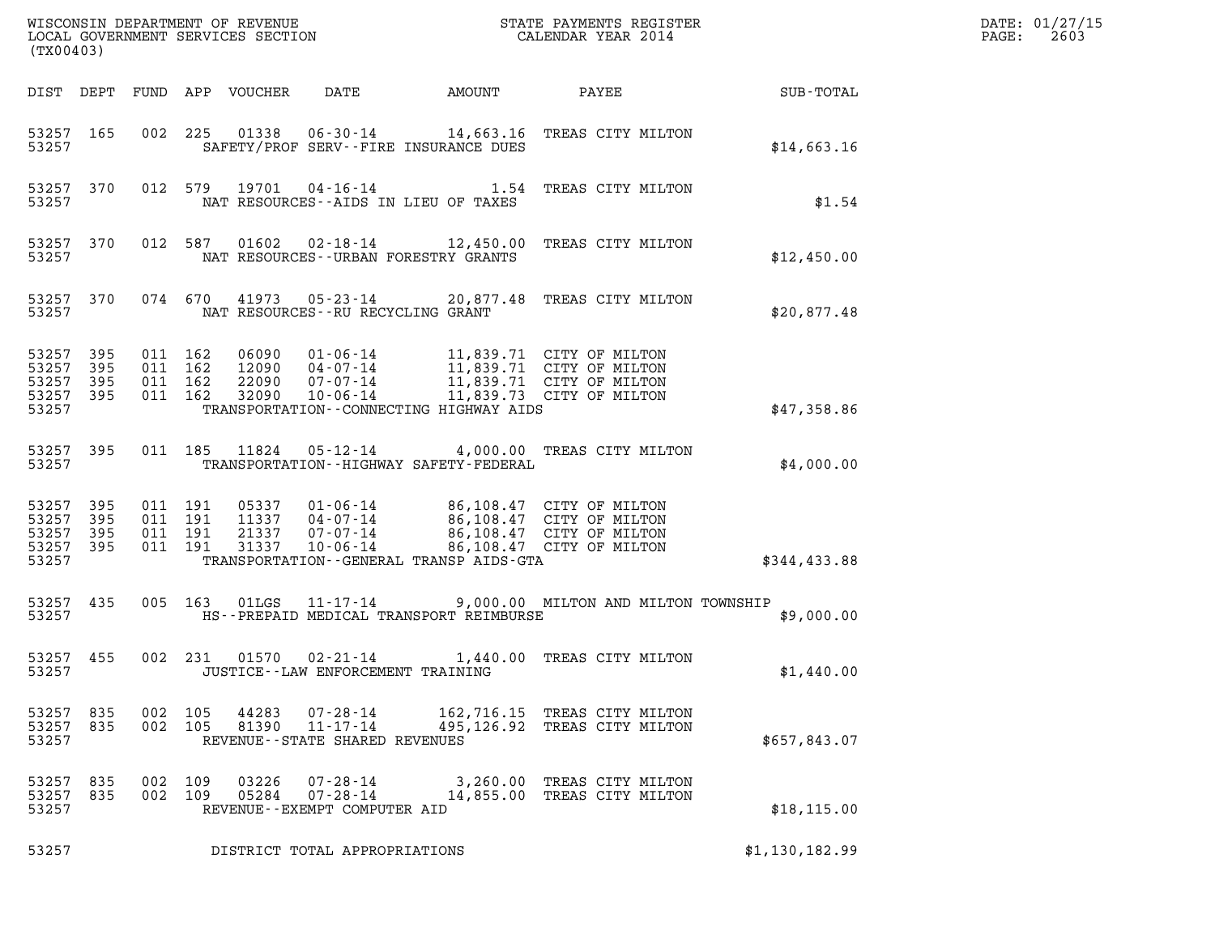WISCONSIN DEPARTMENT OF REVENUE
LOCAL GOVERNMENT SERVICES SECTION
(TX00403)

STATE PAYMENTS REGISTER
CALENDAR YEAR 2014

DATE: 01/27/15
PAGE: 2603

| DIST | DEPT | FUND | APP | VOUCHER | DATE | AMOUNT | PAYEE | SUB-TOTAL |
|---|---|---|---|---|---|---|---|---|
| 53257 | 165 | 002 | 225 | 01338 | 06-30-14 | 14,663.16 | TREAS CITY MILTON | |
| 53257 | | | | | SAFETY/PROF SERV--FIRE INSURANCE DUES | | | $14,663.16 |
| 53257 | 370 | 012 | 579 | 19701 | 04-16-14 | 1.54 | TREAS CITY MILTON | |
| 53257 | | | | | NAT RESOURCES--AIDS IN LIEU OF TAXES | | | $1.54 |
| 53257 | 370 | 012 | 587 | 01602 | 02-18-14 | 12,450.00 | TREAS CITY MILTON | |
| 53257 | | | | | NAT RESOURCES--URBAN FORESTRY GRANTS | | | $12,450.00 |
| 53257 | 370 | 074 | 670 | 41973 | 05-23-14 | 20,877.48 | TREAS CITY MILTON | |
| 53257 | | | | | NAT RESOURCES--RU RECYCLING GRANT | | | $20,877.48 |
| 53257 | 395 | 011 | 162 | 06090 | 01-06-14 | 11,839.71 | CITY OF MILTON | |
| 53257 | 395 | 011 | 162 | 12090 | 04-07-14 | 11,839.71 | CITY OF MILTON | |
| 53257 | 395 | 011 | 162 | 22090 | 07-07-14 | 11,839.71 | CITY OF MILTON | |
| 53257 | 395 | 011 | 162 | 32090 | 10-06-14 | 11,839.73 | CITY OF MILTON | |
| 53257 | | | | | TRANSPORTATION--CONNECTING HIGHWAY AIDS | | | $47,358.86 |
| 53257 | 395 | 011 | 185 | 11824 | 05-12-14 | 4,000.00 | TREAS CITY MILTON | |
| 53257 | | | | | TRANSPORTATION--HIGHWAY SAFETY-FEDERAL | | | $4,000.00 |
| 53257 | 395 | 011 | 191 | 05337 | 01-06-14 | 86,108.47 | CITY OF MILTON | |
| 53257 | 395 | 011 | 191 | 11337 | 04-07-14 | 86,108.47 | CITY OF MILTON | |
| 53257 | 395 | 011 | 191 | 21337 | 07-07-14 | 86,108.47 | CITY OF MILTON | |
| 53257 | 395 | 011 | 191 | 31337 | 10-06-14 | 86,108.47 | CITY OF MILTON | |
| 53257 | | | | | TRANSPORTATION--GENERAL TRANSP AIDS-GTA | | | $344,433.88 |
| 53257 | 435 | 005 | 163 | 01LGS | 11-17-14 | 9,000.00 | MILTON AND MILTON TOWNSHIP | |
| 53257 | | | | | HS--PREPAID MEDICAL TRANSPORT REIMBURSE | | | $9,000.00 |
| 53257 | 455 | 002 | 231 | 01570 | 02-21-14 | 1,440.00 | TREAS CITY MILTON | |
| 53257 | | | | | JUSTICE--LAW ENFORCEMENT TRAINING | | | $1,440.00 |
| 53257 | 835 | 002 | 105 | 44283 | 07-28-14 | 162,716.15 | TREAS CITY MILTON | |
| 53257 | 835 | 002 | 105 | 81390 | 11-17-14 | 495,126.92 | TREAS CITY MILTON | |
| 53257 | | | | | REVENUE--STATE SHARED REVENUES | | | $657,843.07 |
| 53257 | 835 | 002 | 109 | 03226 | 07-28-14 | 3,260.00 | TREAS CITY MILTON | |
| 53257 | 835 | 002 | 109 | 05284 | 07-28-14 | 14,855.00 | TREAS CITY MILTON | |
| 53257 | | | | | REVENUE--EXEMPT COMPUTER AID | | | $18,115.00 |
| 53257 | | | | | DISTRICT TOTAL APPROPRIATIONS | | | $1,130,182.99 |